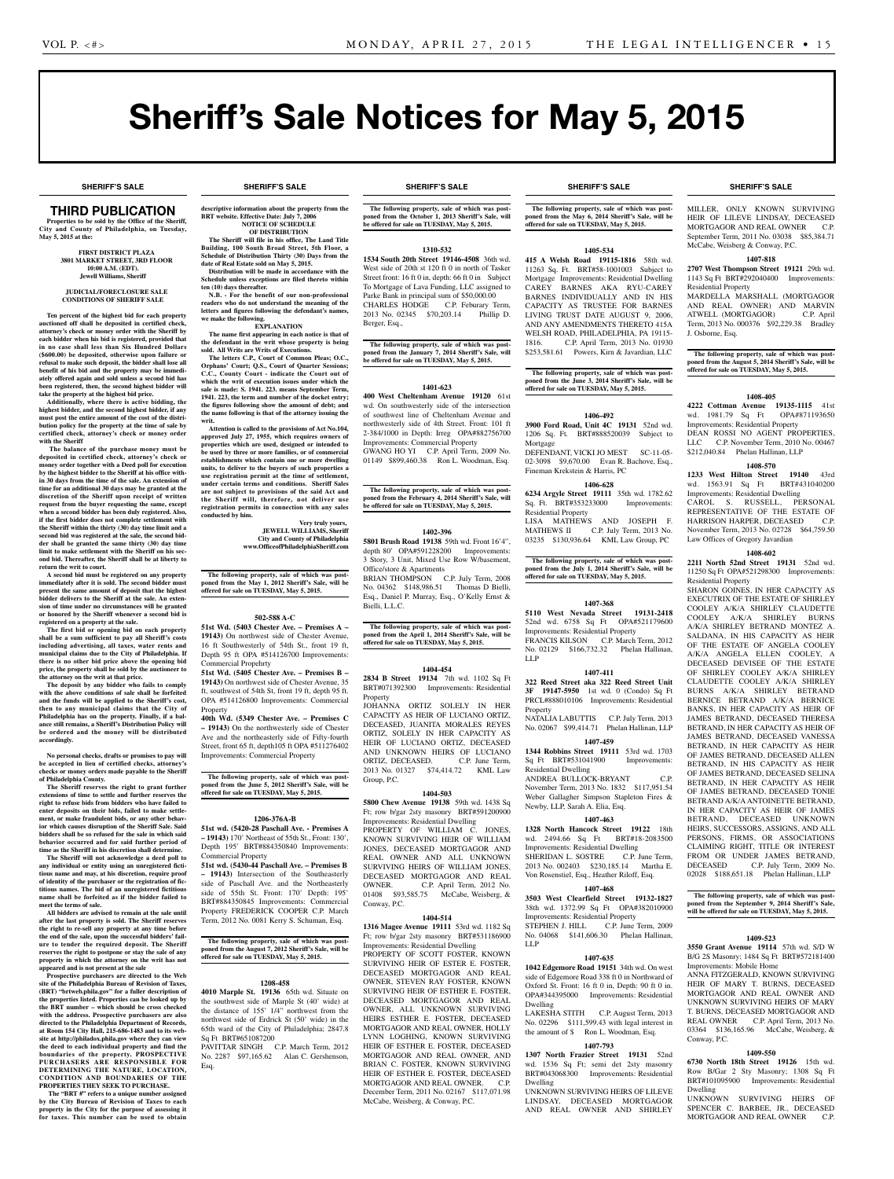# Sheriff's Sale Notices for May 5, 2015

SHERIFF'S SALE

## THIRD PUBLICATION

**Properties to be sold by the Office of the Sheriff, City and County of Philadelphia, on Tuesday, May 5, 2015 at the:**

**FIRST DISTRICT PLAZA**
**3801 MARKET STREET, 3RD FLOOR**
**10:00 A.M. (EDT).**
**Jewell Williams, Sheriff**

**JUDICIAL/FORECLOSURE SALE CONDITIONS OF SHERIFF SALE**

**Ten percent of the highest bid for each property auctioned off shall be deposited in certified check, attorney's check or money order with the Sheriff by each bidder when his bid is registered, provided that in no case shall less than Six Hundred Dollars ($600.00) be deposited, otherwise upon failure or refusal to make such deposit, the bidder shall lose all benefit of his bid and the property may be immediately offered again and sold unless a second bid has been registered, then, the second highest bidder will take the property at the highest bid price.**

**Additionally, where there is active bidding, the highest bidder, and the second highest bidder, if any must post the entire amount of the cost of the distribution policy for the property at the time of sale by certified check, attorney's check or money order with the Sheriff**

**The balance of the purchase money must be deposited in certified check, attorney's check or money order together with a Deed poll for execution by the highest bidder to the Sheriff at his office within 30 days from the time of the sale. An extension of time for an additional 30 days may be granted at the discretion of the Sheriff upon receipt of written request from the buyer requesting the same, except when a second bidder has been duly registered. Also, if the first bidder does not complete settlement with the Sheriff within the thirty (30) day time limit and a second bid was registered at the sale, the second bidder shall be granted the same thirty (30) day time limit to make settlement with the Sheriff on his second bid. Thereafter, the Sheriff shall be at liberty to return the writ to court.**

**A second bid must be registered on any property immediately after it is sold. The second bidder must present the same amount of deposit that the highest bidder delivers to the Sheriff at the sale. An extension of time under no circumstances will be granted or honored by the Sheriff whenever a second bid is registered on a property at the sale.**

**The first bid or opening bid on each property shall be a sum sufficient to pay all Sheriff's costs including advertising, all taxes, water rents and municipal claims due to the City of Philadelphia. If there is no other bid price above the opening bid price, the property shall be sold by the auctioneer to the attorney on the writ at that price.**

**The deposit by any bidder who fails to comply with the above conditions of sale shall be forfeited and the funds will be applied to the Sheriff's cost, then to any municipal claims that the City of Philadelphia has on the property. Finally, if a balance still remains, a Sheriff's Distribution Policy will be ordered and the money will be distributed accordingly.**

**No personal checks, drafts or promises to pay will be accepted in lieu of certified checks, attorney's checks or money orders made payable to the Sheriff of Philadelphia County.**

**The Sheriff reserves the right to grant further extensions of time to settle and further reserves the right to refuse bids from bidders who have failed to enter deposits on their bids, failed to make settlement, or make fraudulent bids, or any other behavior which causes disruption of the Sheriff Sale. Said bidders shall be so refused for the sale in which said behavior occurred and for said further period of time as the Sheriff in his discretion shall determine.**

**The Sheriff will not acknowledge a deed poll to any individual or entity using an unregistered fictitious name and may, at his discretion, require proof of identity of the purchaser or the registration of fictitious names. The bid of an unregistered fictitious name shall be forfeited as if the bidder failed to meet the terms of sale.**

**All bidders are advised to remain at the sale until after the last property is sold. The Sheriff reserves the right to re-sell any property at any time before the end of the sale, upon the successful bidders' failure to tender the required deposit. The Sheriff reserves the right to postpone or stay the sale of any property in which the attorney on the writ has not appeared and is not present at the sale**

**Prospective purchasers are directed to the Web site of the Philadelphia Bureau of Revision of Taxes, (BRT) "brtweb.phila.gov" for a fuller description of the properties listed. Properties can be looked up by the BRT number – which should be cross checked with the address. Prospective purchasers are also directed to the Philadelphia Department of Records, at Room 154 City Hall, 215-686-1483 and to its website at http://philadox.phila.gov where they can view the deed to each individual property and find the boundaries of the property. PROSPECTIVE PURCHASERS ARE RESPONSIBLE FOR DETERMINING THE NATURE, LOCATION, CONDITION AND BOUNDARIES OF THE PROPERTIES THEY SEEK TO PURCHASE.**

**The "BRT #" refers to a unique number assigned by the City Bureau of Revision of Taxes to each property in the City for the purpose of assessing it for taxes. This number can be used to obtain descriptive information about the property from the BRT website. Effective Date: July 7, 2006**

**NOTICE OF SCHEDULE OF DISTRIBUTION**

**The Sheriff will file in his office, The Land Title Building, 100 South Broad Street, 5th Floor, a Schedule of Distribution Thirty (30) Days from the date of Real Estate sold on May 5, 2015.**

**Distribution will be made in accordance with the Schedule unless exceptions are filed thereto within ten (10) days thereafter.**

**N.B. - For the benefit of our non-professional readers who do not understand the meaning of the letters and figures following the defendant's names, we make the following.**

**EXPLANATION**

**The name first appearing in each notice is that of the defendant in the writ whose property is being sold. All Writs are Writs of Executions.**

**The letters C.P., Court of Common Pleas; O.C., Orphans' Court; Q.S., Court of Quarter Sessions; C.C., County Court - indicate the Court out of which the writ of execution issues under which the sale is made: S. 1941. 223. means September Term, 1941. 223, the term and number of the docket entry; the figures following show the amount of debt; and the name following is that of the attorney issuing the writ.**

**Attention is called to the provisions of Act No.104, approved July 27, 1955, which requires owners of properties which are used, designed or intended to be used by three or more families, or of commercial establishments which contain one or more dwelling units, to deliver to the buyers of such properties a use registration permit at the time of settlement, under certain terms and conditions. Sheriff Sales are not subject to provisions of the said Act and the Sheriff will, therefore, not deliver use registration permits in connection with any sales conducted by him.**

**Very truly yours,**
**JEWELL WILLIAMS, Sheriff**
**City and County of Philadelphia**
**www.OfficeofPhiladelphiaSheriff.com**

**The following property, sale of which was postponed from the May 1, 2012 Sheriff's Sale, will be offered for sale on TUESDAY, May 5, 2015.**

**502-588 A-C**

**51st Wd. (5403 Chester Ave. – Premises A – 19143)** On northwest side of Chester Avenue, 16 ft Southwesterly of 54th St., front 19 ft, Depth 95 ft OPA #514126700 Improvements: Commercial Propehrty

**51st Wd. (5405 Chester Ave. – Premises B – 19143)** On northwest side of Chester Avenue, 35 ft. southwest of 54th St, front 19 ft, depth 95 ft. OPA #514126800 Improvements: Commercial Property

**40th Wd. (5349 Chester Ave. – Premises C – 19143)** On the northwesterly side of Chester Ave and the northeasterly side of Fifty-fourth Street, front 65 ft, depth105 ft OPA #511276402 Improvements: Commercial Property

**The following property, sale of which was postponed from the June 5, 2012 Sheriff's Sale, will be offered for sale on TUESDAY, May 5, 2015.**

**1206-376A-B**

**51st wd. (5420-28 Paschall Ave. - Premises A – 19143)** 170' Northeast of 55th St., Front: 130', Depth 195' BRT#884350840 Improvements: Commercial Property

**51st wd. (5430-44 Paschall Ave. – Premises B – 19143)** Intersection of the Southeasterly side of Paschall Ave. and the Northeasterly side of 55th St. Front: 170' Depth: 195' BRT#884350845 Improvements: Commercial Property FREDERICK COOPER C.P. March Term, 2012 No. 0081 Kerry S. Schuman, Esq.

**The following property, sale of which was postponed from the August 7, 2012 Sheriff's Sale, will be offered for sale on TUESDAY, May 5, 2015.**

**1208-458**

**4010 Marple St. 19136** 65th wd. Situate on the southwest side of Marple St (40' wide) at the distance of 155' 1/4" northwest from the northwest side of Erdrick St (50' wide) in the 65th ward of the City of Philadelphia; 2847.8 Sq Ft BRT#651087200

PAVITTAR SINGH C.P. March Term, 2012 No. 2287 $97,165.62 Alan C. Gershenson, Esq.

**The following property, sale of which was postponed from the October 1, 2013 Sheriff's Sale, will be offered for sale on TUESDAY, May 5, 2015.**

**1310-532**

**1534 South 20th Street 19146-4508** 36th wd. West side of 20th st 120 ft 0 in north of Tasker Street front: 16 ft 0 in, depth: 66 ft 0 in Subject To Mortgage of Lava Funding, LLC assigned to Parke Bank in principal sum of $50,000.00

CHARLES HODGE C.P. Feburary Term, 2013 No. 02345 $70,203.14 Phillip D. Berger, Esq.,

**The following property, sale of which was postponed from the January 7, 2014 Sheriff's Sale, will be offered for sale on TUESDAY, May 5, 2015.**

**1401-623**

**400 West Cheltenham Avenue 19120** 61st wd. On southwesterly side of the intersection of southwest line of Cheltenham Avenue and northwesterly side of 4th Street. Front: 101 ft 2-384/1000 in Depth: Irreg OPA#882756700 Improvements: Commercial Property

GWANG HO YI C.P. April Term, 2009 No. 01149 $899,460.38 Ron L. Woodman, Esq.

**The following property, sale of which was postponed from the February 4, 2014 Sheriff's Sale, will be offered for sale on TUESDAY, May 5, 2015.**

**1402-396**

**5801 Brush Road 19138** 59th wd. Front 16'4", depth 80' OPA#591228200 Improvements: 3 Story, 3 Unit, Mixed Use Row W/basement, Office/store & Apartments

BRIAN THOMPSON C.P. July Term, 2008 No. 04362 $148,986.51 Thomas D Bielli, Esq., Daniel P. Murray, Esq., O'Kelly Ernst & Bielli, L.L.C.

**The following property, sale of which was postponed from the April 1, 2014 Sheriff's Sale, will be offered for sale on TUESDAY, May 5, 2015.**

**1404-454**

**2834 B Street 19134** 7th wd. 1102 Sq Ft BRT#071392300 Improvements: Residential Property

JOHANNA ORTIZ SOLELY IN HER CAPACITY AS HEIR OF LUCIANO ORTIZ, DECEASED, JUANITA MORALES REYES ORTIZ, SOLELY IN HER CAPACITY AS HEIR OF LUCIANO ORTIZ, DECEASED AND UNKNOWN HEIRS OF LUCIANO ORTIZ, DECEASED. C.P. June Term, 2013 No. 01327 $74,414.72 KML Law Group, P.C.

**1404-503**

**5800 Chew Avenue 19138** 59th wd. 1438 Sq Ft; row b/gar 2sty masonry BRT#591200900 Improvements: Residential Dwelling

PROPERTY OF WILLIAM C. JONES, KNOWN SURVIVING HEIR OF WILLIAM JONES, DECEASED MORTGAGOR AND REAL OWNER AND ALL UNKNOWN SURVIVING HEIRS OF WILLIAM JONES, DECEASED MORTGAGOR AND REAL OWNER. C.P. April Term, 2012 No. 01408 $93,585.75 McCabe, Weisberg & Conway, P.C.

**1404-514**

**1316 Magee Avenue 19111** 53rd wd. 1182 Sq Ft; row b/gar 2sty masonry BRT#531186900 Improvements: Residential Dwelling

PROPERTY OF SCOTT FOSTER, KNOWN SURVIVING HEIR OF ESTER E. FOSTER, DECEASED MORTGAGOR AND REAL OWNER, STEVEN RAY FOSTER, KNOWN SURVIVING HEIR OF ESTHER E. FOSTER, DECEASED MORTGAGOR AND REAL OWNER, ALL UNKNOWN SURVIVING HEIRS ESTHER E. FOSTER, DECEASED MORTGAGOR AND REAL OWNER, HOLLY LYNN LOGHING, KNOWN SURVIVING HEIR OF ESTHER E. FOSTER, DECEASED MORTGAGOR AND REAL OWNER, AND BRIAN C. FOSTER, KNOWN SURVIVING HEIR OF ESTHER E. FOSTER, DECEASED MORTGAGOR AND REAL OWNER. C.P. December Term, 2011 No. 02167 $117,071.98 McCabe, Weisberg, & Conway, P.C.

**The following property, sale of which was postponed from the May 6, 2014 Sheriff's Sale, will be offered for sale on TUESDAY, May 5, 2015.**

**1405-534**

**415 A Welsh Road 19115-1816** 58th wd. 11263 Sq. Ft. BRT#58-1001003 Subject to Mortgage Improvements: Residential Dwelling

CAREY BARNES AKA RYU-CAREY BARNES INDIVIDUALLY AND IN HIS CAPACITY AS TRUSTEE FOR BARNES LIVING TRUST DATE AUGUST 9, 2006, AND ANY AMENDMENTS THERETO 415A WELSH ROAD, PHILADELPHIA, PA 19115-1816. C.P. April Term, 2013 No. 01930 $253,581.61 Powers, Kirn & Javardian, LLC

**The following property, sale of which was postponed from the June 3, 2014 Sheriff's Sale, will be offered for sale on TUESDAY, May 5, 2015.**

**1406-492**

**3900 Ford Road, Unit 4C 19131** 52nd wd. 1206 Sq. Ft. BRT#888520039 Subject to Mortgage

DEFENDANT, VICKI JO MEST SC-11-05-02-3098 $9,670.00 Evan R. Bachove, Esq., Fineman Krekstein & Harris, PC

**1406-628**

**6234 Argyle Street 19111** 35th wd. 1782.62 Sq. Ft. BRT#353233000 Improvements: Residential Property

LISA MATHEWS AND JOSEPH F. MATHEWS II C.P. July Term, 2013 No. 03235 $130,936.64 KML Law Group, PC

**The following property, sale of which was postponed from the July 1, 2014 Sheriff's Sale, will be offered for sale on TUESDAY, May 5, 2015.**

**1407-368**

**5110 West Nevada Street 19131-2418** 52nd wd. 6758 Sq Ft OPA#521179600 Improvements: Residential Property

FRANCIS KILSON C.P. March Term, 2012 No. 02129 $166,732.32 Phelan Hallinan, LLP

**1407-411**

**322 Reed Street aka 322 Reed Street Unit 3F 19147-5950** 1st wd. 0 (Condo) Sq Ft PRCL#888010106 Improvements: Residential Property

NATALIA LABUTTIS C.P. July Term, 2013 No. 02067 $99,414.71 Phelan Hallinan, LLP

**1407-459**

**1344 Robbins Street 19111** 53rd wd. 1703 Sq Ft BRT#531041900 Improvements: Residential Dwelling

ANDREA BULLOCK-BRYANT C.P. November Term, 2013 No. 1832 $117,951.54 Weber Gallagher Simpson Stapleton Fires & Newby, LLP, Sarah A. Elia, Esq.

**1407-463**

**1328 North Hancock Street 19122** 18th wd. 2494.66 Sq Ft BRT#18-2083500 Improvements: Residential Dwelling

MERIDIAN L. SQUIRE C.P. June Term, 2013 No. 002403 $230,185.14 Martha E. Von Rosenstiel, Esq., Heather Riloff, Esq.

**1407-468**

**3503 West Clearfield Street 19132-1827** 38th wd. 1372.99 Sq Ft OPA#382010900 Improvements: Residential Property

STEPHEN J. HILL C.P. June Term, 2009 No. 04068 $141,606.30 Phelan Hallinan, LLP

**1407-635**

**1042 Edgemore Road 19151** 34th wd. On west side of Edgemore Road 338 ft 0 in Northward of Oxford St. Front: 16 ft 0 in, Depth: 90 ft 0 in. OPA#344395000 Improvements: Residential Dwelling

LAKESHA STITH C.P. August Term, 2013 No. 02296 $111,599.43 with legal interest in the amount of $ Ron L. Woodman, Esq.

**1407-793**

**1307 North Frazier Street 19131** 52nd wd. 1536 Sq Ft; semi det 2sty masonry BRT#043068300 Improvements: Residential Dwelling

UNKNOWN SURVIVING HEIRS OF LILEVE LINDSAY, DECEASED MORTGAGOR AND REAL OWNER AND SHIRLEY MILLER, ONLY KNOWN SURVIVING HEIR OF LILEVE LINDSAY, DECEASED MORTGAGOR AND REAL OWNER C.P. September Term, 2011 No. 03038 $85,384.71 McCabe, Weisberg & Conway, P.C.

**1407-818**

**2707 West Thompson Street 19121** 29th wd. 1143 Sq Ft BRT#292040400 Improvements: Residential Property

MARDELLA MARSHALL (MORTGAGOR AND REAL OWNER) AND MARVIN ATWELL (MORTGAGOR) C.P. April Term, 2013 No. 000376 $92,229.38 Bradley J. Osborne, Esq.

**The following property, sale of which was postponed from the August 5, 2014 Sheriff's Sale, will be offered for sale on TUESDAY, May 5, 2015.**

**1408-405**

**4222 Cottman Avenue 19135-1115** 41st wd. 1981.79 Sq Ft OPA#871193650 Improvements: Residential Property

DEAN ROSSI NO AGENT PROPERTIES, LLC C.P. November Term, 2010 No. 00467 $212,040.84 Phelan Hallinan, LLP

**1408-570**

**1233 West Hilton Street 19140** 43rd wd. 1563.91 Sq Ft BRT#431040200 Improvements: Residential Dwelling

CAROL S. RUSSELL, PERSONAL REPRESENTATIVE OF THE ESTATE OF HARRISON HARPER, DECEASED C.P. November Term, 2013 No. 02728 $64,759.50 Law Offices of Gregory Javardian

**1408-602**

**2211 North 52nd Street 19131** 52nd wd. 11250 Sq Ft OPA#521298300 Improvements: Residential Property

SHARON GOINES, IN HER CAPACITY AS EXECUTRIX OF THE ESTATE OF SHIRLEY COOLEY A/K/A SHIRLEY CLAUDETTE COOLEY A/K/A SHIRLEY BURNS A/K/A SHIRLEY BETRAND MONTEZ A. SALDANA, IN HIS CAPACITY AS HEIR OF THE ESTATE OF ANGELA COOLEY A/K/A ANGELA ELLEN COOLEY, A DECEASED DEVISEE OF THE ESTATE OF SHIRLEY COOLEY A/K/A SHIRLEY CLAUDETTE COOLEY A/K/A SHIRLEY BURNS A/K/A SHIRLEY BETRAND BERNICE BETRAND A/K/A BERNICE BANKS, IN HER CAPACITY AS HEIR OF JAMES BETRAND, DECEASED THERESA BETRAND, IN HER CAPACITY AS HEIR OF JAMES BETRAND, DECEASED VANESSA BETRAND, IN HER CAPACITY AS HEIR OF JAMES BETRAND, DECEASED ALLEN BETRAND, IN HIS CAPACITY AS HEIR OF JAMES BETRAND, DECEASED SELINA BETRAND, IN HER CAPACITY AS HEIR OF JAMES BETRAND, DECEASED TONIE BETRAND A/K/A ANTOINETTE BETRAND, IN HER CAPACITY AS HEIR OF JAMES BETRAND, DECEASED UNKNOWN HEIRS, SUCCESSORS, ASSIGNS, AND ALL PERSONS, FIRMS, OR ASSOCIATIONS CLAIMING RIGHT, TITLE OR INTEREST FROM OR UNDER JAMES BETRAND, DECEASED C.P. July Term, 2009 No. 02028 $188,651.18 Phelan Hallinan, LLP

**The following property, sale of which was postponed from the September 9, 2014 Sheriff's Sale, will be offered for sale on TUESDAY, May 5, 2015.**

**1409-523**

**3550 Grant Avenue 19114** 57th wd. S/D W B/G 2S Masonry; 1484 Sq Ft BRT#572181400 Improvements: Mobile Home

ANNA FITZGERALD, KNOWN SURVIVING HEIR OF MARY T. BURNS, DECEASED MORTGAGOR AND REAL OWNER AND UNKNOWN SURVIVING HEIRS OF MARY T. BURNS, DECEASED MORTGAGOR AND REAL OWNER C.P. April Term, 2013 No. 03364 $136,165.96 McCabe, Weisberg & Conway, P.C.

**1409-550**

**6730 North 18th Street 19126** 15th wd. Row B/Gar 2 Sty Masonry; 1308 Sq Ft BRT#101095900 Improvements: Residential Dwelling

UNKNOWN SURVIVING HEIRS OF SPENCER C. BARBEE, JR., DECEASED MORTGAGOR AND REAL OWNER C.P.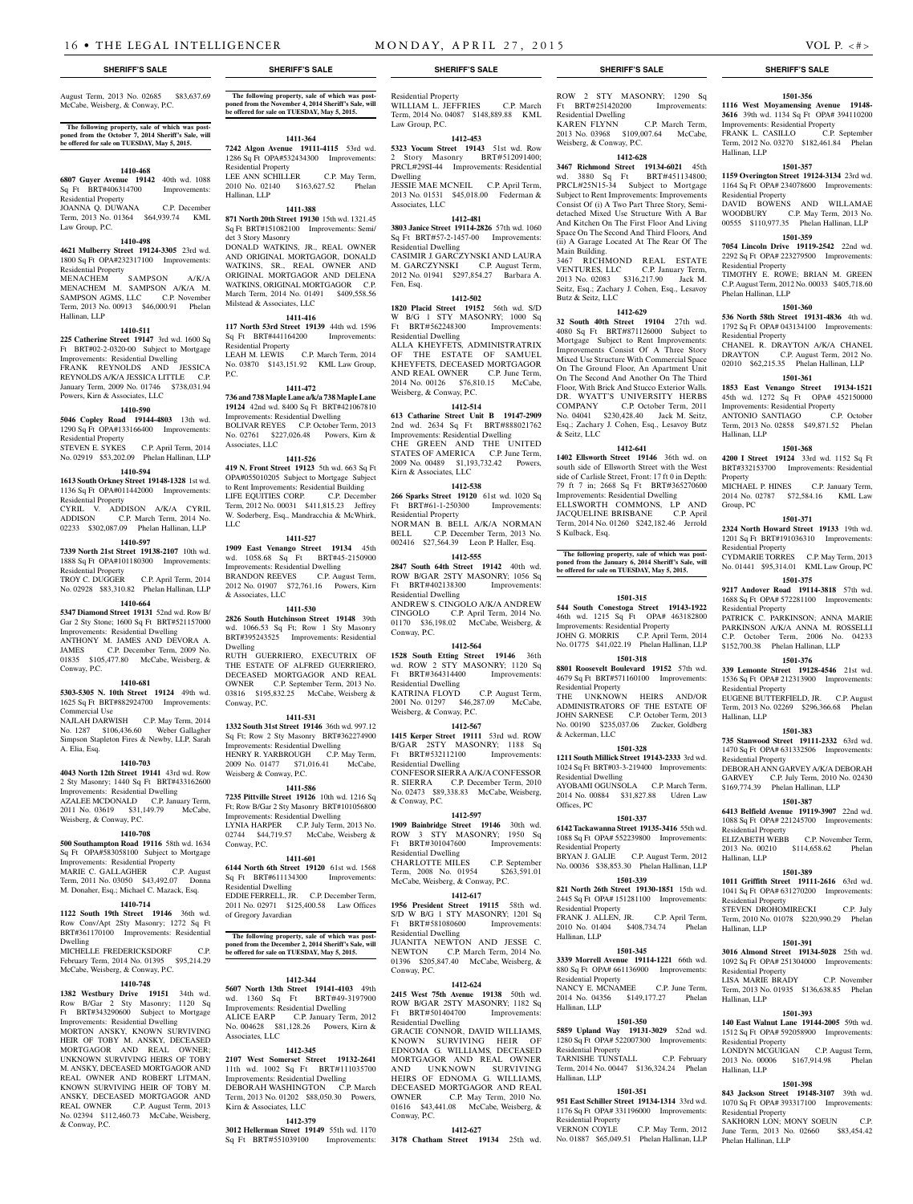August Term, 2013 No. 02685 $83,637.69 McCabe, Weisberg, & Conway, P.C.

**The following property, sale of which was postponed from the October 7, 2014 Sheriff's Sale, will be offered for sale on TUESDAY, May 5, 2015.**

**1410-468**

**6807 Guyer Avenue 19142** 40th wd. 1088 Sq Ft BRT#406314700 Improvements: Residential Property
JOANNA Q. DUWANA C.P. December Term, 2013 No. 01364 $64,939.74 KML Law Group, P.C.

**1410-498**

**4621 Mulberry Street 19124-3305** 23rd wd. 1800 Sq Ft OPA#232317100 Improvements: Residential Property
MENACHEM SAMPSON A/K/A MENACHEM M. SAMPSON A/K/A M. SAMPSON AGMS, LLC C.P. November Term, 2013 No. 00913 $46,000.91 Phelan Hallinan, LLP

**1410-511**

**225 Catherine Street 19147** 3rd wd. 1600 Sq Ft BRT#02-2-0320-00 Subject to Mortgage Improvements: Residential Dwelling
FRANK REYNOLDS AND JESSICA REYNOLDS A/K/A JESSICA LITTLE C.P. January Term, 2009 No. 01746 $738,031.94 Powers, Kirn & Associates, LLC

**1410-590**

**5046 Copley Road 19144-4803** 13th wd. 1290 Sq Ft OPA#133166400 Improvements: Residential Property
STEVEN E. SYKES C.P. April Term, 2014 No. 02919 $53,202.09 Phelan Hallinan, LLP

**1410-594**

**1613 South Orkney Street 19148-1328** 1st wd. 1136 Sq Ft OPA#011442000 Improvements: Residential Property
CYRIL V. ADDISON A/K/A CYRIL ADDISON C.P. March Term, 2014 No. 02233 $302,087.09 Phelan Hallinan, LLP

**1410-597**

**7339 North 21st Street 19138-2107** 10th wd. 1888 Sq Ft OPA#101180300 Improvements: Residential Property
TROY C. DUGGER C.P. April Term, 2014 No. 02928 $83,310.82 Phelan Hallinan, LLP

**1410-664**

**5347 Diamond Street 19131** 52nd wd. Row B/ Gar 2 Sty Stone; 1600 Sq Ft BRT#521157000 Improvements: Residential Dwelling
ANTHONY M. JAMES AND DEVORA A. JAMES C.P. December Term, 2009 No. 01835 $105,477.80 McCabe, Weisberg, & Conway, P.C.

**1410-681**

**5303-5305 N. 10th Street 19124** 49th wd. 1625 Sq Ft BRT#882924700 Improvements: Commercial Use
NAJLAH DARWISH C.P. May Term, 2014 No. 1287 $106,436.60 Weber Gallagher Simpson Stapleton Fires & Newby, LLP, Sarah A. Elia, Esq.

**1410-703**

**4043 North 12th Street 19141** 43rd wd. Row 2 Sty Masonry; 1440 Sq Ft BRT#433162600 Improvements: Residential Dwelling
AZALEE MCDONALD C.P. January Term, 2011 No. 03619 $31,149.79 McCabe, Weisberg, & Conway, P.C.

**1410-708**

**500 Southampton Road 19116** 58th wd. 1634 Sq Ft OPA#583058100 Subject to Mortgage Improvements: Residential Property
MARIE C. GALLAGHER C.P. August Term, 2011 No. 03050 $43,492.07 Donna M. Donaher, Esq.; Michael C. Mazack, Esq.

**1410-714**

**1122 South 19th Street 19146** 36th wd. Row Conv/Apt 2Sty Masonry; 1272 Sq Ft BRT#361170100 Improvements: Residential Dwelling
MICHELLE FREDERICKSDORF C.P. February Term, 2014 No. 01395 $95,214.29 McCabe, Weisberg, & Conway, P.C.

**1410-748**

**1382 Westbury Drive 19151** 34th wd. Row B/Gar 2 Sty Masonry; 1120 Sq Ft BRT#343290600 Subject to Mortgage Improvements: Residential Dwelling
MORTON ANSKY, KNOWN SURVIVING HEIR OF TOBY M. ANSKY, DECEASED MORTGAGOR AND REAL OWNER; UNKNOWN SURVIVING HEIRS OF TOBY M. ANSKY, DECEASED MORTGAGOR AND REAL OWNER AND ROBERT LITMAN, KNOWN SURVIVING HEIR OF TOBY M. ANSKY, DECEASED MORTGAGOR AND REAL OWNER C.P. August Term, 2013 No. 02394 $112,460.73 McCabe, Weisberg, & Conway, P.C.

**The following property, sale of which was postponed from the November 4, 2014 Sheriff's Sale, will be offered for sale on TUESDAY, May 5, 2015.**

**1411-364**

**7242 Algon Avenue 19111-4115** 53rd wd. 1286 Sq Ft OPA#532434300 Improvements: Residential Property
LEE ANN SCHILLER C.P. May Term, 2010 No. 02140 $163,627.52 Phelan Hallinan, LLP

**1411-388**

**871 North 20th Street 19130** 15th wd. 1321.45 Sq Ft BRT#151082100 Improvements: Semi/det 3 Story Masonry
DONALD WATKINS, JR., REAL OWNER AND ORIGINAL MORTGAGOR, DONALD WATKINS, SR., REAL OWNER AND ORIGINAL MORTGAGOR AND DELENA WATKINS, ORIGINAL MORTGAGOR C.P. March Term, 2014 No. 01491 $409,558.56 Milstead & Associates, LLC

**1411-416**

**117 North 53rd Street 19139** 44th wd. 1596 Sq Ft BRT#441164200 Improvements: Residential Property
LEAH M. LEWIS C.P. March Term, 2014 No. 03870 $143,151.92 KML Law Group, P.C.

**1411-472**

**736 and 738 Maple Lane a/k/a 738 Maple Lane 19124** 42nd wd. 8400 Sq Ft BRT#421067810 Improvements: Residential Dwelling
BOLIVAR REYES C.P. October Term, 2013 No. 02761 $227,026.48 Powers, Kirn & Associates, LLC

**1411-526**

**419 N. Front Street 19123** 5th wd. 663 Sq Ft OPA#055010205 Subject to Mortgage Subject to Rent Improvements: Residential Building
LIFE EQUITIES CORP. C.P. December Term, 2012 No. 00031 $411,815.23 Jeffrey W. Soderberg, Esq., Mandracchia & McWhirk, LLC

**1411-527**

**1909 East Venango Street 19134** 45th wd. 1058.68 Sq Ft BRT#45-2150900 Improvements: Residential Dwelling
BRANDON REEVES C.P. August Term, 2012 No. 01907 $72,761.16 Powers, Kirn & Associates, LLC

**1411-530**

**2826 South Hutchinson Street 19148** 39th wd. 1066.53 Sq Ft; Row 1 Sty Masonry BRT#395243525 Improvements: Residential Dwelling
RUTH GUERRIERO, EXECUTRIX OF THE ESTATE OF ALFRED GUERRIERO, DECEASED MORTGAGOR AND REAL OWNER C.P. September Term, 2013 No. 03816 $195,832.25 McCabe, Weisberg & Conway, P.C.

**1411-531**

**1332 South 31st Street 19146** 36th wd. 997.12 Sq Ft; Row 2 Sty Masonry BRT#362274900 Improvements: Residential Dwelling
HENRY R. YARBROUGH C.P. May Term, 2009 No. 01477 $71,016.41 McCabe, Weisberg & Conway, P.C.

**1411-586**

**7235 Pittville Street 19126** 10th wd. 1216 Sq Ft; Row B/Gar 2 Sty Masonry BRT#101056800 Improvements: Residential Dwelling
LYNIA HARPER C.P. July Term, 2013 No. 02744 $44,719.57 McCabe, Weisberg & Conway, P.C.

**1411-601**

**6144 North 6th Street 19120** 61st wd. 1568 Sq Ft BRT#611134300 Improvements: Residential Dwelling
EDDIE FERRELL, JR. C.P. December Term, 2011 No. 02971 $125,400.58 Law Offices of Gregory Javardian

**The following property, sale of which was postponed from the December 2, 2014 Sheriff's Sale, will be offered for sale on TUESDAY, May 5, 2015.**

**1412-344**

**5607 North 13th Street 19141-4103** 49th wd. 1360 Sq Ft BRT#49-3197900 Improvements: Residential Dwelling
ALICE EARP C.P. January Term, 2012 No. 004628 $81,128.26 Powers, Kirn & Associates, LLC

**1412-345**

**2107 West Somerset Street 19132-2641** 11th wd. 1002 Sq Ft BRT#111035700 Improvements: Residential Dwelling
DEBORAH WASHINGTON C.P. March Term, 2013 No. 01202 $88,050.30 Powers, Kirn & Associates, LLC

**1412-379**

**3012 Hellerman Street 19149** 55th wd. 1170 Sq Ft BRT#551039100 Improvements: Residential Property
WILLIAM L. JEFFRIES C.P. March Term, 2014 No. 04087 $148,889.88 KML Law Group, P.C.

**1412-453**

**5323 Yocum Street 19143** 51st wd. Row 2 Story Masonry BRT#512091400; PRCL#29SI-44 Improvements: Residential Dwelling
JESSIE MAE MCNEIL C.P. April Term, 2013 No. 01531 $45,018.00 Federman & Associates, LLC

**1412-481**

**3803 Janice Street 19114-2826** 57th wd. 1060 Sq Ft BRT#57-2-1457-00 Improvements: Residential Dwelling
CASIMIR J. GARCZYNSKI AND LAURA M. GARCZYNSKI C.P. August Term, 2012 No. 01941 $297,854.27 Barbara A. Fen, Esq.

**1412-502**

**1820 Placid Street 19152** 56th wd. S/D W B/G 1 STY MASONRY; 1000 Sq Ft BRT#562248300 Improvements: Residential Dwelling
ALLA KHEYFETS, ADMINISTRATRIX OF THE ESTATE OF SAMUEL KHEYFETS, DECEASED MORTGAGOR AND REAL OWNER C.P. June Term, 2014 No. 00126 $76,810.15 McCabe, Weisberg, & Conway, P.C.

**1412-514**

**613 Catharine Street Unit B 19147-2909** 2nd wd. 2634 Sq Ft BRT#888021762 Improvements: Residential Dwelling
CHE GREEN AND THE UNITED STATES OF AMERICA C.P. June Term, 2009 No. 00489 $1,193,732.42 Powers, Kirn & Associates, LLC

**1412-538**

**266 Sparks Street 19120** 61st wd. 1020 Sq Ft BRT#61-1-250300 Improvements: Residential Property
NORMAN B. BELL A/K/A NORMAN BELL C.P. December Term, 2013 No. 002416 $27,564.39 Leon P. Haller, Esq.

**1412-555**

**2847 South 64th Street 19142** 40th wd. ROW B/GAR 2STY MASONRY; 1056 Sq Ft BRT#402138300 Improvements: Residential Dwelling
ANDREW S. CINGOLO A/K/A ANDREW CINGOLO C.P. April Term, 2014 No. 01170 $36,198.02 McCabe, Weisberg, & Conway, P.C.

**1412-564**

**1528 South Etting Street 19146** 36th wd. ROW 2 STY MASONRY; 1120 Sq Ft BRT#364314400 Improvements: Residential Dwelling
KATRINA FLOYD C.P. August Term, 2001 No. 01297 $46,287.09 McCabe, Weisberg, & Conway, P.C.

**1412-567**

**1415 Kerper Street 19111** 53rd wd. ROW B/GAR 2STY MASONRY; 1188 Sq Ft BRT#532112100 Improvements: Residential Dwelling
CONFESOR SIERRA A/K/A CONFESSOR R. SIERRA C.P. December Term, 2010 No. 02473 $89,338.83 McCabe, Weisberg, & Conway, P.C.

**1412-597**

**1909 Bainbridge Street 19146** 30th wd. ROW 3 STY MASONRY; 1950 Sq Ft BRT#301047600 Improvements: Residential Dwelling
CHARLOTTE MILES C.P. September Term, 2008 No. 01954 $263,591.01 McCabe, Weisberg, & Conway, P.C.

**1412-617**

**1956 President Street 19115** 58th wd. S/D W B/G 1 STY MASONRY; 1201 Sq Ft BRT#581080600 Improvements: Residential Dwelling
JUANITA NEWTON AND JESSE C. NEWTON C.P. March Term, 2014 No. 01396 $205,847.40 McCabe, Weisberg, & Conway, P.C.

**1412-624**

**2415 West 75th Avenue 19138** 50th wd. ROW B/GAR 2STY MASONRY; 1182 Sq Ft BRT#501404700 Improvements: Residential Dwelling
GRACIE CONNOR, DAVID WILLIAMS, KNOWN SURVIVING HEIR OF EDNOMA G. WILLIAMS, DECEASED MORTGAGOR AND REAL OWNER AND UNKNOWN SURVIVING HEIRS OF EDNOMA G. WILLIAMS, DECEASED MORTGAGOR AND REAL OWNER C.P. May Term, 2010 No. 01616 $43,441.08 McCabe, Weisberg, & Conway, P.C.

**1412-627**

**3178 Chatham Street 19134** 25th wd. ROW 2 STY MASONRY; 1290 Sq Ft BRT#251420200 Improvements: Residential Dwelling
KAREN FLYNN C.P. March Term, 2013 No. 03968 $109,007.64 McCabe, Weisberg, & Conway, P.C.

**1412-628**

**3467 Richmond Street 19134-6021** 45th wd. 3880 Sq Ft BRT#451134800; PRCL#25N15-34 Subject to Mortgage Subject to Rent Improvements: Improvements Consist Of (i) A Two Part Three Story, Semi-detached Mixed Use Structure With A Bar And Kitchen On The First Floor And Living Space On The Second And Third Floors, And (ii) A Garage Located At The Rear Of The Main Building.
3467 RICHMOND REAL ESTATE VENTURES, LLC C.P. January Term, 2013 No. 02083 $316,217.90 Jack M. Seitz, Esq.; Zachary J. Cohen, Esq., Lesavoy Butz & Seitz, LLC

**1412-629**

**32 South 40th Street 19104** 27th wd. 4080 Sq Ft BRT#871126000 Subject to Mortgage Subject to Rent Improvements: Improvements Consist Of A Three Story Mixed Use Structure With Commercial Space On The Ground Floor, An Apartment Unit On The Second And Another On The Third Floor, With Brick And Stucco Exterior Walls.
DR. WYATT'S UNIVERSITY HERBS COMPANY C.P. October Term, 2011 No. 04041 $230,428.40 Jack M. Seitz, Esq.; Zachary J. Cohen, Esq., Lesavoy Butz & Seitz, LLC

**1412-641**

**1402 Ellsworth Street 19146** 36th wd. on south side of Ellsworth Street with the West side of Carlisle Street, Front: 17 ft 0 in Depth: 79 ft 7 in; 2668 Sq Ft BRT#365270600 Improvements: Residential Dwelling
ELLSWORTH COMMONS, LP AND JACQUELINE BRISBANE C.P. April Term, 2014 No. 01260 $242,182.46 Jerrold S Kulback, Esq.

**The following property, sale of which was postponed from the January 6, 2014 Sheriff's Sale, will be offered for sale on TUESDAY, May 5, 2015.**

**1501-315**

**544 South Conestoga Street 19143-1922** 46th wd. 1215 Sq Ft OPA# 463182800 Improvements: Residential Property
JOHN G. MORRIS C.P. April Term, 2014 No. 01775 $41,022.19 Phelan Hallinan, LLP

**1501-318**

**8801 Roosevelt Boulevard 19152** 57th wd. 4679 Sq Ft BRT#571160100 Improvements: Residential Property
THE UNKNOWN HEIRS AND/OR ADMINISTRATORS OF THE ESTATE OF JOHN SARNESE C.P. October Term, 2013 No. 00190 $235,037.06 Zucker, Goldberg & Ackerman, LLC

**1501-328**

**1211 South Millick Street 19143-2333** 3rd wd. 1024 Sq Ft BRT#03-3-219400 Improvements: Residential Dwelling
AYOBAMI OGUNSOLA C.P. March Term, 2014 No. 00884 $31,827.88 Udren Law Offices, PC

**1501-337**

**6142 Tackawanna Street 19135-3416** 55th wd. 1088 Sq Ft OPA# 552239800 Improvements: Residential Property
BRYAN J. GALIE C.P. August Term, 2012 No. 00036 $38,853.30 Phelan Hallinan, LLP

**1501-339**

**821 North 26th Street 19130-1851** 15th wd. 2445 Sq Ft OPA# 151281100 Improvements: Residential Property
FRANK J. ALLEN, JR. C.P. April Term, 2010 No. 01404 $408,734.74 Phelan Hallinan, LLP

**1501-345**

**3339 Morrell Avenue 19114-1221** 66th wd. 880 Sq Ft OPA# 661136900 Improvements: Residential Property
NANCY E. MCNAMEE C.P. June Term, 2014 No. 04356 $149,177.27 Phelan Hallinan, LLP

**1501-350**

**5859 Upland Way 19131-3029** 52nd wd. 1280 Sq Ft OPA# 522007300 Improvements: Residential Property
TARNISHE TUNSTALL C.P. February Term, 2014 No. 00447 $136,324.24 Phelan Hallinan, LLP

**1501-351**

**951 East Schiller Street 19134-1314** 33rd wd. 1176 Sq Ft OPA# 331196000 Improvements: Residential Property
VERNON COYLE C.P. May Term, 2012 No. 01887 $65,049.51 Phelan Hallinan, LLP

**1501-356**

**1116 West Moyamensing Avenue 19148-3616** 39th wd. 1134 Sq Ft OPA# 394110200 Improvements: Residential Property
FRANK L. CASILLO C.P. September Term, 2012 No. 03270 $182,461.84 Phelan Hallinan, LLP

**1501-357**

**1159 Overington Street 19124-3134** 23rd wd. 1164 Sq Ft OPA# 234078600 Improvements: Residential Property
DAVID BOWENS AND WILLAMAE WOODBURY C.P. May Term, 2013 No. 00555 $110,977.35 Phelan Hallinan, LLP

**1501-359**

**7054 Lincoln Drive 19119-2542** 22nd wd. 2292 Sq Ft OPA# 223279500 Improvements: Residential Property
TIMOTHY E. ROWE; BRIAN M. CHENEL C.P. August Term, 2012 No. 00033 $405,718.60 Phelan Hallinan, LLP

**1501-360**

**536 North 58th Street 19131-4836** 4th wd. 1792 Sq Ft OPA# 043134100 Improvements: Residential Property
CHANEL R. DRAYTON A/K/A CHANEL DRAYTON C.P. August Term, 2012 No. 02010 $62,215.35 Phelan Hallinan, LLP

**1501-361**

**1853 East Venango Street 19134-1521** 45th wd. 1272 Sq Ft OPA# 452150000 Improvements: Residential Property
ANTONIO SANTIAGO C.P. October Term, 2013 No. 02858 $49,871.52 Phelan Hallinan, LLP

**1501-368**

**4200 I Street 19124** 33rd wd. 1152 Sq Ft BRT#332153700 Improvements: Residential Property
MICHAEL P. HINES C.P. January Term, 2014 No. 02787 $72,584.16 KML Law Group, PC

**1501-371**

**2324 North Howard Street 19133** 19th wd. 1201 Sq Ft BRT#191036310 Improvements: Residential Property
CYDMARIE TORRES C.P. May Term, 2013 No. 01441 $95,314.01 KML Law Group, PC

**1501-375**

**9217 Andover Road 19114-3818** 57th wd. 1688 Sq Ft OPA# 572281100 Improvements: Residential Property
PATRICK C. PARKINSON; ANNA MARIE PARKINSON A/K/A ANNA M. ROSSELLI C.P. October Term, 2006 No. 04233 $152,700.38 Phelan Hallinan, LLP

**1501-376**

**339 Lemonte Street 19128-4546** 21st wd. 1536 Sq Ft OPA# 212313900 Improvements: Residential Property
EUGENE BUTTERFIELD, JR. C.P. August Term, 2013 No. 02269 $296,366.68 Phelan Hallinan, LLP

**1501-383**

**735 Stanwood Street 19111-2332** 63rd wd. 1470 Sq Ft OPA# 631332506 Improvements: Residential Property
DEBORAH ANN GARVEY A/K/A DEBORAH GARVEY C.P. July Term, 2010 No. 02430 $169,774.39 Phelan Hallinan, LLP

**1501-387**

**6413 Belfield Avenue 19119-3907** 22nd wd. 1088 Sq Ft OPA# 221245700 Improvements: Residential Property
ELIZABETH WEBB C.P. November Term, 2013 No. 00210 $114,658.62 Phelan Hallinan, LLP

**1501-389**

**1011 Griffith Street 19111-2616** 63rd wd. 1041 Sq Ft OPA# 631270200 Improvements: Residential Property
STEVEN DROHOMIRECKI C.P. July Term, 2010 No. 01078 $220,990.29 Phelan Hallinan, LLP

**1501-391**

**3016 Almond Street 19134-5028** 25th wd. 1092 Sq Ft OPA# 251304000 Improvements: Residential Property
LISA MARIE BRADY C.P. November Term, 2013 No. 01935 $136,638.85 Phelan Hallinan, LLP

**1501-393**

**140 East Walnut Lane 19144-2005** 59th wd. 1512 Sq Ft OPA# 592058900 Improvements: Residential Property
LONDYN MCGUIGAN C.P. August Term, 2013 No. 00006 $167,914.98 Phelan Hallinan, LLP

**1501-398**

**843 Jackson Street 19148-3107** 39th wd. 1070 Sq Ft OPA# 393317100 Improvements: Residential Property
SAKHORN LON; MONY SOEUN C.P. June Term, 2013 No. 02660 $83,454.42 Phelan Hallinan, LLP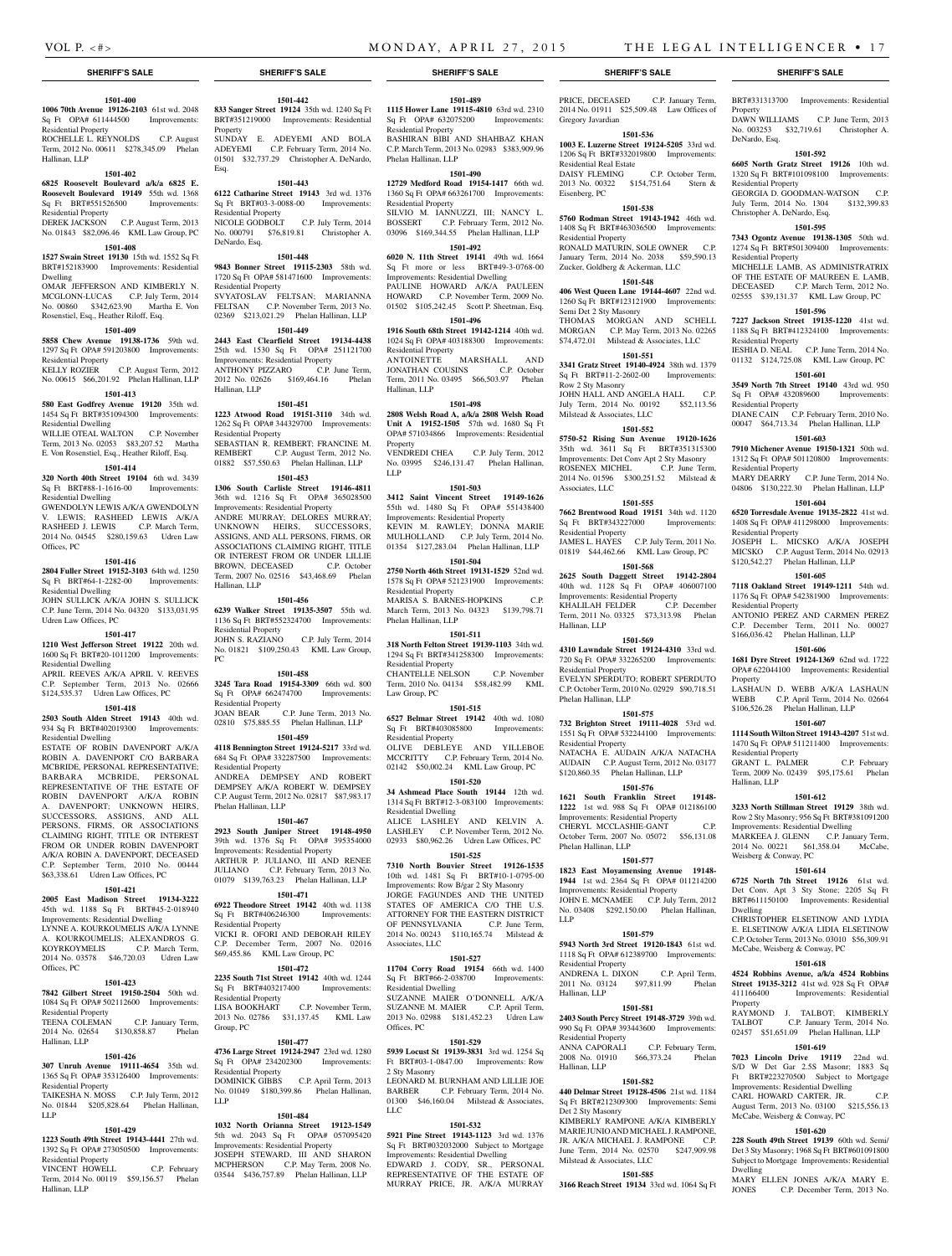**SHERIFF'S SALE**

**1501-400**

**1006 70th Avenue 19126-2103** 61st wd. 2048 Sq Ft OPA# 611444500 Improvements: Residential Property

ROCHELLE L. REYNOLDS C.P. August Term, 2012 No. 00611 $278,345.09 Phelan Hallinan, LLP

**1501-402**

**6825 Roosevelt Boulevard a/k/a 6825 E. Roosevelt Boulevard 19149** 55th wd. 1368 Sq Ft BRT#551526500 Improvements: Residential Property

DEREK JACKSON C.P. August Term, 2013 No. 01843 $82,096.46 KML Law Group, PC

**1501-408**

**1527 Swain Street 19130** 15th wd. 1552 Sq Ft BRT#152183900 Improvements: Residential Dwelling

OMAR JEFFERSON AND KIMBERLY N. MCGLONN-LUCAS C.P. July Term, 2014 No. 00860 $342,623.90 Martha E. Von Rosenstiel, Esq., Heather Riloff, Esq.

**1501-409**

**5858 Chew Avenue 19138-1736** 59th wd. 1297 Sq Ft OPA# 591203800 Improvements: Residential Property

KELLY ROZIER C.P. August Term, 2012 No. 00615 $66,201.92 Phelan Hallinan, LLP

**1501-413**

**580 East Godfrey Avenue 19120** 35th wd. 1454 Sq Ft BRT#351094300 Improvements: Residential Dwelling

WILLIE OTEAL WALTON C.P. November Term, 2013 No. 02053 $83,207.52 Martha E. Von Rosenstiel, Esq., Heather Riloff, Esq.

**1501-414**

**320 North 40th Street 19104** 6th wd. 3439 Sq Ft BRT#88-1-1616-00 Improvements: Residential Dwelling

GWENDOLYN LEWIS A/K/A GWENDOLYN V. LEWIS; RASHEED LEWIS A/K/A RASHEED J. LEWIS C.P. March Term, 2014 No. 04545 $280,159.63 Udren Law Offices, PC

**1501-416**

**2804 Fuller Street 19152-3103** 64th wd. 1250 Sq Ft BRT#64-1-2282-00 Improvements: Residential Dwelling

JOHN SULLICK A/K/A JOHN S. SULLICK C.P. June Term, 2014 No. 04320 $133,031.95 Udren Law Offices, PC

**1501-417**

**1210 West Jefferson Street 19122** 20th wd. 1600 Sq Ft BRT#20-1011200 Improvements: Residential Dwelling

APRIL REEVES A/K/A APRIL V. REEVES C.P. September Term, 2013 No. 02666 $124,535.37 Udren Law Offices, PC

**1501-418**

**2503 South Alden Street 19143** 40th wd. 934 Sq Ft BRT#402019300 Improvements: Residential Dwelling

ESTATE OF ROBIN DAVENPORT A/K/A ROBIN A. DAVENPORT C/O BARBARA MCBRIDE, PERSONAL REPRESENTATIVE; BARBARA MCBRIDE, PERSONAL REPRESENTATIVE OF THE ESTATE OF ROBIN DAVENPORT A/K/A ROBIN A. DAVENPORT; UNKNOWN HEIRS, SUCCESSORS, ASSIGNS, AND ALL PERSONS, FIRMS, OR ASSOCIATIONS CLAIMING RIGHT, TITLE OR INTEREST FROM OR UNDER ROBIN DAVENPORT A/K/A ROBIN A. DAVENPORT, DECEASED C.P. September Term, 2010 No. 00444 $63,338.61 Udren Law Offices, PC

**1501-421**

**2005 East Madison Street 19134-3222** 45th wd. 1188 Sq Ft BRT#45-2-018940 Improvements: Residential Dwelling

LYNNE A. KOURKOUMELIS A/K/A LYNNE A. KOURKOUMELIS; ALEXANDROS G. KOYRKOYMELIS C.P. March Term, 2014 No. 03578 $46,720.03 Udren Law Offices, PC

**1501-423**

**7842 Gilbert Street 19150-2504** 50th wd. 1084 Sq Ft OPA# 502112600 Improvements: Residential Property

TEENA COLEMAN C.P. January Term, 2014 No. 02654 $130,858.87 Phelan Hallinan, LLP

**1501-426**

**307 Unruh Avenue 19111-4654** 35th wd. 1365 Sq Ft OPA# 353126400 Improvements: Residential Property

TAIKESHA N. MOSS C.P. July Term, 2012 No. 01844 $205,828.64 Phelan Hallinan, LLP

**1501-429**

**1223 South 49th Street 19143-4441** 27th wd. 1392 Sq Ft OPA# 273050500 Improvements: Residential Property

VINCENT HOWELL C.P. February Term, 2014 No. 00119 $59,156.57 Phelan Hallinan, LLP

**1501-442**

**833 Sanger Street 19124** 35th wd. 1240 Sq Ft BRT#351219000 Improvements: Residential Property

SUNDAY E. ADEYEMI AND BOLA ADEYEMI C.P. February Term, 2014 No. 01501 $32,737.29 Christopher A. DeNardo, Esq.

**1501-443**

**6122 Catharine Street 19143** 3rd wd. 1376 Sq Ft BRT#03-3-0088-00 Improvements: Residential Property

NICOLE GODBOLT C.P. July Term, 2014 No. 000791 $76,819.81 Christopher A. DeNardo, Esq.

**1501-448**

**9843 Bonner Street 19115-2303** 58th wd. 1720 Sq Ft OPA# 581471600 Improvements: Residential Property

SVYATOSLAV FELTSAN; MARIANNA FELTSAN C.P. November Term, 2013 No. 02369 $213,021.29 Phelan Hallinan, LLP

**1501-449**

**2443 East Clearfield Street 19134-4438** 25th wd. 1530 Sq Ft OPA# 251121700 Improvements: Residential Property

ANTHONY PIZZARO C.P. June Term, 2012 No. 02626 $169,464.16 Phelan Hallinan, LLP

**1501-451**

**1223 Atwood Road 19151-3110** 34th wd. 1262 Sq Ft OPA# 344329700 Improvements: Residential Property

SEBASTIAN R. REMBERT; FRANCINE M. REMBERT C.P. August Term, 2012 No. 01882 $57,550.63 Phelan Hallinan, LLP

**1501-453**

**1306 South Carlisle Street 19146-4811** 36th wd. 1216 Sq Ft OPA# 365028500 Improvements: Residential Property

ANDRE MURRAY; DELORES MURRAY; UNKNOWN HEIRS, SUCCESSORS, ASSIGNS, AND ALL PERSONS, FIRMS, OR ASSOCIATIONS CLAIMING RIGHT, TITLE OR INTEREST FROM OR UNDER LILLIE BROWN, DECEASED C.P. October Term, 2007 No. 02516 $43,468.69 Phelan Hallinan, LLP

**1501-456**

**6239 Walker Street 19135-3507** 55th wd. 1136 Sq Ft BRT#552324700 Improvements: Residential Property

JOHN S. RAZIANO C.P. July Term, 2014 No. 01821 $109,250.43 KML Law Group, PC

**1501-458**

**3245 Tara Road 19154-3309** 66th wd. 800 Sq Ft OPA# 662474700 Improvements: Residential Property

JOAN BEAR C.P. June Term, 2013 No. 02810 $75,885.55 Phelan Hallinan, LLP

**1501-459**

**4118 Bennington Street 19124-5217** 33rd wd. 684 Sq Ft OPA# 332287500 Improvements: Residential Property

ANDREA DEMPSEY AND ROBERT DEMPSEY A/K/A ROBERT W. DEMPSEY C.P. August Term, 2012 No. 02817 $87,983.17 Phelan Hallinan, LLP

**1501-467**

**2923 South Juniper Street 19148-4950** 39th wd. 1376 Sq Ft OPA# 395354000 Improvements: Residential Property

ARTHUR P. JULIANO, III AND RENEE JULIANO C.P. February Term, 2013 No. 01079 $139,763.23 Phelan Hallinan, LLP

**1501-471**

**6922 Theodore Street 19142** 40th wd. 1138 Sq Ft BRT#406246300 Improvements: Residential Property

VICKI R. OFORI AND DEBORAH RILEY C.P. December Term, 2007 No. 02016 $69,455.86 KML Law Group, PC

**1501-472**

**2235 South 71st Street 19142** 40th wd. 1244 Sq Ft BRT#403217400 Improvements: Residential Property

LISA BOOKHART C.P. November Term, 2013 No. 02786 $31,137.45 KML Law Group, PC

**1501-477**

**4736 Large Street 19124-2947** 23rd wd. 1280 Sq Ft OPA# 234202300 Improvements: Residential Property

DOMINICK GIBBS C.P. April Term, 2013 No. 01049 $180,399.86 Phelan Hallinan, LLP

**1501-484**

**1032 North Orianna Street 19123-1549** 5th wd. 2043 Sq Ft OPA# 057095420 Improvements: Residential Property

JOSEPH STEWARD, III AND SHARON MCPHERSON C.P. May Term, 2008 No. 03544 $436,757.89 Phelan Hallinan, LLP

**1501-489**

**1115 Hower Lane 19115-4810** 63rd wd. 2310 Sq Ft OPA# 632075200 Improvements: Residential Property

BASHIRAN BIBI AND SHAHBAZ KHAN C.P. March Term, 2013 No. 02983 $383,909.96 Phelan Hallinan, LLP

**1501-490**

**12729 Medford Road 19154-1417** 66th wd. 1360 Sq Ft OPA# 663261700 Improvements: Residential Property

SILVIO M. IANNUZZI, III; NANCY L. BOSSERT C.P. February Term, 2012 No. 03096 $169,344.55 Phelan Hallinan, LLP

**1501-492**

**6020 N. 11th Street 19141** 49th wd. 1664 Sq Ft more or less BRT#49-3-0768-00 Improvements: Residential Dwelling

PAULINE HOWARD A/K/A PAULEEN HOWARD C.P. November Term, 2009 No. 01502 $105,242.45 Scott P. Sheetman, Esq.

**1501-496**

**1916 South 68th Street 19142-1214** 40th wd. 1024 Sq Ft OPA# 403188300 Improvements: Residential Property

ANTOINETTE MARSHALL AND JONATHAN COUSINS C.P. October Term, 2011 No. 03495 $66,503.97 Phelan Hallinan, LLP

**1501-498**

**2808 Welsh Road A, a/k/a 2808 Welsh Road Unit A 19152-1505** 57th wd. 1680 Sq Ft OPA# 571034866 Improvements: Residential Property

VENDREDI CHEA C.P. July Term, 2012 No. 03995 $246,131.47 Phelan Hallinan, LLP

**1501-503**

**3412 Saint Vincent Street 19149-1626** 55th wd. 1480 Sq Ft OPA# 551438400 Improvements: Residential Property

KEVIN M. RAWLEY; DONNA MARIE MULHOLLAND C.P. July Term, 2014 No. 01354 $127,283.04 Phelan Hallinan, LLP

**1501-504**

**2750 North 46th Street 19131-1529** 52nd wd. 1578 Sq Ft OPA# 521231900 Improvements: Residential Property

MARISA S. BARNES-HOPKINS C.P. March Term, 2013 No. 04323 $139,798.71 Phelan Hallinan, LLP

**1501-511**

**318 North Felton Street 19139-1103** 34th wd. 1294 Sq Ft BRT#341258300 Improvements: Residential Property

CHANTELLE NELSON C.P. November Term, 2010 No. 04134 $58,482.99 KML Law Group, PC

**1501-515**

**6527 Belmar Street 19142** 40th wd. 1080 Sq Ft BRT#403085800 Improvements: Residential Property

OLIVE DEBLEYE AND YILLEBOE MCCRITTY C.P. February Term, 2014 No. 02142 $50,002.24 KML Law Group, PC

**1501-520**

**34 Ashmead Place South 19144** 12th wd. 1314 Sq Ft BRT#12-3-083100 Improvements: Residential Dwelling

ALICE LASHLEY AND KELVIN A. LASHLEY C.P. November Term, 2012 No. 02933 $80,962.26 Udren Law Offices, PC

**1501-525**

**7310 North Bouvier Street 19126-1535** 10th wd. 1481 Sq Ft BRT#10-1-0795-00 Improvements: Row B/gar 2 Sty Masonry

JORGE FAGUNDES AND THE UNITED STATES OF AMERICA C/O THE U.S. ATTORNEY FOR THE EASTERN DISTRICT OF PENNSYLVANIA C.P. June Term, 2014 No. 00243 $110,165.74 Milstead & Associates, LLC

**1501-527**

**11704 Corry Road 19154** 66th wd. 1400 Sq Ft BRT#66-2-038700 Improvements: Residential Dwelling

SUZANNE MAIER O'DONNELL A/K/A SUZANNE M. MAIER C.P. April Term, 2013 No. 02988 $181,452.23 Udren Law Offices, PC

**1501-529**

**5939 Locust St 19139-3831** 3rd wd. 1254 Sq Ft BRT#03-1-0847.00 Improvements: Row 2 Sty Masonry

LEONARD M. BURNHAM AND LILLIE JOE BARBER C.P. February Term, 2014 No. 01300 $46,160.04 Milstead & Associates, LLC

**1501-532**

**5921 Pine Street 19143-1123** 3rd wd. 1376 Sq Ft BRT#032032000 Subject to Mortgage Improvements: Residential Dwelling

EDWARD J. CODY, SR., PERSONAL REPRESENTATIVE OF THE ESTATE OF MURRAY PRICE, JR. A/K/A MURRAY PRICE, DECEASED C.P. January Term, 2014 No. 01911 $25,509.48 Law Offices of Gregory Javardian

**1501-536**

**1003 E. Luzerne Street 19124-5205** 33rd wd. 1206 Sq Ft BRT#332019800 Improvements: Residential Real Estate

DAISY FLEMING C.P. October Term, 2013 No. 00322 $154,751.64 Stern & Eisenberg, PC

**1501-538**

**5760 Rodman Street 19143-1942** 46th wd. 1408 Sq Ft BRT#463036500 Improvements: Residential Property

RONALD MATURIN, SOLE OWNER C.P. January Term, 2014 No. 2038 $59,590.13 Zucker, Goldberg & Ackerman, LLC

**1501-548**

**406 West Queen Lane 19144-4607** 22nd wd. 1260 Sq Ft BRT#123121900 Improvements: Semi Det 2 Sty Masonry

THOMAS MORGAN AND SCHELL MORGAN C.P. May Term, 2013 No. 02265 $74,472.01 Milstead & Associates, LLC

**1501-551**

**3341 Gratz Street 19140-4924** 38th wd. 1379 Sq Ft BRT#11-2-1602-00 Improvements: Row 2 Sty Masonry

JOHN HALL AND ANGELA HALL C.P. July Term, 2014 No. 00192 $52,113.56 Milstead & Associates, LLC

**1501-552**

**5750-52 Rising Sun Avenue 19120-1626** 35th wd. 3611 Sq Ft BRT#351315300 Improvements: Det Conv Apt 2 Sty Masonry

ROSENEX MICHEL C.P. June Term, 2014 No. 01596 $300,251.52 Milstead & Associates, LLC

**1501-555**

**7662 Brentwood Road 19151** 34th wd. 1120 Sq Ft BRT#343227000 Improvements: Residential Property

JAMES L. HAYES C.P. July Term, 2011 No. 01819 $44,462.66 KML Law Group, PC

**1501-568**

**2625 South Daggett Street 19142-2804** 40th wd. 1128 Sq Ft OPA# 406007100 Improvements: Residential Property

KHALILAH FELDER C.P. December Term, 2011 No. 03325 $73,313.98 Phelan Hallinan, LLP

**1501-569**

**4310 Lawndale Street 19124-4310** 33rd wd. 720 Sq Ft OPA# 332265200 Improvements: Residential Property

EVELYN SPERDUTO; ROBERT SPERDUTO C.P. October Term, 2010 No. 02929 $90,718.51 Phelan Hallinan, LLP

**1501-575**

**732 Brighton Street 19111-4028** 53rd wd. 1551 Sq Ft OPA# 532244100 Improvements: Residential Property

NATACHA E. AUDAIN A/K/A NATACHA AUDAIN C.P. August Term, 2012 No. 03177 $120,860.35 Phelan Hallinan, LLP

**1501-576**

**1621 South Franklin Street 19148-1222** 1st wd. 988 Sq Ft OPA# 012186100 Improvements: Residential Property

CHERYL MCCLASHIE-GANT C.P. October Term, 2007 No. 05072 $56,131.08 Phelan Hallinan, LLP

**1501-577**

**1823 East Moyamensing Avenue 19148-1944** 1st wd. 2364 Sq Ft OPA# 011214200 Improvements: Residential Property

JOHN E. MCNAMEE C.P. July Term, 2012 No. 03408 $292,150.00 Phelan Hallinan, LLP

**1501-579**

**5943 North 3rd Street 19120-1843** 61st wd. 1118 Sq Ft OPA# 612389700 Improvements: Residential Property

ANDRENA L. DIXON C.P. April Term, 2011 No. 03124 $97,811.99 Phelan Hallinan, LLP

**1501-581**

**2403 South Percy Street 19148-3729** 39th wd. 990 Sq Ft OPA# 393443600 Improvements: Residential Property

ANNA CAPORALI C.P. February Term, 2008 No. 01910 $66,373.24 Phelan Hallinan, LLP

**1501-582**

**440 Delmar Street 19128-4506** 21st wd. 1184 Sq Ft BRT#212309300 Improvements: Semi Det 2 Sty Masonry

KIMBERLY RAMPONE A/K/A KIMBERLY MARIE JUNIO AND MICHAEL J. RAMPONE, JR. A/K/A MICHAEL J. RAMPONE C.P. June Term, 2014 No. 02570 $247,909.98 Milstead & Associates, LLC

**1501-585**

**3166 Reach Street 19134** 33rd wd. 1064 Sq Ft BRT#331313700 Improvements: Residential Property

DAWN WILLIAMS C.P. June Term, 2013 No. 003253 $32,719.61 Christopher A. DeNardo, Esq.

**1501-592**

**6605 North Gratz Street 19126** 10th wd. 1320 Sq Ft BRT#101098100 Improvements: Residential Property

GEORGIA D. GOODMAN-WATSON C.P. July Term, 2014 No. 1304 $132,399.83 Christopher A. DeNardo, Esq.

**1501-595**

**7343 Ogontz Avenue 19138-1305** 50th wd. 1274 Sq Ft BRT#501309400 Improvements: Residential Property

MICHELLE LAMB, AS ADMINISTRATRIX OF THE ESTATE OF MAUREEN E. LAMB, DECEASED C.P. March Term, 2012 No. 02555 $39,131.37 KML Law Group, PC

**1501-596**

**7227 Jackson Street 19135-1220** 41st wd. 1188 Sq Ft BRT#412324100 Improvements: Residential Property

IESHIA D. NEAL C.P. June Term, 2014 No. 01132 $124,725.08 KML Law Group, PC

**1501-601**

**3549 North 7th Street 19140** 43rd wd. 950 Sq Ft OPA# 432089600 Improvements: Residential Property

DIANE CAIN C.P. February Term, 2010 No. 00047 $64,713.34 Phelan Hallinan, LLP

**1501-603**

**7910 Michener Avenue 19150-1321** 50th wd. 1312 Sq Ft OPA# 501120800 Improvements: Residential Property

MARY DEARRY C.P. June Term, 2014 No. 04806 $130,222.30 Phelan Hallinan, LLP

**1501-604**

**6520 Torresdale Avenue 19135-2822** 41st wd. 1408 Sq Ft OPA# 411298000 Improvements: Residential Property

JOSEPH L. MICSKO A/K/A JOSEPH MICSKO C.P. August Term, 2014 No. 02913 $120,542.27 Phelan Hallinan, LLP

**1501-605**

**7118 Oakland Street 19149-1211** 54th wd. 1176 Sq Ft OPA# 542381900 Improvements: Residential Property

ANTONIO PEREZ AND CARMEN PEREZ C.P. December Term, 2011 No. 00027 $166,036.42 Phelan Hallinan, LLP

**1501-606**

**1681 Dyre Street 19124-1369** 62nd wd. 1722 OPA# 622044100 Improvements: Residential Property

LASHAUN D. WEBB A/K/A LASHAUN WEBB C.P. April Term, 2014 No. 02664 $106,526.28 Phelan Hallinan, LLP

**1501-607**

**1114 South Wilton Street 19143-4207** 51st wd. 1470 Sq Ft OPA# 511211400 Improvements: Residential Property

GRANT L. PALMER C.P. February Term, 2009 No. 02439 $95,175.61 Phelan Hallinan, LLP

**1501-612**

**3233 North Stillman Street 19129** 38th wd. Row 2 Sty Masonry; 956 Sq Ft BRT#381091200 Improvements: Residential Dwelling

MARKEEA J. GLENN C.P. January Term, 2014 No. 00221 $61,358.04 McCabe, Weisberg & Conway, PC

**1501-614**

**6725 North 7th Street 19126** 61st wd. Det Conv. Apt 3 Sty Stone; 2205 Sq Ft BRT#611150100 Improvements: Residential Dwelling

CHRISTOPHER ELSETINOW AND LYDIA E. ELSETINOW A/K/A LIDIA ELSETINOW C.P. October Term, 2013 No. 03010 $56,309.91 McCabe, Weisberg & Conway, PC

**1501-618**

**4524 Robbins Avenue, a/k/a 4524 Robbins Street 19135-3212** 41st wd. 928 Sq Ft OPA# 411166400 Improvements: Residential Property

RAYMOND J. TALBOT; KIMBERLY TALBOT C.P. January Term, 2014 No. 02457 $51,651.09 Phelan Hallinan, LLP

**1501-619**

**7023 Lincoln Drive 19119** 22nd wd. S/D W Det Gar 2.5S Masonr; 1883 Sq Ft BRT#223270500 Subject to Mortgage Improvements: Residential Dwelling

CARL HOWARD CARTER, JR. C.P. August Term, 2013 No. 03100 $215,556.13 McCabe, Weisberg & Conway, PC

**1501-620**

**228 South 49th Street 19139** 60th wd. Semi/Det 3 Sty Masonry; 1968 Sq Ft BRT#601091800 Subject to Mortgage Improvements: Residential Dwelling

MARY ELLEN JONES A/K/A MARY E. JONES C.P. December Term, 2013 No.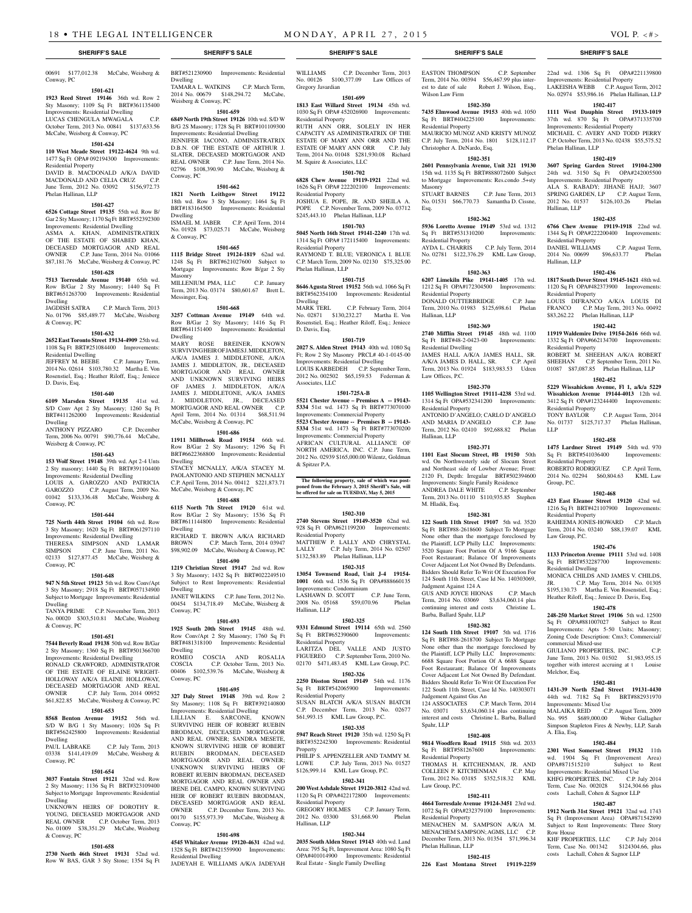**SHERIFF'S SALE**

00691 $177,012.38 McCabe, Weisberg & Conway, PC

**1501-621**

**1923 Reed Street 19146** 36th wd. Row 2 Sty Masonry; 1109 Sq Ft BRT#361135400 Improvements: Residential Dwelling
LUCAS CHENGULA MWAGALA C.P. October Term, 2013 No. 00841 $137,633.56 McCabe, Weisberg & Conway, PC

**1501-624**

**110 West Meade Street 19122-4624** 9th wd. 1477 Sq Ft OPA# 092194300 Improvements: Residential Property
DAVID B. MACDONALD A/K/A DAVID MACDONALD AND CELIA CRUZ C.P. June Term, 2012 No. 03092 $156,972.73 Phelan Hallinan, LLP

**1501-627**

**6526 Cottage Street 19135** 55th wd. Row B/ Gar 2 Sty Masonry; 1170 Sq Ft BRT#552392300 Improvements: Residential Dwelling
ASMA A. KHAN, ADMINISTRATRIX OF THE ESTATE OF SHABED KHAN, DECEASED MORTGAGOR AND REAL OWNER C.P. June Term, 2014 No. 01066 $87,181.76 McCabe, Weisberg & Conway, PC

**1501-628**

**7513 Torresdale Avenue 19140** 65th wd. Row B/Gar 2 Sty Masonry; 1440 Sq Ft BRT#651263700 Improvements: Residential Dwelling
JAGDISH SATRA C.P. March Term, 2013 No. 01796 $85,489.77 McCabe, Weisberg & Conway, PC

**1501-632**

**2652 East Toronto Street 19134-4909** 25th wd. 1108 Sq Ft BRT#251084400 Improvements: Residential Dwelling
JEFFREY M. BEEBE C.P. January Term, 2014 No. 02614 $103,780.32 Martha E. Von Rosenstiel, Esq.; Heather Riloff, Esq.; Jeniece D. Davis, Esq.

**1501-640**

**6109 Marsden Street 19135** 41st wd. S/D Conv Apt 2 Sty Masonry; 1260 Sq Ft BRT#411262000 Improvements: Residential Dwelling
ANTHONY PIZZARO C.P. December Term, 2006 No. 00791 $90,776.44 McCabe, Weisberg & Conway, PC

**1501-643**

**153 Wolf Street 19148** 39th wd. Apt 2-4 Unts 2 Sty masonry; 1440 Sq Ft BRT#391104400 Improvements: Residential Dwelling
LOUIS A. GAROZZO AND PATRICIA GAROZZO C.P. August Term, 2009 No. 01042 $133,336.48 McCabe, Weisberg & Conway, PC

**1501-644**

**725 North 44th Street 19104** 6th wd. Row 3 Sty Masonry; 1620 Sq Ft BRT#061297110 Improvements: Residential Dwelling
THERESA SIMPSON AND LAMAR SIMPSON C.P. June Term, 2011 No. 02133 $127,877.45 McCabe, Weisberg & Conway, PC

**1501-648**

**947 N 5th Street 19123** 5th wd. Row Conv/Apt 3 Sty Masonry; 2918 Sq Ft BRT#057134900 Subject to Mortgage Improvements: Residential Dwelling
TANYA PRIME C.P. November Term, 2013 No. 00020 $303,510.81 McCabe, Weisberg & Conway, PC

**1501-651**

**7544 Beverly Road 19138** 50th wd. Row B/Gar 2 Sty Masonry; 1360 Sq Ft BRT#501366700 Improvements: Residential Dwelling
RONALD CRAWFORD, ADMINISTRATOR OF THE ESTATE OF ELAINE WRIGHT-HOLLOWAY A/K/A ELAINE HOLLOWAY, DECEASED MORTGAGOR AND REAL OWNER C.P. July Term, 2014 00952 $61,822.85 McCabe, Weisberg & Conway, PC

**1501-653**

**8568 Benton Avenue 19152** 56th wd. S/D W B/G 1 Sty Masonry; 1026 Sq Ft BRT#562425800 Improvements: Residential Dwelling
PAUL LABRAKE C.P. July Term, 2013 03338 $141,419.09 McCabe, Weisberg & Conway, PC

**1501-654**

**3037 Fontain Street 19121** 32nd wd. Row 2 Sty Masonry; 1136 Sq Ft BRT#323109400 Subject to Mortgage Improvements: Residential Dwelling
UNKNOWN HEIRS OF DOROTHY R. YOUNG, DECEASED MORTGAGOR AND REAL OWNER C.P. October Term, 2013 No. 01009 $38,351.29 McCabe, Weisberg & Conway, PC

**1501-658**

**2730 North 46th Street 19131** 52nd wd. Row W BAS, GAR 3 Sty Stone; 1354 Sq Ft BRT#521230900 Improvements: Residential Dwelling
TAMARA L. WATKINS C.P. March Term, 2014 No. 00679 $148,294.72 McCabe, Weisberg & Conway, PC

**1501-659**

**6849 North 19th Street 19126** 10th wd. S/D W B/G 2S Masonry; 1728 Sq Ft BRT#101109300 Improvements: Residential Dwelling
JENNIFER IACONO, ADMINISTRATRIX D.B.N. OF THE ESTATE OF ARTHUR J. SLATER, DECEASED MORTGAGOR AND REAL OWNER C.P. June Term, 2014 No. 02796 $108,390.90 McCabe, Weisberg & Conway, PC

**1501-662**

**1821 North Leithgow Street 19122** 18th wd. Row 3 Sty Masonry; 1464 Sq Ft BRT#183164500 Improvements: Residential Dwelling
ISMAEL M. JABER C.P. April Term, 2014 No. 01928 $73,025.71 McCabe, Weisberg & Conway, PC

**1501-665**

**1115 Bridge Street 19124-1819** 62nd wd. 1248 Sq Ft BRT#621027600 Subject to Mortgage Improvements: Row B/gar 2 Sty Masonry
MILLENIUM PMA, LLC C.P. January Term, 2013 No. 03174 $80,601.67 Brett L. Messinger, Esq.

**1501-668**

**3257 Cottman Avenue 19149** 64th wd. Row B/Gar 2 Sty Masonry; 1416 Sq Ft BRT#641151400 Improvements: Residential Dwelling
MARY ROSE BREINER, KNOWN SURVIVING HEIR OF JAMES J. MIDDLETON, A/K/A JAMES J. MIDDLETONE, A/K/A JAMES J. MIDDLETON, JR., DECEASED MORTGAGOR AND REAL OWNER AND UNKNOWN SURVIVING HEIRS OF JAMES J. MIDDLETON, A/K/A JAMES J. MIDDLETONE, A/K/A JAMES J. MIDDLETON, JR., DECEASED MORTGAGOR AND REAL OWNER C.P. April Term, 2014 No. 01314 $68,511.94 McCabe, Weisberg & Conway, PC

**1501-686**

**11911 Millbrook Road 19154** 66th wd. Row B/Gar 2 Sty Masonry; 1296 Sq Ft BRT#6622368800 Improvements: Residential Dwelling
STACEY MCNALLY, A/K/A STACEY M. PAOLANTONIO AND STEPHEN MCNALLY C.P. April Term, 2014 No. 00412 $221,873.71 McCabe, Weisberg & Conway, PC

**1501-688**

**6115 North 7th Street 19120** 61st wd. Row B/Gar 2 Sty Masonry; 1536 Sq Ft BRT#611144800 Improvements: Residential Dwelling
RICHARD T. BROWN A/K/A RICHARD BROWN C.P. March Term, 2014 03947 $98,902.09 McCabe, Weisberg & Conway, PC

**1501-690**

**1219 Christian Street 19147** 2nd wd. Row 3 Sty Masonry; 1432 Sq Ft BRT#022249510 Subject to Rent Improvements: Residential Dwelling
JANET WILKINS C.P. June Term, 2012 No. 00454 $134,718.49 McCabe, Weisberg & Conway, PC

**1501-693**

**1925 South 20th Street 19145** 48th wd. Row Conv/Apt 2 Sty Masonry; 1760 Sq Ft BRT#481318100 Improvements: Residential Dwelling
ROMEO COSCIA AND ROSALIA COSCIA C.P. October Term, 2013 No. 00406 $102,539.76 McCabe, Weisberg & Conway, PC

**1501-695**

**327 Daly Street 19148** 39th wd. Row 2 Sty Masonry; 1108 Sq Ft BRT#392140800 Improvements: Residential Dwelling
LILLIAN E. SARCONE, KNOWN SURVIVING HEIR OF ROBERT RUEBIN BRODMAN, DECEASED MORTGAGOR AND REAL OWNER; SANDRA MESETE, KNOWN SURVIVING HEIR OF ROBERT RUEBIN BRODMAN, DECEASED MORTGAGOR AND REAL OWNER; UNKNOWN SURVIVING HEIRS OF ROBERT RUEBIN BRODMAN, DECEASED MORTGAGOR AND REAL OWNER AND IRENE DEL CAMPO, KNOWN SURVIVING HEIR OF ROBERT RUEBIN BRODMAN, DECEASED MORTGAGOR AND REAL OWNER C.P. December Term, 2013 No. 00170 $155,973.39 McCabe, Weisberg & Conway, PC

**1501-698**

**4545 Whitaker Avenue 19120-4631** 42nd wd. 1328 Sq Ft BRT#421559900 Improvements: Residential Dwelling
JADEYAH E. WILLIAMS A/K/A JADEYAH WILLIAMS C.P. December Term, 2013 No. 00126 $100,377.09 Law Offices of Gregory Javardian

**1501-699**

**1813 East Willard Street 19134** 45th wd. 1030 Sq Ft OPA# 452026900 Improvements: Residential Property
RUTH ANN ORR, SOLELY IN HER CAPACITY AS ADMINISTRATRIX OF THE ESTATE OF MARY ANN ORR AND THE ESTATE OF MARY ANN ORR C.P. July Term, 2014 No. 01048 $281,930.08 Richard M. Squire & Associates, LLC

**1501-702**

**6828 Chew Avenue 19119-1921** 22nd wd. 1626 Sq Ft OPA# 222202100 Improvements: Residential Property
JOSHUA E. POPE, JR. AND SHEILA A. POPE C.P. November Term, 2009 No. 03712 $245,443.10 Phelan Hallinan, LLP

**1501-703**

**5045 North 16th Street 19141-2240** 17th wd. 1314 Sq Ft OPA# 172115400 Improvements: Residential Property
RAYMOND T. BLUE; VERONICA I. BLUE C.P. March Term, 2009 No. 02130 $75,325.00 Phelan Hallinan, LLP

**1501-715**

**8646 Agusta Street 19152** 56th wd. 1066 Sq Ft BRT#562354100 Improvements: Residential Dwelling
MARK TERL C.P. February Term, 2014 No. 02871 $130,232.27 Martha E. Von Rosenstiel, Esq.; Heather Riloff, Esq.; Jeniece D. Davis, Esq.

**1501-719**

**2027 S. Alden Street 19143** 40th wd. 1080 Sq Ft; Row 2 Sty Masonry PRCL# 40-1-0145-00 Improvements: Residential Dwelling
LOUIS KARBEDEH C.P. September Term, 2012 No. 002502 $65,159.53 Federman & Associates, LLC

**1501-725A-B**

**5521 Chester Avenue – Premises A -- 19143-5334** 51st wd. 1473 Sq Ft BRT#773070100 Improvements: Commercial Property
**5523 Chester Avenue -- Premises B -- 19143-5334** 51st wd. 1473 Sq Ft BRT#773070200 Improvements: Commercial Property
AFRICAN CULTURAL ALLIANCE OF NORTH AMERICA, INC. C.P. June Term, 2012 No. 02939 $165,000.00 Wilentz, Goldman & Spitzer P.A.

**The following property, sale of which was postponed from the February 3, 2015 Sheriff's Sale, will be offered for sale on TUESDAY, May 5, 2015**

**1502-310**

**2740 Stevens Street 19149-3520** 62nd wd. 928 Sq Ft OPA#621199200 Improvements: Residential Property
MATTHEW P. LALLY AND CHRYSTAL LALLY C.P. July Term, 2014 No. 02507 $132,583.89 Phelan Hallinan, LLP

**1502-315**

**13054 Townsend Road, Unit J-4 19154-1001** 66th wd. 1536 Sq Ft OPA#888660135 Improvements: Condominium
LASHAWN D. SCOTT C.P. June Term, 2008 No. 05168 $59,070.96 Phelan Hallinan, LLP

**1502-325**

**9331 Edmund Street 19114** 65th wd. 2560 Sq Ft BRT#652390600 Improvements: Residential Property
LARITZA DEL VALLE AND JUSTO FIGUEREO C.P. September Term, 2010 No. 02170 $471,483.45 KML Law Group, P.C.

**1502-326**

**2250 Disston Street 19149** 54th wd. 1176 Sq Ft BRT#542065900 Improvements: Residential Property
SUSAN BLATCH A/K/A SUSAN BIATCH C.P. December Term, 2013 No. 02677 $61,993.15 KML Law Group, P.C.

**1502-335**

**5947 Reach Street 19120** 35th wd. 1250 Sq Ft BRT#352242300 Improvements: Residential Property
PHILIP S. APPENZELLER AND TAMMY M. LOWE C.P. July Term, 2013 No. 01527 $126,999.14 KML Law Group, P.C.

**1502-341**

**200 West Ashdale Street 19120-3812** 42nd wd. 1120 Sq Ft OPA#422172800 Improvements: Residential Property
GREGORY HOLMES C.P. January Term, 2012 No. 03300 $31,668.90 Phelan Hallinan, LLP

**1502-344**

**2035 South Alden Street 19143** 40th wd. Land Area: 795 Sq Ft, Improvement Area: 1080 Sq Ft OPA#401014900 Improvements: Residential Real Estate - Single Family Dwelling
EASTON THOMPSON C.P. September Term, 2014 No. 00394 $56,467.99 plus interest to date of sale Robert J. Wilson, Esq., Wilson Law Firm

**1502-350**

**7435 Elmwood Avenue 19153** 40th wd. 1050 Sq Ft BRT#404225100 Improvements: Residential Property
MAURICIO MUNOZ AND KRISTY MUNOZ C.P. July Term, 2014 No. 1801 $128,112.17 Christopher A. DeNardo, Esq.

**1502-351**

**2601 Pennsylvania Avenue, Unit 321 19130** 15th wd. 1135 Sq Ft BRT#888072600 Subject to Mortgage Improvements: Res.condo .5+sty Masonry
STUART BARNES C.P. June Term, 2013 No. 01531 $66,770.73 Samantha D. Cissne, Esq.

**1502-362**

**5936 Loretto Avenue 19149** 53rd wd. 1312 Sq Ft BRT#531310200 Improvements: Residential Property
AYDA L. CHARRIS C.P. July Term, 2014 No. 02781 $122,376.29 KML Law Group, P.C.

**1502-363**

**6207 Limekiln Pike 19141-1405** 17th wd. 1212 Sq Ft OPA#172304500 Improvements: Residential Property
DONALD OUTTERBRIDGE C.P. June Term, 2010 No. 01983 $125,698.61 Phelan Hallinan, LLP

**1502-369**

**2740 Mifflin Street 19145** 48th wd. 1100 Sq Ft BRT#48-2-0423-00 Improvements: Residential Dwelling
JAMES HALL A/K/A JAMES HALL, SR. A/K/A JAMES D. HALL, SR. C.P. April Term, 2013 No. 01924 $183,983.53 Udren Law Offices, P.C.

**1502-370**

**1105 Wellington Street 19111-4238** 53rd wd. 1314 Sq Ft OPA#532341200 Improvements: Residential Property
ANTONIO D'ANGELO; CARLO D'ANGELO AND MARIA D'ANGELO C.P. June Term, 2012 No. 02410 $92,688.82 Phelan Hallinan, LLP

**1502-371**

**1101 East Slocum Street, #B 19150** 50th wd. On Northwesterly side of Slocum Street and Northeast side of Lowber Avenue; Front: 2120 Ft, Depth: Irregular BRT#502394600 Improvements: Single Family Residence
ANDREA DALE WHITE C.P. September Term, 2013 No. 01110 $110,935.85 Stephen M. Hladik, Esq.

**1502-381**

**122 South 11th Street 19107** 5th wd. 3520 Sq Ft BRT#88-2618600 Subject To Mortgage None other than the mortgage foreclosed by the Plaintiff, LCP Philly LLC Improvements: 3520 Square Foot Portion Of A 9166 Square Foot Restaurant; Balance Of Improvements Cover Adjacent Lot Not Owned By Defendants. Bidders Should Refer To Writ Of Execution For 124 South 11th Street, Case Id No. 140303069, Judgment Against 124 A
GUS AND JOYCE HIONAS C.P. March Term, 2014 No. 03069 $3,634,060.14 plus continuing interest and costs Christine L. Barba, Ballard Spahr, LLP

**1502-382**

**124 South 11th Street 19107** 5th wd. 1716 Sq Ft BRT#88-2618700 Subject To Mortgage None other than the mortgage foreclosed by the Plaintiff, LCP Philly LLC Improvements: 6688 Square Foot Portion Of A 6688 Square Foot Restaurant; Balance Of Improvements Cover Adjacent Lot Not Owned By Defendant. Bidders Should Refer To Writ Of Execution For 122 South 11th Street, Case Id No. 140303071 Judgement Against Gus An
124 ASSOCIATES C.P. March Term, 2014 No. 03071 $3,634,060.14 plus continuing interest and costs Christine L. Barba, Ballard Spahr, LLP

**1502-408**

**9814 Woodfern Road 19115** 58th wd. 2033 Sq Ft BRT#581267600 Improvements: Residential Property
THOMAS H. KITCHENMAN, JR. AND COLLEEN P. KITCHENMAN C.P. May Term, 2012 No. 03185 $352,518.32 KML Law Group, P.C.

**1502-411**

**4664 Torresdale Avenue 19124-3451** 23rd wd. 1072 Sq Ft OPA#232379100 Improvements: Residential Property
MENACHEN M. SAMPSON A/K/A M. MENACHEM SAMPSON; AGMS, LLC C.P. December Term, 2013 No. 01354 $71,996.34 Phelan Hallinan, LLP

**1502-415**

**226 East Montana Street 19119-2259** 22nd wd. 1306 Sq Ft OPA#221139800 Improvements: Residential Property
LAKEISHA WEBB C.P. August Term, 2012 No. 02974 $53,986.16 Phelan Hallinan, LLP

**1502-417**

**1111 West Dauphin Street 19133-1019** 37th wd. 870 Sq Ft OPA#371335700 Improvements: Residential Property
MICHAEL C. AVERY AND TODD PERRY C.P. October Term, 2013 No. 02438 $55,575.52 Phelan Hallinan, LLP

**1502-419**

**3607 Spring Garden Street 19104-2300** 24th wd. 3150 Sq Ft OPA#242005500 Improvements: Residential Property
ALA S. RABADY; JIHANE HAJJ; 3607 SPRING GARDEN, LP C.P. August Term, 2012 No. 01537 $126,103.26 Phelan Hallinan, LLP

**1502-435**

**6766 Chew Avenue 19119-1918** 22nd wd. 1344 Sq Ft OPA#222200400 Improvements: Residential Property
DANIEL WILLIAMS C.P. August Term, 2014 No. 00699 $96,633.77 Phelan Hallinan, LLP

**1502-436**

**1817 South Dover Street 19145-1621** 48th wd. 1120 Sq Ft OPA#482373900 Improvements: Residential Property
LOUIS DIFRANCO A/K/A LOUIS DI FRANCO C.P. May Term, 2013 No. 00492 $83,262.22 Phelan Hallinan, LLP

**1502-442**

**11919 Waldemire Drive 19154-2616** 66th wd. 1332 Sq Ft OPA#662134700 Improvements: Residential Property
ROBERT M. SHEEHAN A/K/A ROBERT SHEEHAN C.P. September Term, 2011 No. 01087 $87,087.85 Phelan Hallinan, LLP

**1502-452**

**5229 Wissahickon Avenue, Fl 1, a/k/a 5229 Wissahickon Avenue 19144-4013** 12th wd. 3412 Sq Ft OPA#123244400 Improvements: Residential Property
TONY BAYLOR C.P. August Term, 2014 No. 01737 $125,717.37 Phelan Hallinan, LLP

**1502-458**

**1475 Lardner Street 19149** 54th wd. 970 Sq Ft BRT#541036400 Improvements: Residential Property
ROBERTO RODRIGUEZ C.P. April Term, 2014 No. 02294 $60,804.63 KML Law Group, P.C.

**1502-468**

**423 East Eleanor Street 19120** 42nd wd. 1216 Sq Ft BRT#421107900 Improvements: Residential Property
RAHEEMA JONES-HOWARD C.P. March Term, 2014 No. 03240 $88,139.07 KML Law Group, P.C.

**1502-476**

**1133 Princeton Avenue 19111** 53rd wd. 1408 Sq Ft BRT#532287700 Improvements: Residential Dwelling
MONICA CHILDS AND JAMES V. CHILDS, JR. C.P. May Term, 2014 No. 01305 $195,130.73 Martha E. Von Rosenstiel, Esq.; Heather Riloff, Esq.; Jeniece D. Davis, Esq.

**1502-478**

**248-250 Market Street 19106** 5th wd. 12500 Sq Ft OPA#881007027 Subject to Rent Improvements: Apts 5-50 Units; Masonry; Zoning Code Description: Cmx3; Commercial/ commercial Mixed-use
GIULIANO PROPERTIES, INC. C.P. June Term, 2013 No. 01502 $1,983,955.15 together with interest accruing at t Louise Melchor, Esq.

**1502-481**

**1431-39 North 52nd Street 19131-4430** 44th wd. 7182 Sq Ft BRT#882931970 Improvements: Mixed Use
MALAIKA REID C.P. August Term, 2009 No. 995 $689,000.00 Weber Gallagher Simpson Stapleton Fires & Newby, LLP, Sarah A. Elia, Esq.

**1502-484**

**2301 West Somerset Street 19132** 11th wd. 1904 Sq Ft (Improvement Area) OPA#871515210 Subject to Rent Improvements: Residential Mixed Use
KHFG PROPERTIES, INC. C.P. July 2014 Term, Case No. 002028 $124,304.66 plus costs Lachall, Cohen & Sagnor LLP

**1502-487**

**1912 North 31st Street 19121** 32nd wd. 1743 Sq Ft (Improvement Area) OPA#871542890 Subject to Rent Improvements: Three Story Row House
KHF PROPERTIES, LLC C.P. July 2014 Term, Case No. 001342 $124304.66, plus costs Lachall, Cohen & Sagnor LLP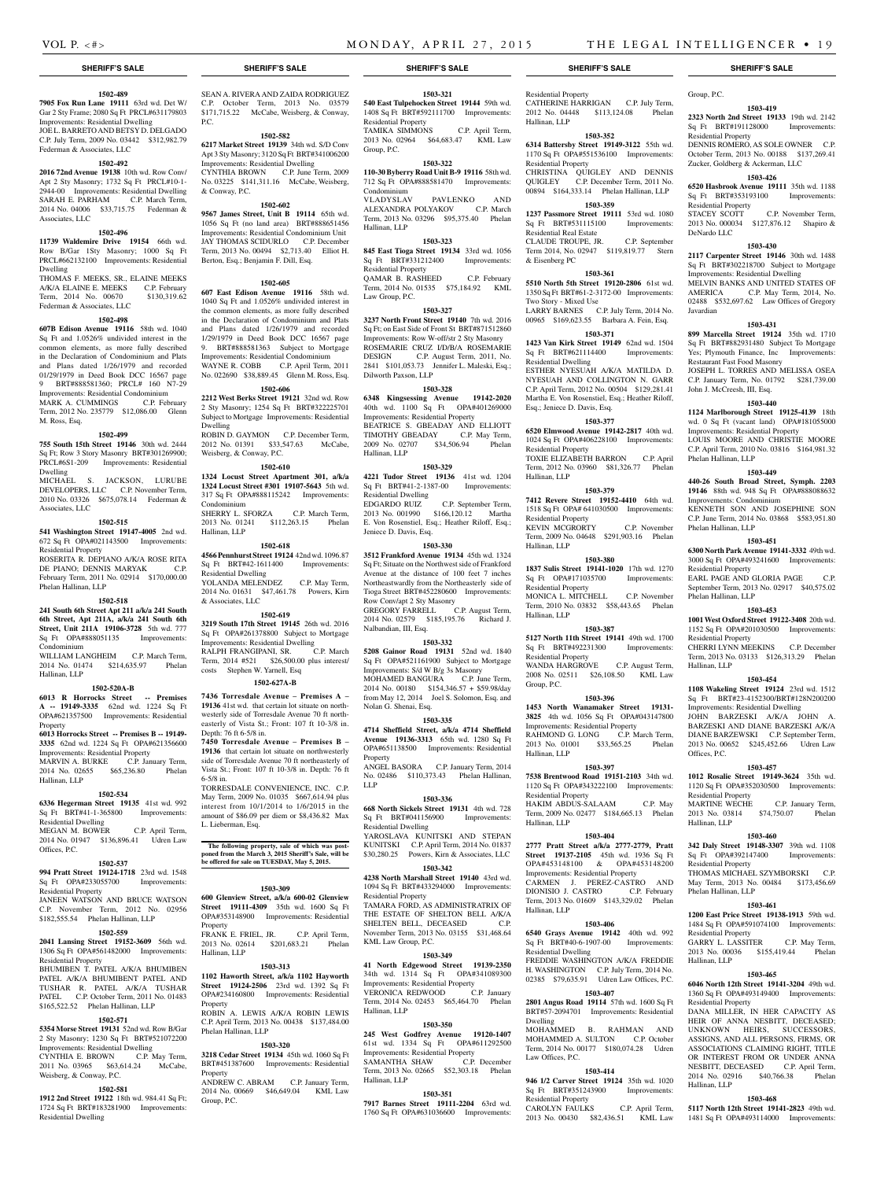## SHERIFF'S SALE

**1502-489**

**7905 Fox Run Lane 19111** 63rd wd. Det W/ Gar 2 Sty Frame; 2080 Sq Ft PRCL#631179803 Improvements: Residential Dwelling

JOE L. BARRETO AND BETSY D. DELGADO C.P. July Term, 2009 No. 03442 $312,982.79 Federman & Associates, LLC

**1502-492**

**2016 72nd Avenue 19138** 10th wd. Row Conv/ Apt 2 Sty Masonry; 1732 Sq Ft PRCL#10-1-2944-00 Improvements: Residential Dwelling

SARAH E. PARHAM C.P. March Term, 2014 No. 04006 $33,715.75 Federman & Associates, LLC

**1502-496**

**11739 Waldemire Drive 19154** 66th wd. Row B/Gar 1Sty Masonry; 1000 Sq Ft PRCL#662132100 Improvements: Residential Dwelling

THOMAS F. MEEKS, SR., ELAINE MEEKS A/K/A ELAINE E. MEEKS C.P. February Term, 2014 No. 00670 $130,319.62 Federman & Associates, LLC

**1502-498**

**607B Edison Avenue 19116** 58th wd. 1040 Sq Ft and 1.0526% undivided interest in the common elements, as more fully described in the Declaration of Condominium and Plats and Plans dated 1/26/1979 and recorded 01/29/1979 in Deed Book DCC 16567 page 9 BRT#888581360; PRCL# 160 N7-29 Improvements: Residential Condominium

MARK A. CUMMINGS C.P. February Term, 2012 No. 235779 $12,086.00 Glenn M. Ross, Esq.

**1502-499**

**755 South 15th Street 19146** 30th wd. 2444 Sq Ft; Row 3 Story Masonry BRT#301269900; PRCL#6S1-209 Improvements: Residential Dwelling

MICHAEL S. JACKSON, LURUBE DEVELOPERS, LLC C.P. November Term, 2010 No. 03326 $675,078.14 Federman & Associates, LLC

**1502-515**

**541 Washington Street 19147-4005** 2nd wd. 672 Sq Ft OPA#021143500 Improvements: Residential Property

ROSERITA R. DEPIANO A/K/A ROSE RITA DE PIANO; DENNIS MARYAK C.P. February Term, 2011 No. 02914 $170,000.00 Phelan Hallinan, LLP

**1502-518**

**241 South 6th Street Apt 211 a/k/a 241 South 6th Street, Apt 211A, a/k/a 241 South 6th Street, Unit 211A 19106-3728** 5th wd. 777 Sq Ft OPA#888051135 Improvements: Condominium

WILLIAM LANGHEIM C.P. March Term, 2014 No. 01474 $214,635.97 Phelan Hallinan, LLP

**1502-520A-B**

**6013 R Horrocks Street -- Premises A -- 19149-3335** 62nd wd. 1224 Sq Ft OPA#621357500 Improvements: Residential Property

**6013 Horrocks Street -- Premises B -- 19149-3335** 62nd wd. 1224 Sq Ft OPA#621356600 Improvements: Residential Property

MARVIN A. BURKE C.P. January Term, 2014 No. 02655 $65,236.80 Phelan Hallinan, LLP

**1502-534**

**6336 Hegerman Street 19135** 41st wd. 992 Sq Ft BRT#41-1-365800 Improvements: Residential Dwelling

MEGAN M. BOWER C.P. April Term, 2014 No. 01947 $136,896.41 Udren Law Offices, P.C.

**1502-537**

**994 Pratt Street 19124-1718** 23rd wd. 1548 Sq Ft OPA#233055700 Improvements: Residential Property

JANEEN WATSON AND BRUCE WATSON C.P. November Term, 2012 No. 02956 $182,555.54 Phelan Hallinan, LLP

**1502-559**

**2041 Lansing Street 19152-3609** 56th wd. 1306 Sq Ft OPA#561482000 Improvements: Residential Property

BHUMIBEN T. PATEL A/K/A BHUMIBEN PATEL A/K/A BHUMIBENT PATEL AND TUSHAR R. PATEL A/K/A TUSHAR PATEL C.P. October Term, 2011 No. 01483 $165,522.52 Phelan Hallinan, LLP

**1502-571**

**5354 Morse Street 19131** 52nd wd. Row B/Gar 2 Sty Masonry; 1230 Sq Ft BRT#521072200 Improvements: Residential Dwelling

CYNTHIA E. BROWN C.P. May Term, 2011 No. 03965 $63,614.24 McCabe, Weisberg, & Conway, P.C.

**1502-581**

**1912 2nd Street 19122** 18th wd. 984.41 Sq Ft; 1724 Sq Ft BRT#183281900 Improvements: Residential Dwelling

SEAN A. RIVERA AND ZAIDA RODRIGUEZ C.P. October Term, 2013 No. 03579 $171,715.22 McCabe, Weisberg, & Conway, P.C.

**1502-582**

**6217 Market Street 19139** 34th wd. S/D Conv Apt 3 Sty Masonry; 3120 Sq Ft BRT#341006200 Improvements: Residential Dwelling

CYNTHIA BROWN C.P. June Term, 2009 No. 03225 $141,311.16 McCabe, Weisberg, & Conway, P.C.

**1502-602**

**9567 James Street, Unit B 19114** 65th wd. 1056 Sq Ft (no land area) BRT#888651456 Improvements: Residential Condominium Unit

JAY THOMAS SCIDURLO C.P. December Term, 2013 No. 00494 $2,713.40 Elliot H. Berton, Esq.; Benjamin F. Dill, Esq.

**1502-605**

**607 East Edison Avenue 19116** 58th wd. 1040 Sq Ft and 1.0526% undivided interest in the common elements, as more fully described in the Declaration of Condominium and Plats and Plans dated 1/26/1979 and recorded 1/29/1979 in Deed Book DCC 16567 page 9. BRT#888581363 Subject to Mortgage Improvements: Residential Condominium

WAYNE R. COBB C.P. April Term, 2011 No. 022690 $38,889.45 Glenn M. Ross, Esq.

**1502-606**

**2212 West Berks Street 19121** 32nd wd. Row 2 Sty Masonry; 1254 Sq Ft BRT#322225701 Subject to Mortgage Improvements: Residential Dwelling

ROBIN D. GAYMON C.P. December Term, 2012 No. 01391 $33,547.63 McCabe, Weisberg, & Conway, P.C.

**1502-610**

**1324 Locust Street Apartment 301, a/k/a 1324 Locust Street #301 19107-5643** 5th wd. 317 Sq Ft OPA#888115242 Improvements: Condominium

SHERRY L. SFORZA C.P. March Term, 2013 No. 01241 $112,263.15 Phelan Hallinan, LLP

**1502-618**

**4566 Pennhurst Street 19124** 42nd wd. 1096.87 Sq Ft BRT#42-1611400 Improvements: Residential Dwelling

YOLANDA MELENDEZ C.P. May Term, 2014 No. 01631 $47,461.78 Powers, Kirn & Associates, LLC

**1502-619**

**3219 South 17th Street 19145** 26th wd. 2016 Sq Ft OPA#261378800 Subject to Mortgage Improvements: Residential Dwelling

RALPH FRANGIPANI, SR. C.P. March Term, 2014 #521 $26,500.00 plus interest/ costs Stephen W. Yarnell, Esq

**1502-627A-B**

**7436 Torresdale Avenue – Premises A – 19136** 41st wd. that certain lot situate on northwesterly side of Torresdale Avenue 70 ft northeasterly of Vista St.; Front: 107 ft 10-3/8 in. Depth: 76 ft 6-5/8 in.

**7450 Torresdale Avenue – Premises B – 19136** that certain lot situate on northwesterly side of Torresdale Avenue 70 ft northeasterly of Vista St.; Front: 107 ft 10-3/8 in. Depth: 76 ft 6-5/8 in.

TORRESDALE CONVENIENCE, INC. C.P. May Term, 2009 No. 01035 $667,614.94 plus interest from 10/1/2014 to 1/6/2015 in the amount of $86.09 per diem or $8,436.82 Max L. Lieberman, Esq.

**The following property, sale of which was postponed from the March 3, 2015 Sheriff's Sale, will be offered for sale on TUESDAY, May 5, 2015.**

**1503-309**

**600 Glenview Street, a/k/a 600-02 Glenview Street 19111-4309** 35th wd. 1600 Sq Ft OPA#353148900 Improvements: Residential Property

FRANK E. FRIEL, JR. C.P. April Term, 2013 No. 02614 $201,683.21 Phelan Hallinan, LLP

**1503-313**

**1102 Haworth Street, a/k/a 1102 Hayworth Street 19124-2506** 23rd wd. 1392 Sq Ft OPA#234160800 Improvements: Residential Property

ROBIN A. LEWIS A/K/A ROBIN LEWIS C.P. April Term, 2013 No. 00438 $137,484.00 Phelan Hallinan, LLP

**1503-320**

**3218 Cedar Street 19134** 45th wd. 1060 Sq Ft BRT#451387600 Improvements: Residential Property

ANDREW C. ABRAM C.P. January Term, 2014 No. 00669 $46,649.04 KML Law Group, P.C.

**1503-321**

**540 East Tulpehocken Street 19144** 59th wd. 1408 Sq Ft BRT#592111700 Improvements: Residential Property

TAMIKA SIMMONS C.P. April Term, 2013 No. 02964 $64,683.47 KML Law Group, P.C.

**1503-322**

**110-30 Byberry Road Unit B-9 19116** 58th wd. 712 Sq Ft OPA#888581470 Improvements: Condominium

VLADYSLAV PAVLENKO AND ALEXANDRA POLYAKOV C.P. March Term, 2013 No. 03296 $95,375.40 Phelan Hallinan, LLP

**1503-323**

**845 East Tioga Street 19134** 33rd wd. 1056 Sq Ft BRT#331212400 Improvements: Residential Property

QAMAR B. RASHEED C.P. February Term, 2014 No. 01535 $75,184.92 KML Law Group, P.C.

**1503-327**

**3237 North Front Street 19140** 7th wd. 2016 Sq Ft; on East Side of Front St BRT#871512860 Improvements: Row W-off/str 2 Sty Masonry

ROSEMARIE CRUZ I/D/B/A ROSEMARIE DESIGN C.P. August Term, 2011, No. 2841 $101,053.73 Jennifer L. Maleski, Esq.; Dilworth Paxson, LLP

**1503-328**

**6348 Kingsessing Avenue 19142-2020** 40th wd. 1100 Sq Ft OPA#401269000 Improvements: Residential Property

BEATRICE S. GBEADAY AND ELLIOTT TIMOTHY GBEADAY C.P. May Term, 2009 No. 02707 $34,506.94 Phelan Hallinan, LLP

**1503-329**

**4221 Tudor Street 19136** 41st wd. 1204 Sq Ft BRT#41-2-1387-00 Improvements: Residential Dwelling

EDGARDO RUIZ C.P. September Term, 2013 No. 001990 $166,120.12 Martha E. Von Rosenstiel, Esq.; Heather Riloff, Esq.; Jeniece D. Davis, Esq.

**1503-330**

**3512 Frankford Avenue 19134** 45th wd. 1324 Sq Ft; Situate on the Northwest side of Frankford Avenue at the distance of 100 feet 7 inches Northeastwardly from the Northeasterly side of Tioga Street BRT#452280600 Improvements: Row Conv/apt 2 Sty Masonry

GREGORY FARRELL C.P. August Term, 2014 No. 02579 $185,195.76 Richard J. Nalbandian, III, Esq.

**1503-332**

**5208 Gainor Road 19131** 52nd wd. 1840 Sq Ft OPA#521161900 Subject to Mortgage Improvements: S/d W B/g 3s Masonry

MOHAMED BANGURA C.P. June Term, 2014 No. 00180 $154,346.57 + $59.98/day from May 12, 2014 Joel S. Solomon, Esq. and Nolan G. Shenai, Esq.

**1503-335**

**4714 Sheffield Street, a/k/a 4714 Sheffield Avenue 19136-3313** 65th wd. 1280 Sq Ft OPA#651138500 Improvements: Residential Property

ANGEL BASORA C.P. January Term, 2014 No. 02486 $110,373.43 Phelan Hallinan, LLP

**1503-336**

**668 North Sickels Street 19131** 4th wd. 728 Sq Ft BRT#041156900 Improvements: Residential Dwelling

YAROSLAVA KUNITSKI AND STEPAN KUNITSKI C.P. April Term, 2014 No. 01837 $30,280.25 Powers, Kirn & Associates, LLC

**1503-342**

**4238 North Marshall Street 19140** 43rd wd. 1094 Sq Ft BRT#433294000 Improvements: Residential Property

TAMARA FORD, AS ADMINISTRATRIX OF THE ESTATE OF SHELTON BELL A/K/A SHELTEN BELL, DECEASED C.P. November Term, 2013 No. 03155 $31,468.64 KML Law Group, P.C.

**1503-349**

**41 North Edgewood Street 19139-2350** 34th wd. 1314 Sq Ft OPA#341089300 Improvements: Residential Property

VERONICA REDWOOD C.P. January Term, 2014 No. 02453 $65,464.70 Phelan Hallinan, LLP

**1503-350**

**245 West Godfrey Avenue 19120-1407** 61st wd. 1334 Sq Ft OPA#611292500 Improvements: Residential Property

SAMANTHA SHAW C.P. December Term, 2013 No. 02665 $52,303.18 Phelan Hallinan, LLP

**1503-351**

**7917 Barnes Street 19111-2204** 63rd wd. 1760 Sq Ft OPA#631036600 Improvements: Residential Property

CATHERINE HARRIGAN C.P. July Term, 2012 No. 04448 $113,124.08 Phelan Hallinan, LLP

**1503-352**

**6314 Battersby Street 19149-3122** 55th wd. 1170 Sq Ft OPA#551536100 Improvements: Residential Property

CHRISTINA QUIGLEY AND DENNIS QUIGLEY C.P. December Term, 2011 No. 00894 $164,333.14 Phelan Hallinan, LLP

**1503-359**

**1237 Passmore Street 19111** 53rd wd. 1080 Sq Ft BRT#531115100 Improvements: Residential Real Estate

CLAUDE TROUPE, JR. C.P. September Term 2014, No. 02947 $119,819.77 Stern & Eisenberg PC

**1503-361**

**5510 North 5th Street 19120-2806** 61st wd. 1350 Sq Ft BRT#61-2-3172-00 Improvements: Two Story - Mixed Use

LARRY BARNES C.P. July Term, 2014 No. 00965 $169,623.55 Barbara A. Fein, Esq.

**1503-371**

**1423 Van Kirk Street 19149** 62nd wd. 1504 Sq Ft BRT#621114400 Improvements: Residential Dwelling

ESTHER NYESUAH A/K/A MATILDA D. NYESUAH AND COLLINGTON N. GARR C.P. April Term, 2012 No. 00504 $129,281.41 Martha E. Von Rosenstiel, Esq.; Heather Riloff, Esq.; Jeniece D. Davis, Esq.

**1503-377**

**6520 Elmwood Avenue 19142-2817** 40th wd. 1024 Sq Ft OPA#406228100 Improvements: Residential Property

TOXIE ELIZABETH BARRON C.P. April Term, 2012 No. 03960 $81,326.77 Phelan Hallinan, LLP

**1503-379**

**7412 Revere Street 19152-4410** 64th wd. 1518 Sq Ft OPA# 641030500 Improvements: Residential Property

KEVIN MCGRORTY C.P. November Term, 2009 No. 04648 $291,903.16 Phelan Hallinan, LLP

**1503-380**

**1837 Sulis Street 19141-1020** 17th wd. 1270 Sq Ft OPA#171035700 Improvements: Residential Property

MONICA L. MITCHELL C.P. November Term, 2010 No. 03832 $58,443.65 Phelan Hallinan, LLP

**1503-387**

**5127 North 11th Street 19141** 49th wd. 1700 Sq Ft BRT#492231300 Improvements: Residential Property

WANDA HARGROVE C.P. August Term, 2008 No. 02511 $26,108.50 KML Law Group, P.C.

**1503-396**

**1453 North Wanamaker Street 19131-3825** 4th wd. 1056 Sq Ft OPA#043147800 Improvements: Residential Property

RAHMOND G. LONG C.P. March Term, 2013 No. 01001 $33,565.25 Phelan Hallinan, LLP

**1503-397**

**7538 Brentwood Road 19151-2103** 34th wd. 1120 Sq Ft OPA#343222100 Improvements: Residential Property

HAKIM ABDUS-SALAAM C.P. May Term, 2009 No. 02477 $184,665.13 Phelan Hallinan, LLP

**1503-404**

**2777 Pratt Street a/k/a 2777-2779, Pratt Street 19137-2105** 45th wd. 1936 Sq Ft OPA#453148100 & OPA#453148200 Improvements: Residential Property

CARMEN J. PEREZ-CASTRO AND DIONISIO J. CASTRO C.P. February Term, 2013 No. 01609 $143,329.02 Phelan Hallinan, LLP

**1503-406**

**6540 Grays Avenue 19142** 40th wd. 992 Sq Ft BRT#40-6-1907-00 Improvements: Residential Dwelling

FREDDIE WASHINGTON A/K/A FREDDIE H. WASHINGTON C.P. July Term, 2014 No. 02385 $79,635.91 Udren Law Offices, P.C.

**1503-407**

**2801 Angus Road 19114** 57th wd. 1600 Sq Ft BRT#57-2094701 Improvements: Residential Dwelling

MOHAMMED B. RAHMAN AND MOHAMMED A. SULTON C.P. October Term, 2014 No. 00177 $180,074.28 Udren Law Offices, P.C.

**1503-414**

**946 1/2 Carver Street 19124** 35th wd. 1020 Sq Ft BRT#351243900 Improvements: Residential Property

CAROLYN FAULKS C.P. April Term, 2013 No. 00430 $82,436.51 KML Law Group, P.C.

**1503-419**

**2323 North 2nd Street 19133** 19th wd. 2142 Sq Ft BRT#191128000 Improvements: Residential Property

DENNIS ROMERO, AS SOLE OWNER C.P. October Term, 2013 No. 00188 $137,269.41 Zucker, Goldberg & Ackerman, LLC

**1503-426**

**6520 Hasbrook Avenue 19111** 35th wd. 1188 Sq Ft BRT#353193100 Improvements: Residential Property

STACEY SCOTT C.P. November Term, 2013 No. 000034 $127,876.12 Shapiro & DeNardo LLC

**1503-430**

**2117 Carpenter Street 19146** 30th wd. 1488 Sq Ft BRT#302218700 Subject to Mortgage Improvements: Residential Dwelling

MELVIN BANKS AND UNITED STATES OF AMERICA C.P. May Term, 2014, No. 02488 $532,697.62 Law Offices of Gregory Javardian

**1503-431**

**899 Marcella Street 19124** 35th wd. 1710 Sq Ft BRT#882931480 Subject To Mortgage Yes; Plymouth Finance, Inc Improvements: Restaurant Fast Food Masonry

JOSEPH L. TORRES AND MELISSA OSEA C.P. January Term, No. 01792 $281,739.00 John J. McCreesh, III, Esq.

**1503-440**

**1124 Marlborough Street 19125-4139** 18th wd. 0 Sq Ft (vacant land) OPA#181055000 Improvements: Residential Property

LOUIS MOORE AND CHRISTIE MOORE C.P. April Term, 2010 No. 03816 $164,981.32 Phelan Hallinan, LLP

**1503-449**

**440-26 South Broad Street, Symph. 2203 19146** 88th wd. 948 Sq Ft OPA#888088632 Improvements: Condominium

KENNETH SON AND JOSEPHINE SON C.P. June Term, 2014 No. 03868 $583,951.80 Phelan Hallinan, LLP

**1503-451**

**6300 North Park Avenue 19141-3332** 49th wd. 3000 Sq Ft OPA#493241600 Improvements: Residential Property

EARL PAGE AND GLORIA PAGE C.P. September Term, 2013 No. 02917 $40,575.02 Phelan Hallinan, LLP

**1503-453**

**1001 West Oxford Street 19122-3408** 20th wd. 1152 Sq Ft OPA#201030500 Improvements: Residential Property

CHERRI LYNN MEEKINS C.P. December Term, 2013 No. 03133 $126,313.29 Phelan Hallinan, LLP

**1503-454**

**1108 Wakeling Street 19124** 23rd wd. 1512 Sq Ft BRT#23-4152300/BRT#128N200200 Improvements: Residential Dwelling

JOHN BARZESKI A/K/A JOHN A. BARZESKI AND DIANE BARZESKI A/K/A DIANE BARZEWSKI C.P. September Term, 2013 No. 00652 $245,452.66 Udren Law Offices, P.C.

**1503-457**

**1012 Rosalie Street 19149-3624** 35th wd. 1120 Sq Ft OPA#352030500 Improvements: Residential Property

MARTINE WECHE C.P. January Term, 2013 No. 03814 $74,750.07 Phelan Hallinan, LLP

**1503-460**

**342 Daly Street 19148-3307** 39th wd. 1108 Sq Ft OPA#392147400 Improvements: Residential Property

THOMAS MICHAEL SZYMBORSKI C.P. May Term, 2013 No. 00484 $173,456.69 Phelan Hallinan, LLP

**1503-461**

**1200 East Price Street 19138-1913** 59th wd. 1484 Sq Ft OPA#591074100 Improvements: Residential Property

GARRY L. LASSITER C.P. May Term, 2013 No. 00036 $155,419.44 Phelan Hallinan, LLP

**1503-465**

**6046 North 12th Street 19141-3204** 49th wd. 1360 Sq Ft OPA#493149400 Improvements: Residential Property

DANA MILLER, IN HER CAPACITY AS HEIR OF ANNA NESBITT, DECEASED; UNKNOWN HEIRS, SUCCESSORS, ASSIGNS, AND ALL PERSONS, FIRMS, OR ASSOCIATIONS CLAIMING RIGHT, TITLE OR INTEREST FROM OR UNDER ANNA NESBITT, DECEASED C.P. April Term, 2014 No. 02916 $40,766.38 Phelan Hallinan, LLP

**1503-468**

**5117 North 12th Street 19141-2823** 49th wd. 1481 Sq Ft OPA#493114000 Improvements: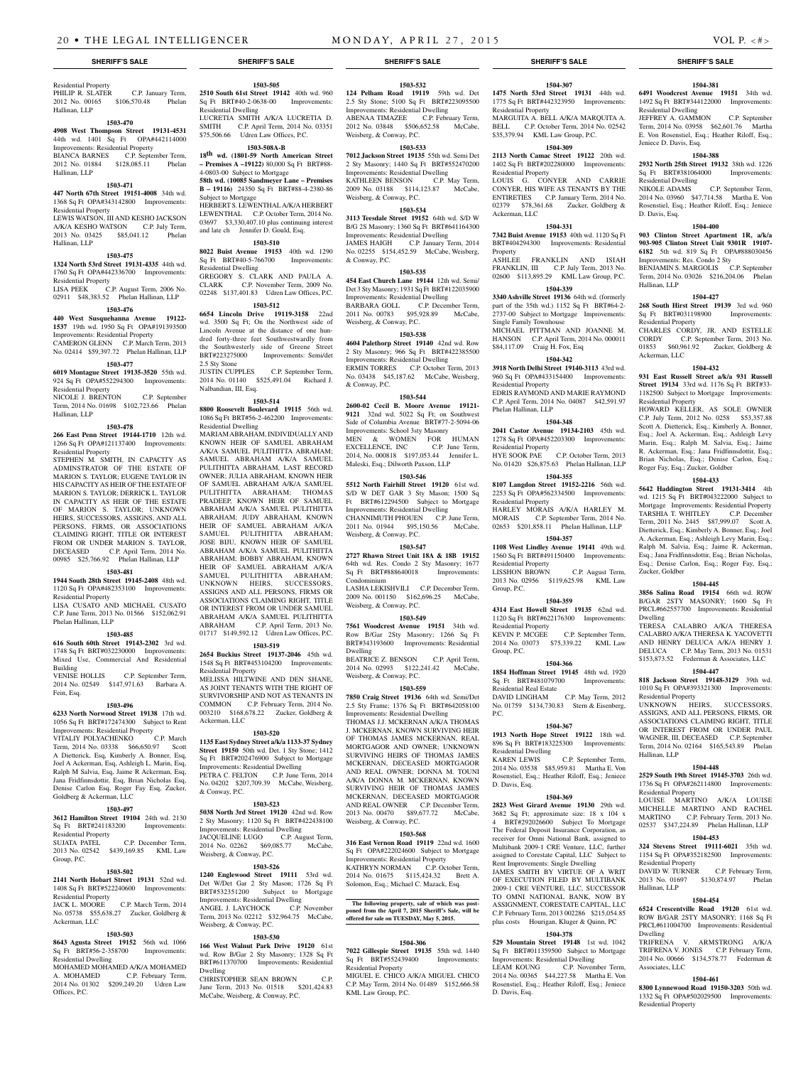## SHERIFF'S SALE

Residential Property
PHILIP R. SLATER C.P. January Term, 2012 No. 00165 $106,570.48 Phelan Hallinan, LLP

**1503-470**

**4908 West Thompson Street 19131-4531** 44th wd. 1401 Sq Ft OPA#442114000 Improvements: Residential Property
BIANCA BARNES C.P. September Term, 2012 No. 01884 $128,085.11 Phelan Hallinan, LLP

**1503-471**

**447 North 67th Street 19151-4008** 34th wd. 1368 Sq Ft OPA#343142800 Improvements: Residential Property
LEWIS WATSON, III AND KESHO JACKSON A/K/A KESHO WATSON C.P. July Term, 2013 No. 03425 $85,041.12 Phelan Hallinan, LLP

**1503-475**

**1324 North 53rd Street 19131-4335** 44th wd. 1760 Sq Ft OPA#442336700 Improvements: Residential Property
LISA PEEK C.P. August Term, 2006 No. 02911 $48,383.52 Phelan Hallinan, LLP

**1503-476**

**440 West Susquehanna Avenue 19122-1537** 19th wd. 1950 Sq Ft OPA#191393500 Improvements: Residential Property
CAMERON GLENN C.P. March Term, 2013 No. 02414 $59,397.72 Phelan Hallinan, LLP

**1503-477**

**6019 Montague Street 19135-3520** 55th wd. 924 Sq Ft OPA#552294300 Improvements: Residential Property
NICOLE J. BRENTON C.P. September Term, 2014 No. 01698 $102,723.66 Phelan Hallinan, LLP

**1503-478**

**266 East Penn Street 19144-1710** 12th wd. 1266 Sq Ft OPA#121137400 Improvements: Residential Property
STEPHEN M. SMITH, IN CAPACITY AS ADMINSTRATOR OF THE ESTATE OF MARION S. TAYLOR; EUGENE TAYLOR IN HIS CAPACITY AS HEIR OF THE ESTATE OF MARION S. TAYLOR; DERRICK L. TAYLOR IN CAPACITY AS HEIR OF THE ESTATE OF MARION S. TAYLOR; UNKNOWN HEIRS, SUCCESSORS, ASSIGNS, AND ALL PERSONS, FIRMS, OR ASSOCIATIONS CLAIMING RIGHT, TITLE OR INTEREST FROM OR UNDER MARION S. TAYLOR, DECEASED C.P. April Term, 2014 No. 00985 $25,766.92 Phelan Hallinan, LLP

**1503-481**

**1944 South 28th Street 19145-2408** 48th wd. 1120 Sq Ft OPA#482353100 Improvements: Residential Property
LISA CUSATO AND MICHAEL CUSATO C.P. June Term, 2013 No. 01566 $152,062.91 Phelan Hallinan, LLP

**1503-485**

**616 South 60th Street 19143-2302** 3rd wd. 1748 Sq Ft BRT#032230000 Improvements: Mixed Use, Commercial And Residential Building
VENISE HOLLIS C.P. September Term, 2014 No. 02549 $147,971.63 Barbara A. Fein, Esq.

**1503-496**

**6233 North Norwood Street 19138** 17th wd. 1056 Sq Ft BRT#172474300 Subject to Rent Improvements: Residential Property
VITALIY POLYACHENKO C.P. March Term, 2014 No. 03338 $66,650.97 Scott A Dietterick, Esq, Kimberly A. Bonner, Esq, Joel A Ackerman, Esq, Ashleigh L. Marin, Esq, Ralph M Salvia, Esq, Jaime R Ackerman, Esq, Jana Fridfinnsdottir, Esq, Brian Nicholas Esq, Denise Carlon Esq, Roger Fay Esq, Zucker, Goldberg & Ackerman, LLC

**1503-497**

**3612 Hamilton Street 19104** 24th wd. 2130 Sq Ft BRT#241183200 Improvements: Residential Property
SUJATA PATEL C.P. December Term, 2013 No. 02542 $439,169.85 KML Law Group, P.C.

**1503-502**

**2141 North Hobart Street 19131** 52nd wd. 1408 Sq Ft BRT#522240600 Improvements: Residential Property
JACK L. MOORE C.P. March Term, 2014 No. 05738 $55,638.27 Zucker, Goldberg & Ackerman, LLC

**1503-503**

**8643 Agusta Street 19152** 56th wd. 1066 Sq Ft BRT#56-2-358700 Improvements: Residential Dwelling
MOHAMED MOHAMED A/K/A MOHAMED A. MOHAMED C.P. February Term, 2014 No. 01302 $209,249.20 Udren Law Offices, P.C.

**1503-505**

**2510 South 61st Street 19142** 40th wd. 960 Sq Ft BRT#40-2-0638-00 Improvements: Residential Dwelling
LUCRETIA SMITH A/K/A LUCRETIA D. SMITH C.P. April Term, 2014 No. 03351 $75,506.66 Udren Law Offices, P.C.

**1503-508A-B**

**18th wd. (1801-59 North American Street – Premises A –19122)** 80,000 Sq Ft BRT#88-4-0803-00 Subject to Mortgage
**58th wd. (10085 Sandmeyer Lane – Premises B – 19116)** 24350 Sq Ft BRT#88-4-2380-86 Subject to Mortgage
HERBERT S. LEWENTHAL A/K/A HERBERT LEWENTHAL C.P. October Term, 2014 No. 03697 $3,330,407.10 plus continuing interest and late ch Jennifer D. Gould, Esq.

**1503-510**

**8022 Buist Avenue 19153** 40th wd. 1290 Sq Ft BRT#40-5-766700 Improvements: Residential Dwelling
GREGORY S. CLARK AND PAULA A. CLARK C.P. November Term, 2009 No. 02248 $137,401.83 Udren Law Offices, P.C.

**1503-512**

**6654 Lincoln Drive 19119-3158** 22nd wd. 3500 Sq Ft; On the Northwest side of Lincoln Avenue at the distance of one hundred forty-three feet Southwestwardly from the Southwesterly side of Greene Street BRT#223275000 Improvements: Semi/det 2.5 Sty Stone
JUSTIN CUPPLES C.P. September Term, 2014 No. 01140 $525,491.04 Richard J. Nalbandian, III, Esq.

**1503-514**

**8800 Roosevelt Boulevard 19115** 56th wd. 1086 Sq Ft BRT#56-2-462200 Improvements: Residential Dwelling
MARIAM ABRAHAM, INDIVIDUALLY AND KNOWN HEIR OF SAMUEL ABRAHAM A/K/A SAMUEL PULITHITTA ABRAHAM; SAMUEL ABRAHAM A/K/A SAMUEL PULITHITTA ABRAHAM, LAST RECORD OWNER; JULIA ABRAHAM, KNOWN HEIR OF SAMUEL ABRAHAM A/K/A SAMUEL PULITHITTA ABRAHAM; THOMAS PRADEEP, KNOWN HEIR OF SAMUEL ABRAHAM A/K/A SAMUEL PULITHITTA ABRAHAM; JUDY ABRAHAM, KNOWN HEIR OF SAMUEL ABRAHAM A/K/A SAMUEL PULITHITTA ABRAHAM; JOSE BIJU, KNOWN HEIR OF SAMUEL ABRAHAM A/K/A SAMUEL PULITHITTA ABRAHAM; BOBBY ABRAHAM, KNOWN HEIR OF SAMUEL ABRAHAM A/K/A SAMUEL PULITHITTA ABRAHAM; UNKNOWN HEIRS, SUCCESSORS, ASSIGNS AND ALL PERSONS, FIRMS OR ASSOCIATIONS CLAIMING RIGHT, TITLE OR INTEREST FROM OR UNDER SAMUEL ABRAHAM A/K/A SAMUEL PULITHITTA ABRAHAM C.P. April Term, 2013 No. 01717 $149,592.12 Udren Law Offices, P.C.

**1503-519**

**2654 Buckius Street 19137-2046** 45th wd. 1548 Sq Ft BRT#453104200 Improvements: Residential Property
MELISSA HILTWINE AND DEN SHANE, AS JOINT TENANTS WITH THE RIGHT OF SURVIVORSHIP AND NOT AS TENANTS IN COMMON C.P. February Term, 2014 No. 003210 $168,678.22 Zucker, Goldberg & Ackerman, LLC

**1503-520**

**1135 East Sydney Street a/k/a 1133-37 Sydney Street 19150** 50th wd. Det. 1 Sty Stone; 1412 Sq Ft BRT#202476900 Subject to Mortgage Improvements: Residential Dwelling
PETRA C. FELTON C.P. June Term, 2014 No. 04202 $207,709.39 McCabe, Weisberg, & Conway, P.C.

**1503-523**

**5038 North 3rd Street 19120** 42nd wd. Row 2 Sty Masonry; 1120 Sq Ft BRT#422438100 Improvements: Residential Dwelling
JACQUELINE LUGO C.P. August Term, 2014 No. 02262 $69,085.77 McCabe, Weisberg, & Conway, P.C.

**1503-526**

**1240 Englewood Street 19111** 53rd wd. Det W/Det Gar 2 Sty Mason; 1726 Sq Ft BRT#532351200 Subject to Mortgage Improvements: Residential Dwelling
ANGEL J. LAYCHOCK C.P. November Term, 2013 No. 02212 $32,964.75 McCabe, Weisberg, & Conway, P.C.

**1503-530**

**166 West Walnut Park Drive 19120** 61st wd. Row B/Gar 2 Sty Masonry; 1328 Sq Ft BRT#611370700 Improvements: Residential Dwelling
CHRISTOPHER SEAN BROWN C.P. June Term, 2013 No. 01518 $201,424.83 McCabe, Weisberg, & Conway, P.C.

**1503-532**

**124 Pelham Road 19119** 59th wd. Det 2.5 Sty Stone; 5100 Sq Ft BRT#223095500 Improvements: Residential Dwelling
ABENAA TIMAZEE C.P. February Term, 2012 No. 03848 $506,652.58 McCabe, Weisberg, & Conway, P.C.

**1503-533**

**7012 Jackson Street 19135** 55th wd. Semi Det 2 Sty Masonry; 1440 Sq Ft BRT#552470200 Improvements: Residential Dwelling
KATHLEEN BENSON C.P. May Term, 2009 No. 03188 $114,123.87 McCabe, Weisberg, & Conway, P.C.

**1503-534**

**3113 Teesdale Street 19152** 64th wd. S/D W B/G 2S Masonry; 1360 Sq Ft BRT#641164300 Improvements: Residential Dwelling
JAMES HAIGH C.P. January Term, 2014 No. 02255 $154,452.59 McCabe, Weisberg, & Conway, P.C.

**1503-535**

**454 East Church Lane 19144** 12th wd. Semi/Det 3 Sty Masonry; 1931 Sq Ft BRT#122035900 Improvements: Residential Dwelling
BARBARA GOLL C.P. December Term, 2011 No. 00783 $95,928.89 McCabe, Weisberg, & Conway, P.C.

**1503-538**

**4604 Palethorp Street 19140** 42nd wd. Row 2 Sty Masonry; 966 Sq Ft BRT#422385500 Improvements: Residential Dwelling
ERMIN TORRES C.P. October Term, 2013 No. 03438 $45,187.62 McCabe, Weisberg, & Conway, P.C.

**1503-544**

**2600-02 Cecil B. Moore Avenue 19121-9121** 32nd wd. 5022 Sq Ft; on Southwest Side of Columbia Avenue BRT#77-2-5094-06 Improvements: School 3ty Masonry
MEN & WOMEN FOR HUMAN EXCELLENCE, INC C.P. June Term, 2014, No. 000818 $197,053.44 Jennifer L. Maleski, Esq.; Dilworth Paxson, LLP

**1503-546**

**5512 North Fairhill Street 19120** 61st wd. S/D W DET GAR 3 Sty Mason; 1500 Sq Ft BRT#612294500 Subject to Mortgage Improvements: Residential Dwelling
CHANNIMUTH PHOUEN C.P. June Term, 2011 No. 01944 $95,150.56 McCabe, Weisberg, & Conway, P.C.

**1503-547**

**2727 Rhawn Street Unit 18A & 18B 19152** 64th wd. Res. Condo 2 Sty Masonry; 1677 Sq Ft BRT#888640018 Improvements: Condominium
LASHA LEKISHVILI C.P. December Term, 2009 No. 001150 $162,696.25 McCabe, Weisberg, & Conway, P.C.

**1503-549**

**7561 Woodcrest Avenue 19151** 34th wd. Row B/Gar 2Sty Masonry; 1266 Sq Ft BRT#343193600 Improvements: Residential Dwelling
BEATRICE Z. BENSON C.P. April Term, 2014 No. 02993 $122,241.42 McCabe, Weisberg, & Conway, P.C.

**1503-559**

**7850 Craig Street 19136** 64th wd. Semi/Det 2.5 Sty Frame; 1376 Sq Ft BRT#642058100 Improvements: Residential Dwelling
THOMAS J.J. MCKERNAN A/K/A THOMAS J. MCKERNAN, KNOWN SURVIVING HEIR OF THOMAS JAMES MCKERNAN, REAL MORTGAGOR AND OWNER; UNKNOWN SURVIVING HEIRS OF THOMAS JAMES MCKERNAN, DECEASED MORTGAGOR AND REAL OWNER; DONNA M. TOUNI A/K/A DONNA M. MCKERNAN, KNOWN SURVIVING HEIR OF THOMAS JAMES MCKERNAN, DECEASED MORTGAGOR AND REAL OWNER C.P. December Term, 2013 No. 00470 $89,677.72 McCabe, Weisberg, & Conway, P.C.

**1503-568**

**316 East Vernon Road 19119** 22nd wd. 1600 Sq Ft OPA#222024600 Subject to Mortgage Improvements: Residential Property
KATHRYN NORMAN C.P. October Term, 2014 No. 01675 $115,424.32 Brett A. Solomon, Esq.; Michael C. Mazack, Esq.

**The following property, sale of which was postponed from the April 7, 2015 Sheriff's Sale, will be offered for sale on TUESDAY, May 5, 2015.**

**1504-306**

**7022 Gillespie Street 19135** 55th wd. 1440 Sq Ft BRT#552439400 Improvements: Residential Property
MIGUEL E. CHICO A/K/A MIGUEL CHICO C.P. May Term, 2014 No. 01489 $152,666.58 KML Law Group, P.C.

**1504-307**

**1475 North 53rd Street 19131** 44th wd. 1775 Sq Ft BRT#442323950 Improvements: Residential Property
MARGUITA A. BELL A/K/A MARQUITA A. BELL C.P. October Term, 2014 No. 02542 $35,379.94 KML Law Group, P.C.

**1504-309**

**2113 North Camac Street 19122** 20th wd. 1402 Sq Ft BRT#202280000 Improvements: Residential Property
LOUIS G. CONYER AND CARRIE CONYER, HIS WIFE AS TENANTS BY THE ENTIRETIES C.P. January Term, 2014 No. 02379 $78,361.68 Zucker, Goldberg & Ackerman, LLC

**1504-331**

**7342 Buist Avenue 19153** 40th wd. 1120 Sq Ft BRT#404294300 Improvements: Residential Property
ASHLEE FRANKLIN AND ISIAH FRANKLIN, III C.P. July Term, 2013 No. 02600 $113,895.29 KML Law Group, P.C.

**1504-339**

**3340 Ashville Street 19136** 64th wd. (formerly part of the 35th wd.) 1152 Sq Ft BRT#64-2-2737-00 Subject to Mortgage Improvements: Single Family Townhouse
MICHAEL PITTMAN AND JOANNE M. HANSON C.P. April Term, 2014 No. 000011 $84,117.09 Craig H. Fox, Esq

**1504-342**

**3918 North Delhi Street 19140-3113** 43rd wd. 960 Sq Ft OPA#433154400 Improvements: Residential Property
EDRIS RAYMOND AND MARIE RAYMOND C.P. April Term, 2014 No. 04087 $42,591.97 Phelan Hallinan, LLP

**1504-348**

**2041 Castor Avenue 19134-2103** 45th wd. 1278 Sq Ft OPA#452203300 Improvements: Residential Property
HYE SOOK PAE C.P. October Term, 2013 No. 01420 $26,875.63 Phelan Hallinan, LLP

**1504-355**

**8107 Langdon Street 19152-2216** 56th wd. 2253 Sq Ft OPA#562334500 Improvements: Residential Property
HARLEY MORAIS A/K/A HARLEY M. MORAIS C.P. September Term, 2014 No. 02653 $201,858.11 Phelan Hallinan, LLP

**1504-357**

**1108 West Lindley Avenue 19141** 49th wd. 1560 Sq Ft BRT#491150400 Improvements: Residential Property
LISSHON BROWN C.P. August Term, 2013 No. 02956 $119,625.98 KML Law Group, P.C.

**1504-359**

**4314 East Howell Street 19135** 62nd wd. 1120 Sq Ft BRT#622176300 Improvements: Residential Property
KEVIN P. MCGEE C.P. September Term, 2014 No. 03073 $75,339.22 KML Law Group, P.C.

**1504-366**

**1854 Hoffman Street 19145** 48th wd. 1920 Sq Ft BRT#481079700 Improvements: Residential Real Estate
DAVID LINGHAM C.P. May Term, 2012 No. 01759 $134,730.83 Stern & Eisenberg, P.C.

**1504-367**

**1913 North Hope Street 19122** 18th wd. 896 Sq Ft BRT#183225300 Improvements: Residential Dwelling
KAREN LEWIS C.P. September Term, 2014 No. 03538 $85,959.81 Martha E. Von Rosenstiel, Esq.; Heather Riloff, Esq.; Jeniece D. Davis, Esq.

**1504-369**

**2823 West Girard Avenue 19130** 29th wd. 3682 Sq Ft; approximate size: 18 x 104 x 4 BRT#292026600 Subject To Mortgage The Federal Deposit Insurance Corporation, as receiver for Omni National Bank, assigned to Multibank 2009-1 CRE Venture, LLC, further assigned to Corestate Capital, LLC Subject to Rent Improvements: Single Dwelling
JAMES SMITH BY VIRTUE OF A WRIT OF EXECUTION FILED BY MULTIBANK 2009-1 CRE VENTURE, LLC, SUCCESSOR TO OMNI NATIONAL BANK, NOW BY ASSIGNMENT, CORESTATE CAPITAL, LLC C.P. February Term, 2013 002286 $215,054.85 plus costs Hourigan, Kluger & Quinn, PC

**1504-378**

**529 Mountain Street 19148** 1st wd. 1042 Sq Ft BRT#011359500 Subject to Mortgage Improvements: Residential Dwelling
LEAM KOUNG C.P. November Term, 2014 No. 00365 $44,227.58 Martha E. Von Rosenstiel, Esq.; Heather Riloff, Esq.; Jeniece D. Davis, Esq.

**1504-381**

**6491 Woodcrest Avenue 19151** 34th wd. 1492 Sq Ft BRT#344122000 Improvements: Residential Dwelling
JEFFREY A. GAMMON C.P. September Term, 2014 No. 03958 $62,601.76 Martha E. Von Rosenstiel, Esq.; Heather Riloff, Esq.; Jeniece D. Davis, Esq.

**1504-388**

**2932 North 25th Street 19132** 38th wd. 1226 Sq Ft BRT#381064000 Improvements: Residential Dwelling
NIKOLE ADAMS C.P. September Term, 2014 No. 03960 $47,714.58 Martha E. Von Rosenstiel, Esq.; Heather Riloff, Esq.; Jeniece D. Davis, Esq.

**1504-400**

**903 Clinton Street Apartment 1R, a/k/a 903-905 Clinton Street Unit 9301R 19107-6182** 5th wd. 819 Sq Ft OPA#888030456 Improvements: Res. Condo 2 Sty
BENJAMIN S. MARGOLIS C.P. September Term, 2014 No. 03026 $216,204.06 Phelan Hallinan, LLP

**1504-427**

**268 South Hirst Street 19139** 3rd wd. 960 Sq Ft BRT#031198900 Improvements: Residential Property
CHARLES CORDY, JR. AND ESTELLE CORDY C.P. September Term, 2013 No. 01853 $60,961.92 Zucker, Goldberg & Ackerman, LLC

**1504-432**

**931 East Russell Street a/k/a 931 Russell Street 19134** 33rd wd. 1176 Sq Ft BRT#33-1182500 Subject to Mortgage Improvements: Residential Property
HOWARD KELLER, AS SOLE OWNER C.P. July Term, 2012 No. 0258 $53,357.88 Scott A. Dietterick, Esq.; Kimberly A. Bonner, Esq.; Joel A. Ackerman, Esq.; Ashleigh Levy Marin, Esq.; Ralph M. Salvia, Esq.; Jaime R. Ackerman, Esq.; Jana Fridfinnsdottir, Esq.; Brian Nicholas, Esq.; Denise Carlon, Esq.; Roger Fay, Esq.; Zucker, Goldber

**1504-433**

**5642 Haddington Street 19131-3414** 4th wd. 1215 Sq Ft BRT#043222000 Subject to Mortgage Improvements: Residential Property
TARSHIA T. WHITLEY C.P. December Term, 2011 No. 2445 $87,999.07 Scott A. Dietterick, Esq.; Kimberly A. Bonner, Esq.; Joel A. Ackerman, Esq.; Ashleigh Levy Marin, Esq.; Ralph M. Salvia, Esq.; Jaime R. Ackerman, Esq.; Jana Fridfinnsdottir, Esq.; Brian Nicholas, Esq.; Denise Carlon, Esq.; Roger Fay, Esq.; Zucker, Goldber

**1504-445**

**3856 Salina Road 19154** 66th wd. ROW B/GAR 2STY MASONRY; 1600 Sq Ft PRCL#662557700 Improvements: Residential Dwelling
TERESA CALABRO A/K/A THERESA CALABRO A/K/A THERESA K. YACOVETTI AND HENRY DELUCA A/K/A HENRY J. DELUCA C.P. May Term, 2013 No. 01531 $153,873.52 Federman & Associates, LLC

**1504-447**

**818 Jackson Street 19148-3129** 39th wd. 1010 Sq Ft OPA#393321300 Improvements: Residential Property
UNKNOWN HEIRS, SUCCESSORS, ASSIGNS, AND ALL PERSONS, FIRMS, OR ASSOCIATIONS CLAIMING RIGHT, TITLE OR INTEREST FROM OR UNDER PAUL WAGNER, III, DECEASED C.P. September Term, 2014 No. 02164 $165,543.89 Phelan Hallinan, LLP

**1504-448**

**2529 South 19th Street 19145-3703** 26th wd. 1736 Sq Ft OPA#262114800 Improvements: Residential Property
LOUISE MARTINO A/K/A LOUISE MICHELLE MARTINO AND RACHEL MARTINO C.P. February Term, 2013 No. 02537 $347,224.89 Phelan Hallinan, LLP

**1504-453**

**324 Stevens Street 19111-6021** 35th wd. 1154 Sq Ft OPA#352182500 Improvements: Residential Property
DAVID W. TURNER C.P. February Term, 2013 No. 01697 $130,874.97 Phelan Hallinan, LLP

**1504-454**

**6524 Crescentville Road 19120** 61st wd. ROW B/GAR 2STY MASONRY; 1168 Sq Ft PRCL#611004700 Improvements: Residential Dwelling
TRIFRENA V. ARMSTRONG A/K/A TRIFRENA V. JONES C.P. February Term, 2014 No. 00666 $134,578.77 Federman & Associates, LLC

**1504-461**

**8300 Lynnewood Road 19150-3203** 50th wd. 1332 Sq Ft OPA#502029500 Improvements: Residential Property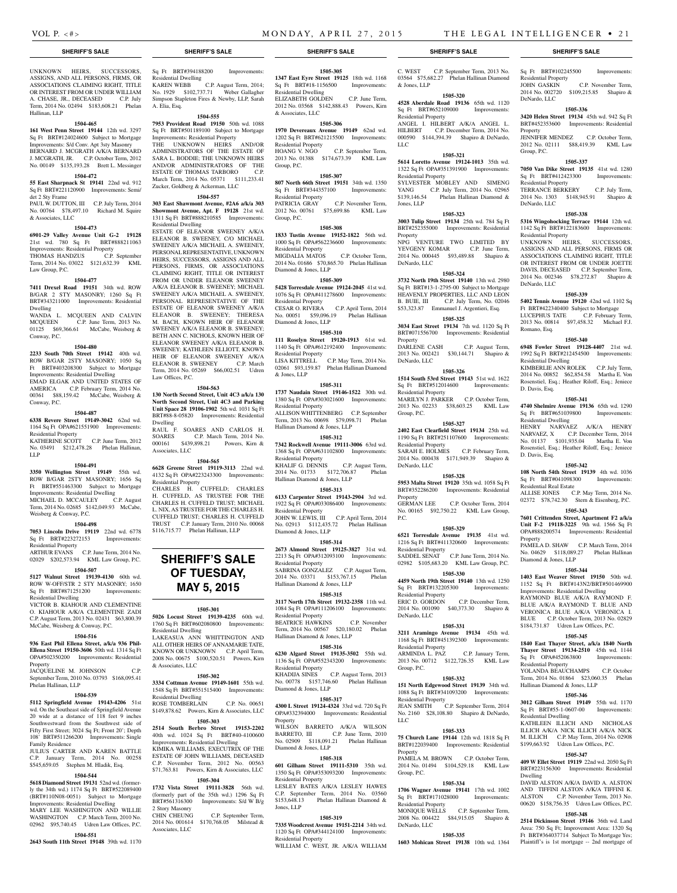UNKNOWN HEIRS, SUCCESSORS, ASSIGNS, AND ALL PERSONS, FIRMS, OR ASSOCIATIONS CLAIMING RIGHT, TITLE OR INTEREST FROM OR UNDER WILLIAM A. CHASE, JR., DECEASED C.P. July Term, 2014 No. 02494 $183,608.21 Phelan Hallinan, LLP

**1504-465**

**161 West Penn Street 19144** 12th wd. 3297 Sq Ft BRT#124024600 Subject to Mortgage Improvements: S/d Conv. Apt 3sty Masonry BERNARD J. MCGRATH A/K/A BERNARD J. MCGRATH, JR. C.P. October Term, 2012 No. 00149 $135,193.28 Brett L. Messinger

**1504-472**

**55 East Sharpnack St 19141** 22nd wd. 912 Sq Ft BRT#221120900 Improvements: Semi/det 2 Sty Frame
PAUL W. DUTTON, III C.P. July Term, 2014 No. 00764 $78,497.10 Richard M. Squire & Associates, LLC

**1504-473**

**6901-29 Valley Avenue Unit G-2 19128** 21st wd. 780 Sq Ft BRT#888211063 Improvements: Residential Property
THOMAS HANDZUS C.P. September Term, 2014 No. 03022 $121,632.39 KML Law Group, P.C.

**1504-477**

**7411 Drexel Road 19151** 34th wd. ROW B/GAR 2 STY MASONRY; 1260 Sq Ft BRT#343211000 Improvements: Residential Dwelling
WANDA L. MCQUEEN AND CALVIN MCQUEEN C.P. June Term, 2013 No. 01125 $69,366.61 McCabe, Weisberg & Conway, P.C.

**1504-480**

**2233 South 70th Street 19142** 40th wd. ROW B/GAR 2STY MASONRY; 1050 Sq Ft BRT#403208300 Subject to Mortgage Improvements: Residential Dwelling
EMAD ELGAK AND UNITED STATES OF AMERICA C.P. February Term, 2014 No. 00361 $88,159.42 McCabe, Weisberg & Conway, P.C.

**1504-487**

**6338 Revere Street 19149-3042** 62nd wd. 1164 Sq Ft OPA#621551900 Improvements: Residential Property
KATHERINE SCOTT C.P. June Term, 2012 No. 03491 $212,478.28 Phelan Hallinan, LLP

**1504-491**

**3350 Wellington Street 19149** 55th wd. ROW B/GAR 2STY MASONRY; 1656 Sq Ft BRT#551463300 Subject to Mortgage Improvements: Residential Dwelling
MICHAEL D. MCCAULEY C.P. August Term, 2014 No. 02685 $142,049.93 McCabe, Weisberg & Conway, P.C.

**1504-498**

**7053 Lincoln Drive 19119** 22nd wd. 6778 Sq Ft BRT#223272153 Improvements: Residential Property
ARTHUR EVANS C.P. June Term, 2014 No. 02029 $202,573.94 KML Law Group, P.C.

**1504-507**

**5127 Walnut Street 19139-4130** 60th wd. ROW W-OFF/STR 2 STY MASONRY; 1650 Sq Ft BRT#871251200 Improvements: Residential Dwelling
VICTOR B. KIAHOUR AND CLEMENTINE O. KIAHOUR A/K/A CLEMENTINE ZADI C.P. August Term, 2013 No. 02431 $63,800.39 McCabe, Weisberg & Conway, P.C.

**1504-516**

**936 East Phil Ellena Street, a/k/a 936 Phil-Ellena Street 19150-3606** 50th wd. 1314 Sq Ft OPA#502350200 Improvements: Residential Property
JACQUELINE M. JOHNSON C.P. September Term, 2010 No. 03793 $168,095.41 Phelan Hallinan, LLP

**1504-539**

**5112 Springfield Avenue 19143-4206** 51st wd. On the Southeast side of Springfield Avenue 20 wide at a distance of 118 feet 9 inches Southwestward from the Southwest side of Fifty First Street; 3024 Sq Ft; Front 20'; Depth 108' BRT#511266200 Improvements: Single Family Residence
JULIUS CARTER AND KAREN BATTLE C.P. January Term, 2014 No. 00258 $545,659.05 Stephen M. Hladik, Esq.

**1504-544**

**5618 Diamond Street 19131** 52nd wd. (formerly the 34th wd.) 1174 Sq Ft BRT#522089400 (BRT#110N08-0051) Subject to Mortgage Improvements: Residential Dwelling
MARY LEE WASHINGTON AND WILLIE WASHINGTON C.P. March Term, 2010 No. 02962 $95,740.45 Udren Law Offices, P.C.

**1504-551**

**2643 South 11th Street 19148** 39th wd. 1170 Sq Ft BRT#394188200 Improvements: Residential Dwelling
KAREN WEBB C.P. August Term, 2014; No. 1929 $102,737.71 Weber Gallagher Simpson Stapleton Fires & Newby, LLP, Sarah A. Elia, Esq.

**1504-555**

**7953 Provident Road 19150** 50th wd. 1088 Sq Ft BRT#501189100 Subject to Mortgage Improvements: Residential Property
THE UNKNOWN HEIRS AND/OR ADMINISTRATORS OF THE ESTATE OF SARA L. BODDIE; THE UNKNOWN HEIRS AND/OR ADMINISTRATORS OF THE ESTATE OF THOMAS TARBORO C.P. March Term, 2014 No. 05371 $111,233.41 Zucker, Goldberg & Ackerman, LLC

**1504-557**

**303 East Shawmont Avenue, #2A6 a/k/a 303 Showmont Avenue, Apt. F 19128** 21st wd. 1311 Sq Ft BRT#888210585 Improvements: Residential Dwelling
ESTATE OF ELEANOR SWEENEY A/K/A ELEANOR B. SWEENEY, C/O MICHAEL SWEENEY A/K/A MICHAEL A. SWEENEY, PERSONAL REPRESENTATIVE, UNKNOWN HEIRS, SUCCESSORS, ASSIGNS AND ALL PERSONS, FIRMS, OR ASSOCIATIONS CLAIMING RIGHT, TITLE OR INTEREST FROM OR UNDER ELEANOR SWEENEY A/K/A ELEANOR B. SWEENEY; MICHAEL SWEENEY A/K/A MICHAEL A. SWEENEY, PERSONAL REPRESENTATIVE OF THE ESTATE OF ELEANOR SWEENEY A/K/A ELEANOR B. SWEENEY; THERESA M. BACH, KNOWN HEIR OF ELEANOR SWEENEY A/K/A ELEANOR B. SWEENEY; BETH ANN C. NICHOLS, KNOWN HEIR OF ELEANOR SWEENEY A/K/A ELEANOR B. SWEENEY; KATHLEEN ELLIOTT, KNOWN HEIR OF ELEANOR SWEENEY A/K/A ELEANOR B. SWEENEY C.P. March Term, 2014 No. 05269 $66,002.51 Udren Law Offices, P.C.

**1504-563**

**130 North Second Street, Unit 4C3 a/k/a 130 North Second Street, Unit 4C3 and Parking Unit Space 28 19106-1902** 5th wd. 1031 Sq Ft BRT#88-8-05820 Improvements: Residential Dwelling
RAUL F. SOARES AND CARLOS H. SOARES C.P. March Term, 2014 No. 000161 $439,898.21 Powers, Kirn & Associates, LLC

**1504-565**

**6628 Greene Street 19119-3113** 22nd wd. 4132 Sq Ft OPA#223243300 Improvements: Residential Property
CHARLES H. CUFFELD; CHARLES H. CUFFELD, AS TRUSTEE FOR THE CHARLES H. CUFFELD TRUST; MICHAEL L. NIX, AS TRUSTEE FOR THE CHARLES H. CUFFELD TRUST; CHARLES H. CUFFELD TRUST C.P. January Term, 2010 No. 00068 $116,715.77 Phelan Hallinan, LLP

# SHERIFF'S SALE OF TUESDAY, MAY 5, 2015

**1505-301**

**5026 Locust Street 19139-4235** 60th wd. 1760 Sq Ft BRT#602080800 Improvements: Residential Dwelling
LAKEASUA ANN WHITTINGTON AND ALL OTHER HEIRS OF ANNAMARIE TATE, KNOWN OR UNKNOWN C.P. April Term, 2008 No. 00675 $100,520.51 Powers, Kirn & Associates, LLC

**1505-302**

**3334 Cottman Avenue 19149-1601** 55th wd. 1548 Sq Ft BRT#551515400 Improvements: Residential Dwelling
ROSE TOMBERLAIN C.P. No. 00651 $149,878.62 Powers, Kirn & Associates, LLC

**1505-303**

**2514 South Berbro Street 19153-2202** 40th wd. 1024 Sq Ft BRT#40-4100600 Improvements: Residential Dwelling
KIMIKA WILLIAMS, EXECUTRIX OF THE ESTATE OF JOHN WILLIAMS, DECEASED C.P. November Term, 2012 No. 00563 $71,763.81 Powers, Kirn & Associates, LLC

**1505-304**

**1732 Vista Street 19111-3828** 56th wd. (formerly part of the 35th wd.) 1296 Sq Ft BRT#561316300 Improvements: S/d W B/g 2 Story Masonry
CHIN CHEUNG C.P. September Term, 2014 No. 001614 $170,768.05 Milstead & Associates, LLC

**1505-305**

**1347 East Eyre Street 19125** 18th wd. 1168 Sq Ft BRT#18-1156500 Improvements: Residential Dwelling
ELIZABETH GOLDEN C.P. June Term, 2012 No. 03568 $142,888.43 Powers, Kirn & Associates, LLC

**1505-306**

**1970 Devereaux Avenue 19149** 62nd wd. 1202 Sq Ft BRT#621215500 Improvements: Residential Property
HOANG V. NGO C.P. September Term, 2013 No. 01388 $174,673.39 KML Law Group, P.C.

**1505-307**

**807 North 66th Street 19151** 34th wd. 1350 Sq Ft BRT#344357100 Improvements: Residential Property
PATRICIA GRAY C.P. November Term, 2012 No. 00761 $75,699.86 KML Law Group, P.C.

**1505-308**

**1833 Tustin Avenue 19152-1822** 56th wd. 1000 Sq Ft OPA#562236600 Improvements: Residential Property
MIGDALIA MATOS C.P. October Term, 2014 No. 01686 $70,865.70 Phelan Hallinan Diamond & Jones, LLP

**1505-309**

**5428 Torresdale Avenue 19124-2045** 41st wd. 1076 Sq Ft OPA#411278600 Improvements: Residential Property
CESAR O. RIVERA C.P. April Term, 2014 No. 00051 $59,096.19 Phelan Hallinan Diamond & Jones, LLP

**1505-310**

**111 Roselyn Street 19120-1913** 61st wd. 1140 Sq Ft OPA#612192400 Improvements: Residential Property
LISA KITTRELL C.P. May Term, 2014 No. 02061 $93,159.87 Phelan Hallinan Diamond & Jones, LLP

**1505-311**

**1737 Naudain Street 19146-1522** 30th wd. 1380 Sq Ft OPA#303021600 Improvements: Residential Property
ALLISON WHITTENBERG C.P. September Term, 2013 No. 00698 $79,098.71 Phelan Hallinan Diamond & Jones, LLP

**1505-312**

**7342 Rockwell Avenue 19111-3006** 63rd wd. 1368 Sq Ft OPA#631102800 Improvements: Residential Property
KHALIF G. DENNIS C.P. August Term, 2014 No. 01733 $172,706.87 Phelan Hallinan Diamond & Jones, LLP

**1505-313**

**6133 Carpenter Street 19143-2904** 3rd wd. 1922 Sq Ft OPA#033086400 Improvements: Residential Property
JOHN W. LEWIS, III C.P. April Term, 2014 No. 02913 $112,435.72 Phelan Hallinan Diamond & Jones, LLP

**1505-314**

**2673 Almond Street 19125-3827** 31st wd. 2213 Sq Ft OPA#312093100 Improvements: Residential Property
SABRINA GONZALEZ C.P. August Term, 2014 No. 03371 $153,767.15 Phelan Hallinan Diamond & Jones, LLP

**1505-315**

**3117 North 17th Street 19132-2358** 11th wd. 1084 Sq Ft OPA#111206100 Improvements: Residential Property
BEATRICE HAWKINS C.P. November Term, 2014 No. 00567 $20,180.02 Phelan Hallinan Diamond & Jones, LLP

**1505-316**

**6230 Algard Street 19135-3502** 55th wd. 1136 Sq Ft OPA#552343200 Improvements: Residential Property
KHADIJA SINES C.P. August Term, 2013 No. 00778 $157,746.60 Phelan Hallinan Diamond & Jones, LLP

**1505-317**

**4300 L Street 19124-4324** 33rd wd. 720 Sq Ft OPA#332394000 Improvements: Residential Property
WILSON BARRETO A/K/A WILSON BARRETO, III C.P. June Term, 2010 No. 02909 $118,091.21 Phelan Hallinan Diamond & Jones, LLP

**1505-318**

**601 Gilham Street 19111-5310** 35th wd. 1350 Sq Ft OPA#353093200 Improvements: Residential Property
LESLEY BATES A/K/A LESLEY HAWES C.P. September Term, 2014 No. 03560 $153,648.13 Phelan Hallinan Diamond & Jones, LLP

**1505-319**

**7335 Woodcrest Avenue 19151-2214** 34th wd. 1120 Sq Ft OPA#344124100 Improvements: Residential Property
WILLIAM C. WEST, JR. A/K/A WILLIAM C. WEST C.P. September Term, 2013 No. 03564 $75,682.27 Phelan Hallinan Diamond & Jones, LLP

**1505-320**

**4528 Aberdale Road 19136** 65th wd. 1120 Sq Ft BRT#652109000 Improvements: Residential Property
ANGEL I. HILBERT A/K/A ANGEL L. HILBERT C.P. December Term, 2014 No. 000590 $144,394.39 Shapiro & DeNardo, LLC

**1505-321**

**5614 Loretto Avenue 19124-1013** 35th wd. 1322 Sq Ft OPA#351391900 Improvements: Residential Property
SYLVESTER MOBLEY AND SIMENG YANG C.P. July Term, 2014 No. 02965 $139,146.54 Phelan Hallinan Diamond & Jones, LLP

**1505-323**

**3003 Tulip Street 19134** 25th wd. 784 Sq Ft BRT#252355000 Improvements: Residential Property
NPG VENTURE TWO LIMITED BY YEVGENY KOMAR C.P. June Term, 2014 No. 000445 $93,489.88 Shapiro & DeNardo, LLC

**1505-324**

**3732 North 19th Street 19140** 13th wd. 2980 Sq Ft BRT#13-1-2795-00 Subject to Mortgage HEAVENLY PROPERTIES, LLC AND LEON B. BUIE, III C.P. July Term, No. 02046 $53,323.87 Emmanuel J. Argentieri, Esq.

**1505-325**

**3034 East Street 19134** 7th wd. 1120 Sq Ft BRT#071556700 Improvements: Residential Property
DARLENE CASH C.P. August Term, 2013 No. 002421 $30,144.71 Shapiro & DeNardo, LLC

**1505-326**

**1514 South 53rd Street 19143** 51st wd. 1622 Sq Ft BRT#512014600 Improvements: Residential Property
MARILYN J. PARKER C.P. October Term, 2013 No. 02233 $38,603.25 KML Law Group, P.C.

**1505-327**

**2402 East Clearfield Street 19134** 25th wd. 1190 Sq Ft BRT#251107600 Improvements: Residential Property
SARAH E. HOLMES C.P. February Term, 2014 No. 000438 $171,949.39 Shapiro & DeNardo, LLC

**1505-328**

**5953 Malta Street 19120** 35th wd. 1058 Sq Ft BRT#352286200 Improvements: Residential Property
GERMAN LEE C.P. October Term, 2014 No. 00165 $92,750.22 KML Law Group, P.C.

**1505-329**

**6521 Torresdale Avenue 19135** 41st wd. 1216 Sq Ft BRT#411320600 Improvements: Residential Property
SADDEL SENAT C.P. June Term, 2014 No. 02982 $105,683.20 KML Law Group, P.C.

**1505-330**

**4459 North 19th Street 19140** 13th wd. 1250 Sq Ft BRT#132205300 Improvements: Residential Property
ERIC D. GORDON C.P. December Term, 2014 No. 001090 $40,373.30 Shapiro & DeNardo, LLC

**1505-331**

**3211 Aramingo Avenue 19134** 45th wd. 1168 Sq Ft BRT#451392300 Improvements: Residential Property
ARMINDA L. PAZ C.P. January Term, 2013 No. 00712 $122,726.35 KML Law Group, P.C.

**1505-332**

**151 North Edgewood Street 19139** 34th wd. 1088 Sq Ft BRT#341093200 Improvements: Residential Property
JEAN SMITH C.P. September Term, 2014 No. 2160 $28,108.80 Shapiro & DeNardo, LLC

**1505-333**

**75 Church Lane 19144** 12th wd. 1818 Sq Ft BRT#122039400 Improvements: Residential Property
PAMELA M. BROWN C.P. October Term, 2014 No. 01494 $104,529.18 KML Law Group, P.C.

**1505-334**

**1706 Wagner Avenue 19141** 17th wd. 1002 Sq Ft BRT#171028000 Improvements: Residential Property
MONIQUE WELLS C.P. September Term, 2008 No. 004422 $84,915.05 Shapiro & DeNardo, LLC

**1505-335**

**1603 Mohican Street 19138** 10th wd. 1364 Sq Ft BRT#102245500 Improvements: Residential Property
JOHN GASKIN C.P. November Term, 2014 No. 002720 $109,215.85 Shapiro & DeNardo, LLC

**1505-336**

**3420 Helen Street 19134** 45th wd. 942 Sq Ft BRT#452353600 Improvements: Residential Property
JENNIFER MENDEZ C.P. October Term, 2012 No. 02111 $88,419.39 KML Law Group, P.C.

**1505-337**

**7050 Van Dike Street 19135** 41st wd. 1280 Sq Ft BRT#412423300 Improvements: Residential Property
TERRANCE BERKERY C.P. July Term, 2014 No. 1303 $148,945.91 Shapiro & DeNardo, LLC

**1505-338**

**5316 Wingohocking Terrace 19144** 12th wd. 1142 Sq Ft BRT#122183600 Improvements: Residential Property
UNKNOWN HEIRS, SUCCESSORS, ASSIGNS AND ALL PERSONS, FIRMS OR ASSOCIATIONS CLAIMING RIGHT, TITLE OR INTEREST FROM OR UNDER JOETTE DAVIS, DECEASED C.P. September Term, 2014 No. 002346 $78,272.87 Shapiro & DeNardo, LLC

**1505-339**

**5402 Tennis Avenue 19120** 42nd wd. 1102 Sq Ft BRT#422340400 Subject to Mortgage
LUCEPHUS TATE C.P. February Term, 2013 No. 00814 $97,458.32 Michael F.J. Romano, Esq.

**1505-340**

**6948 Fowler Street 19128-4407** 21st wd. 1992 Sq Ft BRT#212454500 Improvements: Residential Dwelling
KIMBERLIE ANN ROLEK C.P. July Term, 2014 No. 00852 $62,854.58 Martha E. Von Rosenstiel, Esq.; Heather Riloff, Esq.; Jeniece D. Davis, Esq.

**1505-341**

**4740 Shelmire Avenue 19136** 65th wd. 1290 Sq Ft BRT#651039800 Improvements: Residential Dwelling
HENRY NARVAEZ A/K/A HENRY NARVAEZ, X C.P. December Term, 2014 No. 01137 $101,935.04 Martha E. Von Rosenstiel, Esq.; Heather Riloff, Esq.; Jeniece D. Davis, Esq.

**1505-342**

**108 North 54th Street 19139** 4th wd. 1036 Sq Ft BRT#041098300 Improvements: Residential Real Estate
ALLISE JONES C.P. May Term, 2014 No. 02372 $78,742.30 Stern & Eisenberg, P.C.

**1505-343**

**7601 Crittenden Street, Apartment F2 a/k/a Unit F-2 19118-3225** 9th wd. 1566 Sq Ft OPA#888200574 Improvements: Residential Property
PAMELA D. SHAW C.P. March Term, 2014 No. 04629 $118,089.27 Phelan Hallinan Diamond & Jones, LLP

**1505-344**

**1403 East Weaver Street 19150** 50th wd. 1152 Sq Ft BRT#143N2/BRT#501469900 Improvements: Residential Dwelling
RAYMOND BLUE A/K/A RAYMOND F. BLUE A/K/A RAYMOND T. BLUE AND VERONICA BLUE A/K/A VERONICA I. BLUE C.P. October Term, 2013 No. 02829 $184,731.87 Udren Law Offices, P.C.

**1505-345**

**1840 East Thayer Street, a/k/a 1840 North Thayer Street 19134-2510** 45th wd. 1144 Sq Ft OPA#452063800 Improvements: Residential Property
YOLANDA BEAUCHAMPS C.P. October Term, 2014 No. 01864 $23,060.35 Phelan Hallinan Diamond & Jones, LLP

**1505-346**

**3012 Gilham Street 19149** 55th wd. 1170 Sq Ft BRT#55-1-0607-00 Improvements: Residential Dwelling
KATHLEEN ILLICH AND NICHOLAS ILLICH A/K/A NICK ILLICH A/K/A NICK M. ILLICH C.P. May Term, 2014 No. 02908 $199,663.92 Udren Law Offices, P.C.

**1505-347**

**409 W Ellet Street 19119** 22nd wd. 2050 Sq Ft BRT#223156300 Improvements: Residential Dwelling
DAVID ALSTON A/K/A DAVID A. ALSTON AND TIFFINI ALSTON A/K/A TIFFINI K. ALSTON C.P. November Term, 2013 No. 00620 $158,756.35 Udren Law Offices, P.C.

**1505-348**

**2514 Dickinson Street 19146** 36th wd. Land Area: 750 Sq Ft; Improvement Area: 1320 Sq Ft BRT#364037714 Subject To Mortgage Yes; Plaintiff's is 1st mortgage -- 2nd mortgage of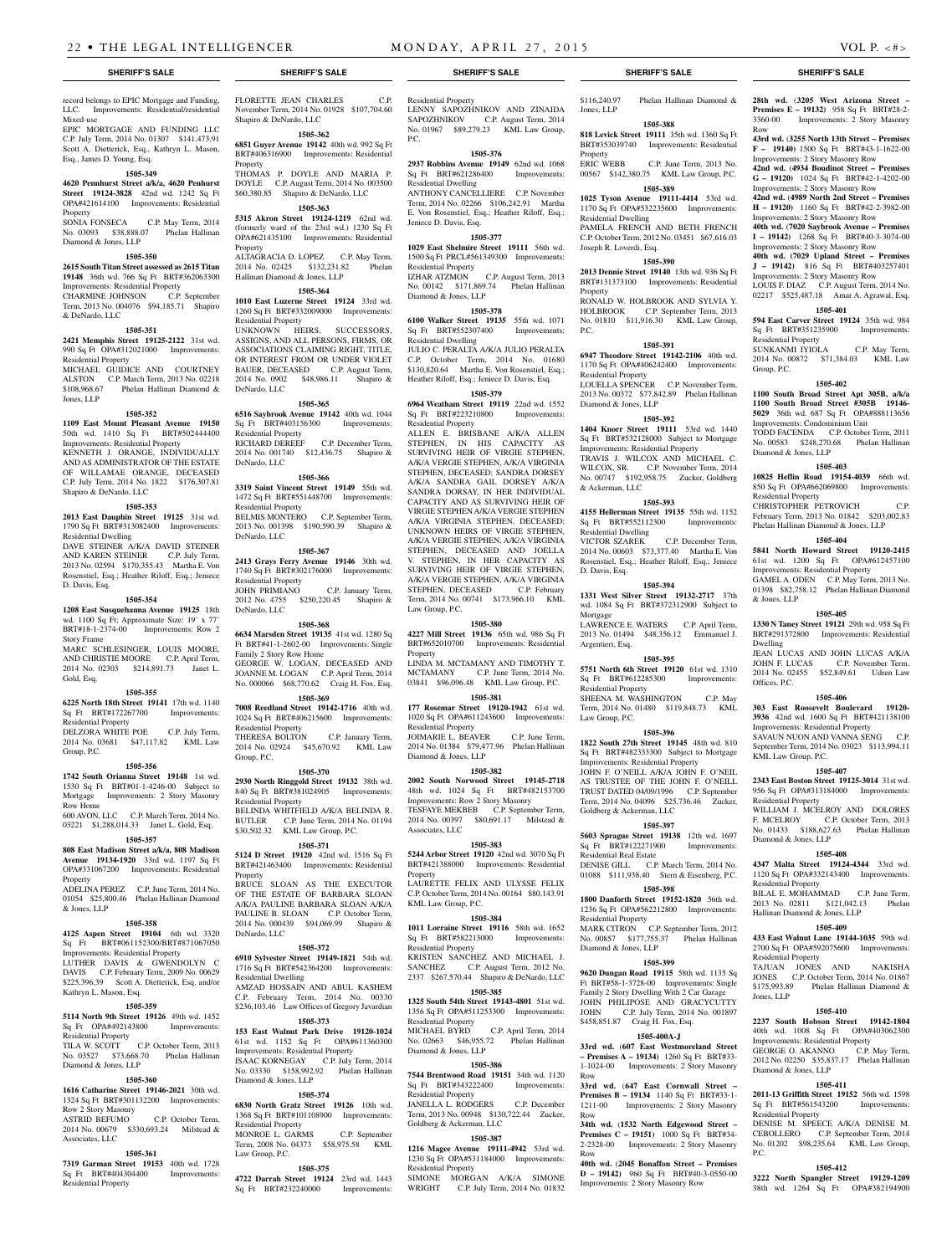**SHERIFF'S SALE**

record belongs to EPIC Mortgage and Funding, LLC. Improvements: Residential/residential Mixed-use

EPIC MORTGAGE AND FUNDING LLC C.P. July Term, 2014 No. 01307 $141,473.91 Scott A. Dietterick, Esq., Kathryn L. Mason, Esq., James D. Young, Esq.

**1505-349**

**4620 Pennhurst Street a/k/a, 4620 Penhurst Street 19124-3828** 42nd wd. 1242 Sq Ft OPA#421614100 Improvements: Residential Property

SONIA FONSECA C.P. May Term, 2014 No. 03093 $38,888.07 Phelan Hallinan Diamond & Jones, LLP

**1505-350**

**2615 South Titan Street assessed as 2615 Titan 19148** 36th wd. 766 Sq Ft BRT#362063300 Improvements: Residential Property

CHARMINE JOHNSON C.P. September Term, 2013 No. 004076 $94,185.71 Shapiro & DeNardo, LLC

**1505-351**

**2421 Memphis Street 19125-2122** 31st wd. 990 Sq Ft OPA#312021000 Improvements: Residential Property

MICHAEL GUIDICE AND COURTNEY ALSTON C.P. March Term, 2013 No. 02218 $108,968.67 Phelan Hallinan Diamond & Jones, LLP

**1505-352**

**1109 East Mount Pleasant Avenue 19150** 50th wd. 1410 Sq Ft BRT#502444400 Improvements: Residential Property

KENNETH J. ORANGE, INDIVIDUALLY AND AS ADMINISTRATOR OF THE ESTATE OF WILLAMAE ORANGE, DECEASED C.P. July Term, 2014 No. 1822 $176,307.81 Shapiro & DeNardo, LLC

**1505-353**

**2013 East Dauphin Street 19125** 31st wd. 1790 Sq Ft BRT#313082400 Improvements: Residential Dwelling

DAVE STEINER A/K/A DAVID STEINER AND KAREN STEINER C.P. July Term, 2013 No. 02594 $170,355.43 Martha E. Von Rosenstiel, Esq.; Heather Riloff, Esq.; Jeniece D. Davis, Esq.

**1505-354**

**1208 East Susquehanna Avenue 19125** 18th wd. 1100 Sq Ft; Approximate Size: 19' x 77' BRT#18-1-2374-00 Improvements: Row 2 Story Frame

MARC SCHLESINGER, LOUIS MOORE, AND CHRISTIE MOORE C.P. April Term, 2014 No. 02303 $214,891.73 Janet L. Gold, Esq.

**1505-355**

**6225 North 18th Street 19141** 17th wd. 1140 Sq Ft BRT#172267700 Improvements: Residential Property

DELZORA WHITE POE C.P. July Term, 2014 No. 03681 $47,117.82 KML Law Group, P.C.

**1505-356**

**1742 South Orianna Street 19148** 1st wd. 1530 Sq Ft BRT#01-1-4246-00 Subject to Mortgage Improvements: 2 Story Masonry Row Home

600 AVON, LLC C.P. March Term, 2014 No. 03221 $1,288,014.33 Janet L. Gold, Esq.

**1505-357**

**808 East Madison Street a/k/a, 808 Madison Avenue 19134-1920** 33rd wd. 1197 Sq Ft OPA#331067200 Improvements: Residential Property

ADELINA PEREZ C.P. June Term, 2014 No. 01054 $25,800.46 Phelan Hallinan Diamond & Jones, LLP

**1505-358**

**4125 Aspen Street 19104** 6th wd. 3320 Sq Ft BRT#061152300/BRT#871067050 Improvements: Residential Property

LUTHER DAVIS & GWENDOLYN C DAVIS C.P. February Term, 2009 No. 00629 $225,396.39 Scott A. Dietterick, Esq. and/or Kathryn L. Mason, Esq.

**1505-359**

**5114 North 9th Street 19126** 49th wd. 1452 Sq Ft OPA#492143800 Improvements: Residential Property

TILA W. SCOTT C.P. October Term, 2013 No. 03527 $73,668.70 Phelan Hallinan Diamond & Jones, LLP

**1505-360**

**1616 Catharine Street 19146-2021** 30th wd. 1324 Sq Ft BRT#301132200 Improvements: Row 2 Story Masonry

ASTRID BEFUMO C.P. October Term, 2014 No. 00679 $330,693.24 Milstead & Associates, LLC

**1505-361**

**7319 Garman Street 19153** 40th wd. 1728 Sq Ft BRT#404304400 Improvements: Residential Property

FLORETTE JEAN CHARLES C.P. November Term, 2014 No. 01928 $107,704.60 Shapiro & DeNardo, LLC

**1505-362**

**6851 Guyer Avenue 19142** 40th wd. 992 Sq Ft BRT#406316900 Improvements: Residential Property

THOMAS P. DOYLE AND MARIA P. DOYLE C.P. August Term, 2014 No. 003500 $60,380.85 Shapiro & DeNardo, LLC

**1505-363**

**5315 Akron Street 19124-1219** 62nd wd. (formerly ward of the 23rd wd.) 1230 Sq Ft OPA#621435100 Improvements: Residential Property

ALTAGRACIA D. LOPEZ C.P. May Term, 2014 No. 02425 $132,231.82 Phelan Hallinan Diamond & Jones, LLP

**1505-364**

**1010 East Luzerne Street 19124** 33rd wd. 1260 Sq Ft BRT#332009000 Improvements: Residential Property

UNKNOWN HEIRS, SUCCESSORS, ASSIGNS, AND ALL PERSONS, FIRMS, OR ASSOCIATIONS CLAIMING RIGHT, TITLE, OR INTEREST FROM OR UNDER VIOLET BAUER, DECEASED C.P. August Term, 2014 No. 0902 $48,986.11 Shapiro & DeNardo, LLC

**1505-365**

**6516 Saybrook Avenue 19142** 40th wd. 1044 Sq Ft BRT#403156300 Improvements: Residential Property

RICHARD DEREEF C.P. December Term, 2014 No. 001740 $12,436.75 Shapiro & DeNardo, LLC

**1505-366**

**3319 Saint Vincent Street 19149** 55th wd. 1472 Sq Ft BRT#551448700 Improvements: Residential Property

BELMIS MONTERO C.P. September Term, 2013 No. 001398 $190,590.39 Shapiro & DeNardo, LLC

**1505-367**

**2413 Grays Ferry Avenue 19146** 30th wd. 1740 Sq Ft BRT#302176000 Improvements: Residential Property

JOHN PRIMIANO C.P. January Term, 2012 No. 4755 $250,220.45 Shapiro & DeNardo, LLC

**1505-368**

**6634 Marsden Street 19135** 41st wd. 1280 Sq Ft BRT#41-1-2602-00 Improvements: Single Family 2 Story Row Home

GEORGE W. LOGAN, DECEASED AND JOANNE M. LOGAN C.P. April Term, 2014 No. 000066 $68,770.62 Craig H. Fox, Esq.

**1505-369**

**7008 Reedland Street 19142-1716** 40th wd. 1024 Sq Ft BRT#406215600 Improvements: Residential Property

THERESA BOLTON C.P. January Term, 2014 No. 02924 $45,670.92 KML Law Group, P.C.

**1505-370**

**2930 North Ringgold Street 19132** 38th wd. 840 Sq Ft BRT#381024905 Improvements: Residential Property

BELINDA WHITFIELD A/K/A BELINDA R. BUTLER C.P. June Term, 2014 No. 01194 $30,502.32 KML Law Group, P.C.

**1505-371**

**5124 D Street 19120** 42nd wd. 1516 Sq Ft BRT#421463400 Improvements: Residential Property

BRUCE SLOAN AS THE EXECUTOR OF THE ESTATE OF BARBARA SLOAN A/K/A PAULINE BARBARA SLOAN A/K/A PAULINE B. SLOAN C.P. October Term, 2014 No. 000439 $94,069.99 Shapiro & DeNardo, LLC

**1505-372**

**6910 Sylvester Street 19149-1821** 54th wd. 1716 Sq Ft BRT#542364200 Improvements: Residential Dwelling

AMZAD HOSSAIN AND ABUL KASHEM C.P. February Term, 2014 No. 00330 $236,103.46 Law Offices of Gregory Javardian

**1505-373**

**153 East Walnut Park Drive 19120-1024** 61st wd. 1152 Sq Ft OPA#611360300 Improvements: Residential Property

ISAAC KORNEGAY C.P. July Term, 2014 No. 03330 $158,992.92 Phelan Hallinan Diamond & Jones, LLP

**1505-374**

**6830 North Gratz Street 19126** 10th wd. 1368 Sq Ft BRT#101108900 Improvements: Residential Property

MONROE L. GARMS C.P. September Term, 2008 No. 04373 $58,975.58 KML Law Group, P.C.

**1505-375**

**4722 Darrah Street 19124** 23rd wd. 1443 Sq Ft BRT#232240000 Improvements: Residential Property

LENNY SAPOZHNIKOV AND ZINAIDA SAPOZHNIKOV C.P. August Term, 2014 No. 01967 $89,279.23 KML Law Group, P.C.

**1505-376**

**2937 Robbins Avenue 19149** 62nd wd. 1068 Sq Ft BRT#621286400 Improvements: Residential Dwelling

ANTHONY CANCELLIERE C.P. November Term, 2014 No. 02266 $106,242.91 Martha E. Von Rosenstiel, Esq.; Heather Riloff, Esq.; Jeniece D. Davis, Esq.

**1505-377**

**1029 East Shelmire Street 19111** 56th wd. 1500 Sq Ft PRCL#561349300 Improvements: Residential Property

IZHAR ATZMON C.P. August Term, 2013 No. 00142 $171,869.74 Phelan Hallinan Diamond & Jones, LLP

**1505-378**

**6100 Walker Street 19135** 55th wd. 1071 Sq Ft BRT#552307400 Improvements: Residential Dwelling

JULIO C. PERALTA A/K/A JULIO PERALTA C.P. October Term, 2014 No. 01680 $130,820.64 Martha E. Von Rosenstiel, Esq.; Heather Riloff, Esq.; Jeniece D. Davis, Esq.

**1505-379**

**6964 Weatham Street 19119** 22nd wd. 1552 Sq Ft BRT#223210800 Improvements: Residential Property

ALLEN E. BRISBANE A/K/A ALLEN STEPHEN, IN HIS CAPACITY AS SURVIVING HEIR OF VIRGIE STEPHEN, A/K/A VERGIE STEPHEN, A/K/A VIRGINIA STEPHEN, DECEASED; SANDRA DORSEY A/K/A SANDRA GAIL DORSEY A/K/A SANDRA DORSAY, IN HER INDIVIDUAL CAPACITY AND AS SURVIVING HEIR OF VIRGIE STEPHEN A/K/A VERGIE STEPHEN A/K/A VIRGINIA STEPHEN, DECEASED; UNKNOWN HEIRS OF VIRGIE STEPHEN, A/K/A VERGIE STEPHEN, A/K/A VIRGINIA STEPHEN, DECEASED AND JOELLA V. STEPHEN, IN HER CAPACITY AS SURVIVING HEIR OF VIRGIE STEPHEN, A/K/A VERGIE STEPHEN, A/K/A VIRGINIA STEPHEN, DECEASED C.P. February Term, 2014 No. 00741 $173,966.10 KML Law Group, P.C.

**1505-380**

**4227 Mill Street 19136** 65th wd. 986 Sq Ft BRT#652010700 Improvements: Residential Property

LINDA M. MCTAMANY AND TIMOTHY T. MCTAMANY C.P. June Term, 2014 No. 03841 $96,096.48 KML Law Group, P.C.

**1505-381**

**177 Rosemar Street 19120-1942** 61st wd. 1020 Sq Ft OPA#611243600 Improvements: Residential Property

JOIMARIE L. BEAVER C.P. June Term, 2014 No. 01384 $79,477.96 Phelan Hallinan Diamond & Jones, LLP

**1505-382**

**2002 South Norwood Street 19145-2718** 48th wd. 1024 Sq Ft BRT#482153700 Improvements: Row 2 Story Masonry

TESFAYE MEKBEB C.P. September Term, 2014 No. 00397 $80,691.17 Milstead & Associates, LLC

**1505-383**

**5244 Arbor Street 19120** 42nd wd. 3070 Sq Ft BRT#421388000 Improvements: Residential Property

LAURETTE FELIX AND ULYSSE FELIX C.P. October Term, 2014 No. 00164 $80,143.91 KML Law Group, P.C.

**1505-384**

**1011 Lorraine Street 19116** 58th wd. 1652 Sq Ft BRT#582213000 Improvements: Residential Property

KRISTEN SANCHEZ AND MICHAEL J. SANCHEZ C.P. August Term, 2012 No. 2337 $267,570.44 Shapiro & DeNardo, LLC

**1505-385**

**1325 South 54th Street 19143-4801** 51st wd. 1356 Sq Ft OPA#511253300 Improvements: Residential Property

MICHAEL BYRD C.P. April Term, 2014 No. 02663 $46,955.72 Phelan Hallinan Diamond & Jones, LLP

**1505-386**

**7544 Brentwood Road 19151** 34th wd. 1120 Sq Ft BRT#343222400 Improvements: Residential Property

JANELLA L. RODGERS C.P. December Term, 2013 No. 00948 $130,722.44 Zucker, Goldberg & Ackerman, LLC

**1505-387**

**1216 Magee Avenue 19111-4942** 53rd wd. 1230 Sq Ft OPA#531184000 Improvements: Residential Property

SIMONE MORGAN A/K/A SIMONE WRIGHT C.P. July Term, 2014 No. 01832 $116,240.97 Phelan Hallinan Diamond & Jones, LLP

**1505-388**

**818 Levick Street 19111** 35th wd. 1360 Sq Ft BRT#353039740 Improvements: Residential Property

ERIC WEBB C.P. June Term, 2013 No. 00567 $142,380.75 KML Law Group, P.C.

**1505-389**

**1025 Tyson Avenue 19111-4414** 53rd wd. 1170 Sq Ft OPA#532235600 Improvements: Residential Dwelling

PAMELA FRENCH AND BETH FRENCH C.P. October Term, 2012 No. 03451 $67,616.03 Joseph R. Loverdi, Esq.

**1505-390**

**2013 Dennie Street 19140** 13th wd. 936 Sq Ft BRT#131373100 Improvements: Residential Property

RONALD W. HOLBROOK AND SYLVIA Y. HOLBROOK C.P. September Term, 2013 No. 01810 $11,916.30 KML Law Group, P.C.

**1505-391**

**6947 Theodore Street 19142-2106** 40th wd. 1170 Sq Ft OPA#406242400 Improvements: Residential Property

LOUELLA SPENCER C.P. November Term, 2013 No. 00372 $77,842.89 Phelan Hallinan Diamond & Jones, LLP

**1505-392**

**1404 Knorr Street 19111** 53rd wd. 1440 Sq Ft BRT#532128000 Subject to Mortgage Improvements: Residential Property

TRAVIS J. WILCOX AND MICHAEL C. WILCOX, SR. C.P. November Term, 2014 No. 00747 $192,958.75 Zucker, Goldberg & Ackerman, LLC

**1505-393**

**4155 Hellerman Street 19135** 55th wd. 1152 Sq Ft BRT#552112300 Improvements: Residential Dwelling

VICTOR SZAREK C.P. December Term, 2014 No. 00603 $73,377.40 Martha E. Von Rosenstiel, Esq.; Heather Riloff, Esq.; Jeniece D. Davis, Esq.

**1505-394**

**1331 West Silver Street 19132-2717** 37th wd. 1084 Sq Ft BRT#372312900 Subject to Mortgage

LAWRENCE E. WATERS C.P. April Term, 2013 No. 01494 $48,356.12 Emmanuel J. Argentieri, Esq.

**1505-395**

**5751 North 6th Street 19120** 61st wd. 1310 Sq Ft BRT#612285300 Improvements: Residential Property

SHEENA M. WASHINGTON C.P. May Term, 2014 No. 01480 $119,848.73 KML Law Group, P.C.

**1505-396**

**1822 South 27th Street 19145** 48th wd. 810 Sq Ft BRT#482333300 Subject to Mortgage Improvements: Residential Property

JOHN F. O'NEILL A/K/A JOHN F. O'NEIL AS TRUSTEE OF THE JOHN F. O'NEILL TRUST DATED 04/09/1996 C.P. September Term, 2014 No. 04096 $25,736.46 Zucker, Goldberg & Ackerman, LLC

**1505-397**

**5603 Sprague Street 19138** 12th wd. 1697 Sq Ft BRT#122271900 Improvements: Residential Real Estate

DENISE GILL C.P. March Term, 2014 No. 01088 $111,938.40 Stern & Eisenberg, P.C.

**1505-398**

**1800 Danforth Street 19152-1820** 56th wd. 1236 Sq Ft OPA#562212800 Improvements: Residential Property

MARK CITRON C.P. September Term, 2012 No. 00857 $177,755.37 Phelan Hallinan Diamond & Jones, LLP

**1505-399**

**9620 Dungan Road 19115** 58th wd. 1135 Sq Ft BRT#58-1-3728-00 Improvements: Single Family 2 Story Dwelling With 2 Car Garage

JOHN PHILIPOSE AND GRACYCUTTY JOHN C.P. July Term, 2014 No. 001897 $458,851.87 Craig H. Fox, Esq.

**1505-400A-J**

**33rd wd. (607 East Westmoreland Street – Premises A – 19134)** 1260 Sq Ft BRT#33-1-1024-00 Improvements: 2 Story Masonry Row

**33rd wd. (647 East Cornwall Street – Premises B – 19134** 1140 Sq Ft BRT#33-1-1211-00 Improvements: 2 Story Masonry Row

**34th wd. (1532 North Edgewood Street – Premises C – 19151)** 1000 Sq Ft BRT#34-2-2328-00 Improvements: 2 Story Masonry Row

**40th wd. (2045 South Bonaffon Street – Premises D – 19142)** 960 Sq Ft BRT#40-3-0550-00 Improvements: 2 Story Masonry Row

**28th wd. (3205 West Arizona Street – Premises E – 19132)** 958 Sq Ft BRT#28-2-3360-00 Improvements: 2 Story Masonry Row

**43rd wd. (3255 North 13th Street – Premises F – 19140)** 1500 Sq Ft BRT#43-1-1622-00 Improvements: 2 Story Masonry Row

**42nd wd. (4934 Boudinot Street – Premises G – 19120)** 1024 Sq Ft BRT#42-1-4202-00 Improvements: 2 Story Masonry Row

**42nd wd. (4989 North 2nd Street – Premises H – 19120)** 1160 Sq Ft BRT#42-2-3982-00 Improvements: 2 Story Masonry Row

**40th wd. (7020 Saybrook Avenue – Premises I – 19142)** 1268 Sq Ft BRT#40-3-3074-00 Improvements: 2 Story Masonry Row

**40th wd. (7029 Upland Street – Premises J – 19142)** 816 Sq Ft BRT#403257401 Improvements: 2 Story Masonry Row

LOUIS F. DIAZ C.P. August Term, 2014 No. 02217 $525,487.18 Amar A. Agrawal, Esq.

**1505-401**

**594 East Carver Street 19124** 35th wd. 984 Sq Ft BRT#351235900 Improvements: Residential Property

SUNKANMI IYIOLA C.P. May Term, 2014 No. 00872 $71,384.03 KML Law Group, P.C.

**1505-402**

**1100 South Broad Street Apt 305B, a/k/a 1100 South Broad Street #305B 19146-5029** 36th wd. 687 Sq Ft OPA#888113656 Improvements: Condominium Unit

TODD FACENDA C.P. October Term, 2011 No. 00583 $248,270.68 Phelan Hallinan Diamond & Jones, LLP

**1505-403**

**10825 Heflin Road 19154-4039** 66th wd. 850 Sq Ft OPA#662069800 Improvements: Residential Property

CHRISTOPHER PETROVICH C.P. February Term, 2013 No. 01842 $203,002.83 Phelan Hallinan Diamond & Jones, LLP

**1505-404**

**5841 North Howard Street 19120-2415** 61st wd. 1200 Sq Ft OPA#612457100 Improvements: Residential Property

GAMEL A. ODEN C.P. May Term, 2013 No. 01398 $82,758.12 Phelan Hallinan Diamond & Jones, LLP

**1505-405**

**1330 N Taney Street 19121** 29th wd. 958 Sq Ft BRT#291372800 Improvements: Residential Dwelling

JEAN LUCAS AND JOHN LUCAS A/K/A JOHN F. LUCAS C.P. November Term, 2014 No. 02455 $52,849.61 Udren Law Offices, P.C.

**1505-406**

**303 East Roosevelt Boulevard 19120-3936** 42nd wd. 1600 Sq Ft BRT#421138100 Improvements: Residential Property

SAVAUN NUON AND VANNA SENG C.P. September Term, 2014 No. 03023 $113,994.11 KML Law Group, P.C.

**1505-407**

**2343 East Boston Street 19125-3014** 31st wd. 956 Sq Ft OPA#313184000 Improvements: Residential Property

WILLIAM J. MCELROY AND DOLORES F. MCELROY C.P. October Term, 2013 No. 01433 $188,627.63 Phelan Hallinan Diamond & Jones, LLP

**1505-408**

**4347 Malta Street 19124-4344** 33rd wd. 1120 Sq Ft OPA#332143400 Improvements: Residential Property

BILAL E. MOHAMMAD C.P. June Term, 2013 No. 02811 $121,042.13 Phelan Hallinan Diamond & Jones, LLP

**1505-409**

**433 East Walnut Lane 19144-1035** 59th wd. 2700 Sq Ft OPA#592075600 Improvements: Residential Property

TAJUAN JONES AND NAKISHA JONES C.P. October Term, 2014 No. 01867 $175,993.89 Phelan Hallinan Diamond & Jones, LLP

**1505-410**

**2237 South Hobson Street 19142-1804** 40th wd. 1008 Sq Ft OPA#403062300 Improvements: Residential Property

GEORGE O. AKANNO C.P. May Term, 2012 No. 02250 $35,837.17 Phelan Hallinan Diamond & Jones, LLP

**1505-411**

**2011-13 Griffith Street 19152** 56th wd. 1598 Sq Ft BRT#561543200 Improvements: Residential Property

DENISE M. SPEECE A/K/A DENISE M. CEBOLLERO C.P. September Term, 2014 No. 01202 $98,235.64 KML Law Group, P.C.

**1505-412**

**3222 North Spangler Street 19129-1209** 38th wd. 1264 Sq Ft OPA#382194900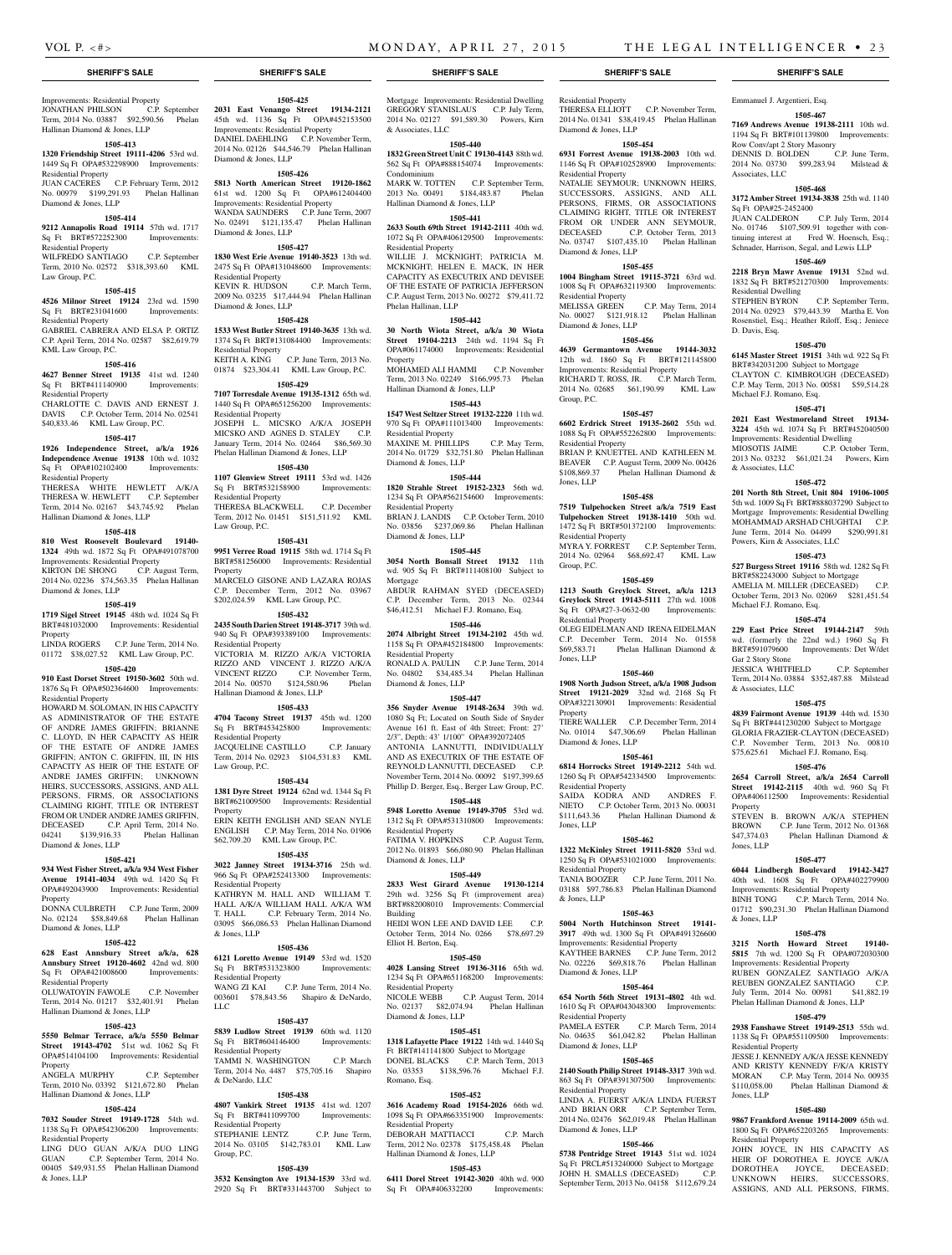Improvements: Residential Property
JONATHAN PHILSON C.P. September Term, 2014 No. 03887 $92,590.56 Phelan Hallinan Diamond & Jones, LLP

**1505-413**

**1320 Friendship Street 19111-4206** 53rd wd. 1449 Sq Ft OPA#532298900 Improvements: Residential Property
JUAN CACERES C.P. February Term, 2012 No. 00979 $199,291.93 Phelan Hallinan Diamond & Jones, LLP

**1505-414**

**9212 Annapolis Road 19114** 57th wd. 1717 Sq Ft BRT#572252300 Improvements: Residential Property
WILFREDO SANTIAGO C.P. September Term, 2010 No. 02572 $318,393.60 KML Law Group, P.C.

**1505-415**

**4526 Milnor Street 19124** 23rd wd. 1590 Sq Ft BRT#231041600 Improvements: Residential Property
GABRIEL CABRERA AND ELSA P. ORTIZ C.P. April Term, 2014 No. 02587 $82,619.79 KML Law Group, P.C.

**1505-416**

**4627 Benner Street 19135** 41st wd. 1240 Sq Ft BRT#411140900 Improvements: Residential Property
CHARLOTTE C. DAVIS AND ERNEST J. DAVIS C.P. October Term, 2014 No. 02541 $40,833.46 KML Law Group, P.C.

**1505-417**

**1926 Independence Street, a/k/a 1926 Independence Avenue 19138** 10th wd. 1032 Sq Ft OPA#102102400 Improvements: Residential Property
THERESA WHITE HEWLETT A/K/A THERESA W. HEWLETT C.P. September Term, 2014 No. 02167 $43,745.92 Phelan Hallinan Diamond & Jones, LLP

**1505-418**

**810 West Roosevelt Boulevard 19140-1324** 49th wd. 1872 Sq Ft OPA#491078700 Improvements: Residential Property
KIRTON DE SHONG C.P. August Term, 2014 No. 02236 $74,563.35 Phelan Hallinan Diamond & Jones, LLP

**1505-419**

**1719 Sigel Street 19145** 48th wd. 1024 Sq Ft BRT#481032000 Improvements: Residential Property
LINDA ROGERS C.P. June Term, 2014 No. 01172 $38,027.52 KML Law Group, P.C.

**1505-420**

**910 East Dorset Street 19150-3602** 50th wd. 1876 Sq Ft OPA#502364600 Improvements: Residential Property
HOWARD M. SOLOMAN, IN HIS CAPACITY AS ADMINISTRATOR OF THE ESTATE OF ANDRE JAMES GRIFFIN; BRIANNE C. LLOYD, IN HER CAPACITY AS HEIR OF THE ESTATE OF ANDRE JAMES GRIFFIN; ANTON C. GRIFFIN, III, IN HIS CAPACITY AS HEIR OF THE ESTATE OF ANDRE JAMES GRIFFIN; UNKNOWN HEIRS, SUCCESSORS, ASSIGNS, AND ALL PERSONS, FIRMS, OR ASSOCIATIONS CLAIMING RIGHT, TITLE OR INTEREST FROM OR UNDER ANDRE JAMES GRIFFIN, DECEASED C.P. April Term, 2014 No. 04241 $139,916.33 Phelan Hallinan Diamond & Jones, LLP

**1505-421**

**934 West Fisher Street, a/k/a 934 West Fisher Avenue 19141-4034** 49th wd. 1420 Sq Ft OPA#492043900 Improvements: Residential Property
DONNA CULBRETH C.P. June Term, 2009 No. 02124 $58,849.68 Phelan Hallinan Diamond & Jones, LLP

**1505-422**

**628 East Annsbury Street a/k/a, 628 Annsbury Street 19120-4602** 42nd wd. 800 Sq Ft OPA#421008600 Improvements: Residential Property
OLUWATOYIN FAWOLE C.P. November Term, 2014 No. 01217 $32,401.91 Phelan Hallinan Diamond & Jones, LLP

**1505-423**

**5550 Belmar Terrace, a/k/a 5550 Belmar Street 19143-4702** 51st wd. 1062 Sq Ft OPA#514104100 Improvements: Residential Property
ANGELA MURPHY C.P. September Term, 2010 No. 03392 $121,672.80 Phelan Hallinan Diamond & Jones, LLP

**1505-424**

**7032 Souder Street 19149-1728** 54th wd. 1138 Sq Ft OPA#542306200 Improvements: Residential Property
LING DUO GUAN A/K/A DUO LING GUAN C.P. September Term, 2014 No. 00405 $49,931.55 Phelan Hallinan Diamond & Jones, LLP

**1505-425**

**2031 East Venango Street 19134-2121** 45th wd. 1136 Sq Ft OPA#452153500 Improvements: Residential Property
DANIEL DAEHLING C.P. November Term, 2014 No. 02126 $44,546.79 Phelan Hallinan Diamond & Jones, LLP

**1505-426**

**5813 North American Street 19120-1862** 61st wd. 1200 Sq Ft OPA#612404400 Improvements: Residential Property
WANDA SAUNDERS C.P. June Term, 2007 No. 02491 $121,135.47 Phelan Hallinan Diamond & Jones, LLP

**1505-427**

**1830 West Erie Avenue 19140-3523** 13th wd. 2475 Sq Ft OPA#131048600 Improvements: Residential Property
KEVIN R. HUDSON C.P. March Term, 2009 No. 03235 $17,444.94 Phelan Hallinan Diamond & Jones, LLP

**1505-428**

**1533 West Butler Street 19140-3635** 13th wd. 1374 Sq Ft BRT#131084400 Improvements: Residential Property
KEITH A. KING C.P. June Term, 2013 No. 01874 $23,304.41 KML Law Group, P.C.

**1505-429**

**7107 Torresdale Avenue 19135-1312** 65th wd. 1440 Sq Ft OPA#651256200 Improvements: Residential Property
JOSEPH L. MICSKO A/K/A JOSEPH MICSKO AND AGNES D. STALEY C.P. January Term, 2014 No. 02464 $86,569.30 Phelan Hallinan Diamond & Jones, LLP

**1505-430**

**1107 Glenview Street 19111** 53rd wd. 1426 Sq Ft BRT#532158900 Improvements: Residential Property
THERESA BLACKWELL C.P. December Term, 2012 No. 01451 $151,511.92 KML Law Group, P.C.

**1505-431**

**9951 Verree Road 19115** 58th wd. 1714 Sq Ft BRT#581256000 Improvements: Residential Property
MARCELO GISONE AND LAZARA ROJAS C.P. December Term, 2012 No. 03967 $202,024.59 KML Law Group, P.C.

**1505-432**

**2435 South Darien Street 19148-3717** 39th wd. 940 Sq Ft OPA#393389100 Improvements: Residential Property
VICTORIA M. RIZZO A/K/A VICTORIA RIZZO AND VINCENT J. RIZZO A/K/A VINCENT RIZZO C.P. November Term, 2014 No. 00570 $124,580.96 Phelan Hallinan Diamond & Jones, LLP

**1505-433**

**4704 Tacony Street 19137** 45th wd. 1200 Sq Ft BRT#453425800 Improvements: Residential Property
JACQUELINE CASTILLO C.P. January Term, 2014 No. 02923 $104,531.83 KML Law Group, P.C.

**1505-434**

**1381 Dyre Street 19124** 62nd wd. 1344 Sq Ft BRT#621009500 Improvements: Residential Property
ERIN KEITH ENGLISH AND SEAN NYLE ENGLISH C.P. May Term, 2014 No. 01906 $62,709.20 KML Law Group, P.C.

**1505-435**

**3022 Janney Street 19134-3716** 25th wd. 966 Sq Ft OPA#252413300 Improvements: Residential Property
KATHRYN M. HALL AND WILLIAM T. HALL A/K/A WILLIAM HALL A/K/A WM T. HALL C.P. February Term, 2014 No. 03095 $66,086.53 Phelan Hallinan Diamond & Jones, LLP

**1505-436**

**6121 Loretto Avenue 19149** 53rd wd. 1520 Sq Ft BRT#531323800 Improvements: Residential Property
WANG ZI KAI C.P. June Term, 2014 No. 003601 $78,843.56 Shapiro & DeNardo, LLC

**1505-437**

**5839 Ludlow Street 19139** 60th wd. 1120 Sq Ft BRT#604146400 Improvements: Residential Property
TAMMI N. WASHINGTON C.P. March Term, 2014 No. 4487 $75,705.16 Shapiro & DeNardo, LLC

**1505-438**

**4807 Vankirk Street 19135** 41st wd. 1207 Sq Ft BRT#411099700 Improvements: Residential Property
STEPHANIE LENTZ C.P. June Term, 2014 No. 03105 $142,783.01 KML Law Group, P.C.

**1505-439**

**3532 Kensington Ave 19134-1539** 33rd wd. 2920 Sq Ft BRT#331443700 Subject to Mortgage Improvements: Residential Dwelling
GREGORY STANISLAUS C.P. July Term, 2014 No. 02127 $91,589.30 Powers, Kirn & Associates, LLC

**1505-440**

**1832 Green Street Unit C 19130-4143** 88th wd. 562 Sq Ft OPA#888154074 Improvements: Condominium
MARK W. TOTTEN C.P. September Term, 2013 No. 00491 $184,483.87 Phelan Hallinan Diamond & Jones, LLP

**1505-441**

**2633 South 69th Street 19142-2111** 40th wd. 1072 Sq Ft OPA#406129500 Improvements: Residential Property
WILLIE J. MCKNIGHT; PATRICIA M. MCKNIGHT; HELEN E. MACK, IN HER CAPACITY AS EXECUTRIX AND DEVISEE OF THE ESTATE OF PATRICIA JEFFERSON C.P. August Term, 2013 No. 00272 $79,411.72 Phelan Hallinan, LLP

**1505-442**

**30 North Wiota Street, a/k/a 30 Wiota Street 19104-2213** 24th wd. 1194 Sq Ft OPA#061174000 Improvements: Residential Property
MOHAMED ALI HAMMI C.P. November Term, 2013 No. 02249 $166,995.73 Phelan Hallinan Diamond & Jones, LLP

**1505-443**

**1547 West Seltzer Street 19132-2220** 11th wd. 970 Sq Ft OPA#111013400 Improvements: Residential Property
MAXINE M. PHILLIPS C.P. May Term, 2014 No. 01729 $32,751.80 Phelan Hallinan Diamond & Jones, LLP

**1505-444**

**1820 Strahle Street 19152-2323** 56th wd. 1234 Sq Ft OPA#562154600 Improvements: Residential Property
BRIAN J. LANDIS C.P. October Term, 2010 No. 03856 $237,069.86 Phelan Hallinan Diamond & Jones, LLP

**1505-445**

**3054 North Bonsall Street 19132** 11th wd. 905 Sq Ft BRT#111408100 Subject to Mortgage
ABDUR RAHMAN SYED (DECEASED) C.P. December Term, 2013 No. 02344 $46,412.51 Michael F.J. Romano, Esq.

**1505-446**

**2074 Albright Street 19134-2102** 45th wd. 1158 Sq Ft OPA#452184800 Improvements: Residential Property
RONALD A. PAULIN C.P. June Term, 2014 No. 04802 $34,485.34 Phelan Hallinan Diamond & Jones, LLP

**1505-447**

**356 Snyder Avenue 19148-2634** 39th wd. 1080 Sq Ft; Located on South Side of Snyder Avenue 161 ft. East of 4th Street; Front: 27' 2/3", Depth: 43' 1/100" OPA#392072405
ANTONIA LANNUTTI, INDIVIDUALLY AND AS EXECUTRIX OF THE ESTATE OF REYNOLD LANNUTTI, DECEASED C.P. November Term, 2014 No. 00092 $197,399.65 Phillip D. Berger, Esq., Berger Law Group, P.C.

**1505-448**

**5948 Loretto Avenue 19149-3705** 53rd wd. 1312 Sq Ft OPA#531310800 Improvements: Residential Property
FATIMA V. HOPKINS C.P. August Term, 2012 No. 01893 $66,080.90 Phelan Hallinan Diamond & Jones, LLP

**1505-449**

**2833 West Girard Avenue 19130-1214** 29th wd. 3256 Sq Ft (improvement area) BRT#882008010 Improvements: Commercial Building
HEIDI WON LEE AND DAVID LEE C.P. October Term, 2014 No. 0266 $78,697.29 Elliot H. Berton, Esq.

**1505-450**

**4028 Lansing Street 19136-3116** 65th wd. 1234 Sq Ft OPA#651168200 Improvements: Residential Property
NICOLE WEBB C.P. August Term, 2014 No. 02137 $82,074.94 Phelan Hallinan Diamond & Jones, LLP

**1505-451**

**1318 Lafayette Place 19122** 14th wd. 1440 Sq Ft BRT#141141800 Subject to Mortgage
DONEL BLACKS C.P. March Term, 2013 No. 03353 $138,596.76 Michael F.J. Romano, Esq.

**1505-452**

**3616 Academy Road 19154-2026** 66th wd. 1098 Sq Ft OPA#663351900 Improvements: Residential Property
DEBORAH MATTIACCI C.P. March Term, 2012 No. 02378 $175,458.48 Phelan Hallinan Diamond & Jones, LLP

**1505-453**

**6411 Dorel Street 19142-3020** 40th wd. 900 Sq Ft OPA#406332200 Improvements: Residential Property
THERESA ELLIOTT C.P. November Term, 2014 No. 01341 $38,419.45 Phelan Hallinan Diamond & Jones, LLP

**1505-454**

**6931 Forrest Avenue 19138-2003** 10th wd. 1146 Sq Ft OPA#102528900 Improvements: Residential Property
NATALIE SEYMOUR; UNKNOWN HEIRS, SUCCESSORS, ASSIGNS, AND ALL PERSONS, FIRMS, OR ASSOCIATIONS CLAIMING RIGHT, TITLE OR INTEREST FROM OR UNDER ANN SEYMOUR, DECEASED C.P. October Term, 2013 No. 03747 $107,435.10 Phelan Hallinan Diamond & Jones, LLP

**1505-455**

**1004 Bingham Street 19115-3721** 63rd wd. 1008 Sq Ft OPA#632119300 Improvements: Residential Property
MELISSA GREEN C.P. May Term, 2014 No. 00027 $121,918.12 Phelan Hallinan Diamond & Jones, LLP

**1505-456**

**4639 Germantown Avenue 19144-3032** 12th wd. 1860 Sq Ft BRT#121145800 Improvements: Residential Property
RICHARD T. ROSS, JR. C.P. March Term, 2014 No. 02685 $61,190.99 KML Law Group, P.C.

**1505-457**

**6602 Erdrick Street 19135-2602** 55th wd. 1088 Sq Ft OPA#552262800 Improvements: Residential Property
BRIAN P. KNUETTEL AND KATHLEEN M. BEAVER C.P. August Term, 2009 No. 00426 $108,869.37 Phelan Hallinan Diamond & Jones, LLP

**1505-458**

**7519 Tulpehocken Street a/k/a 7519 East Tulpehocken Street 19138-1410** 50th wd. 1472 Sq Ft BRT#501372100 Improvements: Residential Property
MYRA Y. FORREST C.P. September Term, 2014 No. 02964 $68,692.47 KML Law Group, P.C.

**1505-459**

**1213 South Greylock Street, a/k/a 1213 Greylock Street 19143-5111** 27th wd. 1008 Sq Ft OPA#27-3-0632-00 Improvements: Residential Property
OLEG EIDELMAN AND IRENA EIDELMAN C.P. December Term, 2014 No. 01558 $69,583.71 Phelan Hallinan Diamond & Jones, LLP

**1505-460**

**1908 North Judson Street, a/k/a 1908 Judson Street 19121-2029** 32nd wd. 2168 Sq Ft OPA#322130901 Improvements: Residential Property
TIERE WALLER C.P. December Term, 2014 No. 01014 $47,306.69 Phelan Hallinan Diamond & Jones, LLP

**1505-461**

**6814 Horrocks Street 19149-2212** 54th wd. 1260 Sq Ft OPA#542334500 Improvements: Residential Property
SAIDA KODRA AND ANDRES F. NIETO C.P. October Term, 2013 No. 00031 $111,643.36 Phelan Hallinan Diamond & Jones, LLP

**1505-462**

**1322 McKinley Street 19111-5820** 53rd wd. 1250 Sq Ft OPA#531021000 Improvements: Residential Property
TANIA BOOZER C.P. June Term, 2011 No. 03188 $97,786.83 Phelan Hallinan Diamond & Jones, LLP

**1505-463**

**5004 North Hutchinson Street 19141-3917** 49th wd. 1300 Sq Ft OPA#491326600 Improvements: Residential Property
KAYTHEE BARNES C.P. June Term, 2012 No. 02226 $69,818.76 Phelan Hallinan Diamond & Jones, LLP

**1505-464**

**654 North 56th Street 19131-4802** 4th wd. 1610 Sq Ft OPA#043048300 Improvements: Residential Property
PAMELA ESTER C.P. March Term, 2014 No. 04635 $61,042.82 Phelan Hallinan Diamond & Jones, LLP

**1505-465**

**2140 South Philip Street 19148-3317** 39th wd. 863 Sq Ft OPA#391307500 Improvements: Residential Property
LINDA A. FUERST A/K/A LINDA FUERST AND BRIAN ORR C.P. September Term, 2014 No. 02476 $62,019.48 Phelan Hallinan Diamond & Jones, LLP

**1505-466**

**5738 Pentridge Street 19143** 51st wd. 1024 Sq Ft PRCL#513240000 Subject to Mortgage
JOHN H. SMALLS (DECEASED) C.P. September Term, 2013 No. 04158 $112,679.24 Emmanuel J. Argentieri, Esq.

**1505-467**

**7169 Andrews Avenue 19138-2111** 10th wd. 1194 Sq Ft BRT#101139800 Improvements: Row Conv/apt 2 Story Masonry
DENNIS D. BOLDEN C.P. June Term, 2014 No. 03730 $99,283.94 Milstead & Associates, LLC

**1505-468**

**3172 Amber Street 19134-3838** 25th wd. 1140 Sq Ft OPA#25-2452400
JUAN CALDERON C.P. July Term, 2014 No. 01746 $107,509.91 together with continuing interest at Fred W. Hoensch, Esq.; Schnader, Harrison, Segal, and Lewis LLP

**1505-469**

**2218 Bryn Mawr Avenue 19131** 52nd wd. 1832 Sq Ft BRT#521270300 Improvements: Residential Dwelling
STEPHEN BYRON C.P. September Term, 2014 No. 02923 $79,443.39 Martha E. Von Rosenstiel, Esq.; Heather Riloff, Esq.; Jeniece D. Davis, Esq.

**1505-470**

**6145 Master Street 19151** 34th wd. 922 Sq Ft BRT#342031200 Subject to Mortgage
CLAYTON C. KIMBROUGH (DECEASED) C.P. May Term, 2013 No. 00581 $59,514.28 Michael F.J. Romano, Esq.

**1505-471**

**2021 East Westmoreland Street 19134-3224** 45th wd. 1074 Sq Ft BRT#452040500 Improvements: Residential Dwelling
MIOSOTIS JAIME C.P. October Term, 2013 No. 03232 $61,021.24 Powers, Kirn & Associates, LLC

**1505-472**

**201 North 8th Street, Unit 804 19106-1005** 5th wd. 1009 Sq Ft BRT#888037290 Subject to Mortgage Improvements: Residential Dwelling
MOHAMMAD ARSHAD CHUGHTAI C.P. June Term, 2014 No. 04499 $290,991.81 Powers, Kirn & Associates, LLC

**1505-473**

**527 Burgess Street 19116** 58th wd. 1282 Sq Ft BRT#582243000 Subject to Mortgage
AMELIA M. MILLER (DECEASED) C.P. October Term, 2013 No. 02069 $281,451.54 Michael F.J. Romano, Esq.

**1505-474**

**229 East Price Street 19144-2147** 59th wd. (formerly the 22nd wd.) 1960 Sq Ft BRT#591079600 Improvements: Det W/det Gar 2 Story Stone
JESSICA WHITFIELD C.P. September Term, 2014 No. 03884 $352,487.88 Milstead & Associates, LLC

**1505-475**

**4839 Fairmont Avenue 19139** 44th wd. 1530 Sq Ft BRT#441230200 Subject to Mortgage
GLORIA FRAZIER-CLAYTON (DECEASED) C.P. November Term, 2013 No. 00810 $75,625.61 Michael F.J. Romano, Esq.

**1505-476**

**2654 Carroll Street, a/k/a 2654 Carroll Street 19142-2115** 40th wd. 960 Sq Ft OPA#406112500 Improvements: Residential Property
STEVEN B. BROWN A/K/A STEPHEN BROWN C.P. June Term, 2012 No. 01368 $47,374.03 Phelan Hallinan Diamond & Jones, LLP

**1505-477**

**6044 Lindbergh Boulevard 19142-3427** 40th wd. 1608 Sq Ft OPA#402279900 Improvements: Residential Property
BINH TONG C.P. March Term, 2014 No. 01712 $90,231.30 Phelan Hallinan Diamond & Jones, LLP

**1505-478**

**3215 North Howard Street 19140-5815** 7th wd. 1200 Sq Ft OPA#072030300 Improvements: Residential Property
RUBEN GONZALEZ SANTIAGO A/K/A REUBEN GONZALEZ SANTIAGO C.P. July Term, 2014 No. 00981 $41,882.19 Phelan Hallinan Diamond & Jones, LLP

**1505-479**

**2938 Fanshawe Street 19149-2513** 55th wd. 1138 Sq Ft OPA#551109500 Improvements: Residential Property
JESSE J. KENNEDY A/K/A JESSE KENNEDY AND KRISTY KENNEDY F/K/A KRISTY MORAN C.P. May Term, 2014 No. 00935 $110,058.00 Phelan Hallinan Diamond & Jones, LLP

**1505-480**

**9867 Frankford Avenue 19114-2009** 65th wd. 1800 Sq Ft OPA#652203265 Improvements: Residential Property
JOHN JOYCE, IN HIS CAPACITY AS HEIR OF DOROTHEA E. JOYCE A/K/A DOROTHEA JOYCE, DECEASED; UNKNOWN HEIRS, SUCCESSORS, ASSIGNS, AND ALL PERSONS, FIRMS,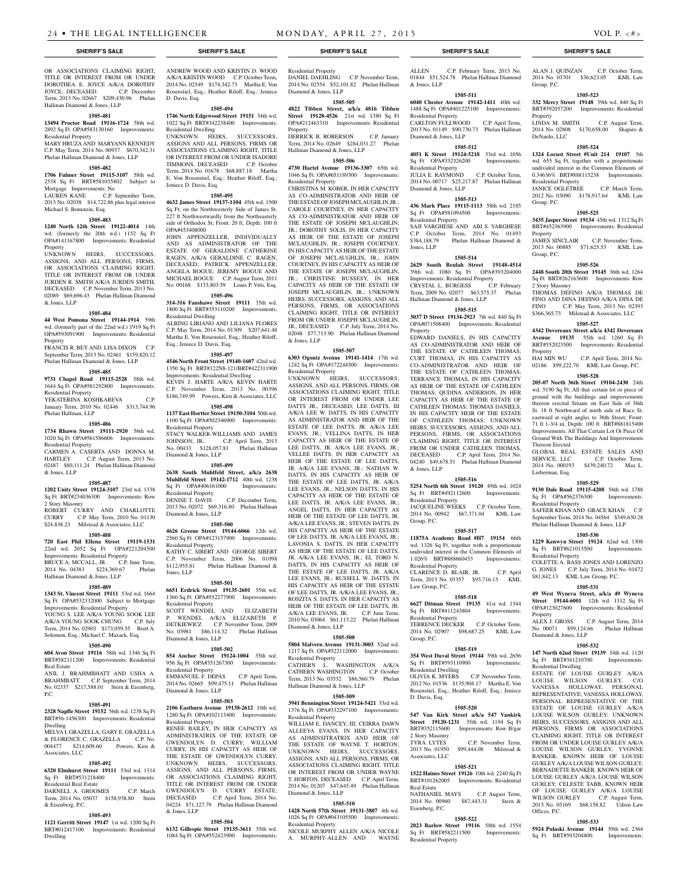OR ASSOCIATIONS CLAIMING RIGHT, TITLE OR INTEREST FROM OR UNDER DOROTHEA E. JOYCE A/K/A DOROTHY JOYCE, DECEASED C.P. December Term, 2013 No. 02667 $209,430.96 Phelan Hallinan Diamond & Jones, LLP

**1505-481**

**13494 Proctor Road 19116-1724** 58th wd. 2892 Sq Ft OPA#583130160 Improvements: Residential Property

MARY HRUZA AND MARYANN KENNEDY C.P. May Term, 2014 No. 00937 $670,342.31 Phelan Hallinan Diamond & Jones, LLP

**1505-482**

**1706 Fulmer Street 19115-3107** 58th wd. 2538 Sq Ft BRT#581035802 Subject to Mortgage Improvements: No

LAUREN KANE C.P. September Term, 2013 No. 02038 $14,722.86 plus legal interest Michael S. Bornstein, Esq.

**1505-483**

**1240 North 12th Street 19122-4014** 14th wd. (formerly the 20th wd.) 1152 Sq Ft OPA#141167800 Improvements: Residential Property

UNKNOWN HEIRS, SUCCESSORS, ASSIGNS, AND ALL PERSONS, FIRMS, OR ASSOCIATIONS CLAIMING RIGHT, TITLE OR INTEREST FROM OR UNDER JURDEN R. SMITH A/K/A JURDEN SMITH, DECEASED C.P. November Term, 2013 No. 02089 $69,696.43 Phelan Hallinan Diamond & Jones, LLP

**1505-484**

**44 West Pomona Street 19144-1914** 59th wd. (formerly part of the 22nd wd.) 1919 Sq Ft OPA#593091900 Improvements: Residential Property

FRANCIS R. BEY AND LISA DIXON C.P. September Term, 2013 No. 02461 $159,820.12 Phelan Hallinan Diamond & Jones, LLP

**1505-485**

**9731 Chapel Road 19115-2528** 58th wd. 1644 Sq Ft OPA#581292800 Improvements: Residential Property

YEKATERINA KOSHKAREVA C.P. January Term, 2010 No. 02446 $313,744.96 Phelan Hallinan, LLP

**1505-486**

**1734 Rhawn Street 19111-2920** 56th wd. 1020 Sq Ft OPA#561586606 Improvements: Residential Property

CARMEN A. CASERTA AND DONNA M. HARTLEY C.P. August Term, 2013 No. 02487 $80,111.24 Phelan Hallinan Diamond & Jones, LLP

**1505-487**

**1202 Unity Street 19124-3107** 23rd wd. 1338 Sq Ft BRT#234036300 Improvements: Row 2 Story Masonry

ROBERT CURRY AND CHARLOTTE CURRY C.P. May Term, 2010 No. 01130 $24,838.23 Milstead & Associates, LLC

**1505-488**

**720 East Phil Ellena Street 19119-1531** 22nd wd. 2052 Sq Ft OPA#221204500 Improvements: Residential Property

BRUCE A. MCCALL, JR. C.P. June Term, 2014 No. 04383 $224,369.67 Phelan Hallinan Diamond & Jones, LLP

**1505-489**

**1343 St. Vincent Street 19111** 53rd wd. 1664 Sq Ft OPA#532332000 Subject to Mortgage Improvements: Residential Property

YOUNG S. LEE A/K/A YOUNG SOOK LEE A/K/A YOUNG SOOK CHUNG C.P. July Term, 2014 No. 02903 $173,059.55 Brett A. Solomon, Esq.; Michael C. Mazack, Esq.

**1505-490**

**604 Avon Street 19116** 58th wd. 1346 Sq Ft BRT#582111200 Improvements: Residential Real Estate

ANIL J. BRAHMBHATT AND USHA A. BRAHMBATT C.P. September Term, 2014 No. 02337 $217,588.01 Stern & Eisenberg, P.C.

**1505-491**

**2328 Napfle Street 19152** 56th wd. 1238 Sq Ft BRT#56-1456300 Improvements: Residential Dwelling

MELVA I. GRAZELLA, GARY E. GRAZELLA & FLORENCE C. GRAZELLA C.P. No. 004477 $214,609.60 Powers, Kirn & Associates, LLC

**1505-492**

**6320 Elmhurst Street 19111** 53rd wd. 1314 Sq Ft BRT#531218400 Improvements: Residential Real Estate

DARNELL A. GROOMES C.P. March Term, 2014 No. 05037 $158,938.80 Stern & Eisenberg, P.C.

**1505-493**

**1121 Gerritt Street 19147** 1st wd. 1200 Sq Ft BRT#012417100 Improvements: Residential Dwelling

ANDREW WOOD AND KRISTIN D. WOOD A/K/A KRISTIN WOOD C.P. October Term, 2014 No. 02549 $174,342.73 Martha E. Von Rosenstiel, Esq.; Heather Riloff, Esq.; Jeniece D. Davis, Esq.

**1505-494**

**1746 North Edgewood Street 19151** 34th wd. 1022 Sq Ft BRT#342238400 Improvements: Residential Dwelling

UNKNOWN HEIRS, SUCCESSORS, ASSIGNS AND ALL PERSONS, FIRMS OR ASSOCIATIONS CLAIMING RIGHT, TITLE OR INTEREST FROM OR UNDER ISADORE TIMMONS, DECEASED C.P. October Term, 2014 No. 01678 $68,887.18 Martha E. Von Rosenstiel, Esq.; Heather Riloff, Esq.; Jeniece D. Davis, Esq.

**1505-495**

**4632 James Street 19137-1104** 45th wd. 1500 Sq Ft; on the Northwesterly Side of James St. 227 ft Northwestwardly from the Northeasterly side of Orthodox St; Front: 20 ft, Depth: 100 ft OPA#453408000

JOHN APPENZELLER, INDIVIDUALLY AND AS ADMINISTRATOR OF THE ESTATE OF GERALDINE CATHERINE RAGEN, A/K/A GERALDINE C. RAGEN, DECEASED; PATRICK APPENZELLER; ANGELA BOGUE; JEREMY BOGUE AND MICHAEL BOGUE C.P. August Term, 2011 No. 00168 $133,803.59 Louis P. Vitti, Esq.

**1505-496**

**314-316 Fanshawe Street 19111** 35th wd. 1800 Sq Ft BRT#353110200 Improvements: Residential Dwelling

ALBINO LIRIANO AND LILIANA FLORES C.P. May Term, 2014 No. 01309 $207,641.48 Martha E. Von Rosenstiel, Esq.; Heather Riloff, Esq.; Jeniece D. Davis, Esq.

**1505-497**

**4546 North Front Street 19140-1607** 42nd wd. 1350 Sq Ft BRT#122N8-121/BRT#422311900 Improvements: Residential Dwelling

KEVIN J. HARTE A/K/A KEVIN HARTE C.P. November Term, 2013 No. 00396 $186,749.99 Powers, Kirn & Associates, LLC

**1505-498**

**1137 East Hortter Street 19150-3104** 50th wd. 1100 Sq Ft OPA#502346900 Improvements: Residential Property

STACY WALKER-WILLIAMS AND JAMES JOHNSON, JR. C.P. April Term, 2013 No. 00433 $128,057.81 Phelan Hallinan Diamond & Jones, LLP

**1505-499**

**2638 South Muhlfeld Street, a/k/a 2638 Muhlfeld Street 19142-1712** 40th wd. 1238 Sq Ft OPA#406161000 Improvements: Residential Property

DENISE T. DAVIS C.P. December Term, 2013 No. 02072 $69,316.80 Phelan Hallinan Diamond & Jones, LLP

**1505-500**

**4626 Greene Street 19144-6066** 12th wd. 2560 Sq Ft OPA#123157900 Improvements: Residential Property

KATHY C. SIBERT AND GEORGE SIBERT C.P. November Term, 2006 No. 01098 $112,955.81 Phelan Hallinan Diamond & Jones, LLP

**1505-501**

**6651 Erdrick Street 19135-2601** 55th wd. 1360 Sq Ft OPA#552277900 Improvements: Residential Property

SCOTT WENDEL AND ELIZABETH P. WENDEL A/K/A ELIZABETH P. DETKIEWICZ C.P. November Term, 2009 No. 03981 $86,114.32 Phelan Hallinan Diamond & Jones, LLP

**1505-502**

**854 Anchor Street 19124-1004** 35th wd. 956 Sq Ft OPA#351267300 Improvements: Residential Property

EMMANUEL F. DEPAS C.P. April Term, 2014 No. 02665 $99,475.11 Phelan Hallinan Diamond & Jones, LLP

**1505-503**

**2106 Eastburn Avenue 19138-2612** 10th wd. 1280 Sq Ft OPA#102113400 Improvements: Residential Property

RENEE BAILEY, IN HER CAPACITY AS ADMINISTRATRIX OF THE ESTATE OF GWENDOLYN D. CURRY; WILLIAM CURRY, IN HIS CAPACITY AS HEIR OF THE ESTATE OF GWENDOLYN CURRY; UNKNOWN HEIRS, SUCCESSORS, ASSIGNS, AND ALL PERSONS, FIRMS, OR ASSOCIATIONS CLAIMING RIGHT, TITLE OR INTEREST FROM OR UNDER GWENDOLYN D. CURRY ESTATE, DECEASED C.P. April Term, 2014 No. 04224 $71,127.79 Phelan Hallinan Diamond & Jones, LLP

**1505-504**

**6132 Gillespie Street 19135-3611** 55th wd. 1084 Sq Ft OPA#552423900 Improvements: Residential Property

DANIEL DAEHLING C.P. November Term, 2014 No. 02554 $52,101.82 Phelan Hallinan Diamond & Jones, LLP

**1505-505**

**4822 Tibben Street, a/k/a 4816 Tibben Street 19128-4526** 21st wd. 1380 Sq Ft OPA#212463310 Improvements: Residential Property

DERRICK B. ROBERSON C.P. January Term, 2014 No. 02649 $284,031.27 Phelan Hallinan Diamond & Jones, LLP

**1505-506**

**4730 Hartel Avenue 19136-3307** 65th wd. 1046 Sq Ft OPA#651189300 Improvements: Residential Property

CHRISTINA M. KOBER, IN HER CAPACITY AS CO-ADMINISTRATOR AND HEIR OF THE ESTATE OF JOSEPH MCLAUGHLIN, JR.; CAROLE COURTNEY, IN HER CAPACITY AS CO-ADMINISTRATOR AND HEIR OF THE ESTATE OF JOSEPH MCLAUGHLIN, JR.; DOROTHY SOLIS, IN HER CAPACITY AS HEIR OF THE ESTATE OF JOSEPH MCLAUGHLIN, JR.; JOSEPH COURTNEY, IN HIS CAPACITY AS HEIR OF THE ESTATE OF JOSEPH MCLAUGHLIN, JR.; JOHN COURTNEY, IN HIS CAPACITY AS HEIR OF THE ESTATE OF JOSEPH MCLAUGHLIN, JR.; CHRISTINE BUSSESY, IN HER CAPACITY AS HEIR OF THE ESTATE OF JOSEPH MCLAUGHLIN, JR.; UNKNOWN HEIRS, SUCCESSORS, ASSIGNS, AND ALL PERSONS, FIRMS, OR ASSOCIATIONS CLAIMING RIGHT, TITLE OR INTEREST FROM OR UNDER JOSEPH MCLAUGHLIN, JR., DECEASED C.P. July Term, 2014 No. 02048 $77,713.90 Phelan Hallinan Diamond & Jones, LLP

**1505-507**

**6303 Ogontz Avenue 19141-1414** 17th wd. 1242 Sq Ft OPA#172244500 Improvements: Residential Property

UNKNOWN HEIRS, SUCCESSORS, ASSIGNS, AND ALL PERSONS, FIRMS, OR ASSOCIATIONS CLAIMING RIGHT, TITLE OR INTEREST FROM OR UNDER LEE DATTS JR., DECEASED; LEE DATTS, III A/K/A LEE W. DATTS, IN HIS CAPACITY AS ADMINISTRATOR AND HEIR OF THE ESTATE OF LEE DATTS, JR. A/K/A LEE EVANS, JR.; VELLINA DATTS, IN HER CAPACITY AS HEIR OF THE ESTATE OF LEE DATTS, JR. A/K/A LEE EVANS, JR.; VELLEE DATTS, IN HER CAPACITY AS HEIR OF THE ESTATE OF LEE DATTS, JR. A/K/A LEE EVANS, JR.; NATHAN W. DATTS, IN HIS CAPACITY AS HEIR OF THE ESTATE OF LEE DATTS, JR. A/K/A LEE EVANS, JR.; NELSON DATTS, IN HIS CAPACITY AS HEIR OF THE ESTATE OF LEE DATTS, JR. A/K/A LEE EVANS, JR.; ANGEL DATTS, IN HER CAPACITY AS HEIR OF THE ESTATE OF LEE DATTS, JR. A/K/A LEE EVANS, JR.; STEVEN DATTS, IN HIS CAPACITY AS HEIR OF THE ESTATE OF LEE DATTS, JR. A/K/A LEE EVANS, JR.; LAVONIA S. DATTS, IN HER CAPACITY AS HEIR OF THE ESTATE OF LEE DATTS, JR. A/K/A LEE EVANS, JR.; EL TORO N. DATTS, IN HIS CAPACITY AS HEIR OF THE ESTATE OF LEE DATTS, JR. A/K/A LEE EVANS, JR.; RUSSELL W. DATTS, IN HIS CAPACITY AS HEIR OF THE ESTATE OF LEE DATTS, JR. A/K/A LEE EVANS, JR.; ROSZITA S. DATTS, IN HER CAPACITY AS HEIR OF THE ESTATE OF LEE DATTS, JR. A/K/A LEE EVANS, JR. C.P. June Term, 2010 No. 03064 $61,113.22 Phelan Hallinan Diamond & Jones, LLP

**1505-508**

**5804 Malvern Avenue 19131-3003** 52nd wd. 1217 Sq Ft OPA#522112000 Improvements: Residential Property

CATHERN L. WASHINGTON A/K/A CATHERN WASHINGTON C.P. October Term, 2013 No. 03532 $86,560.79 Phelan Hallinan Diamond & Jones, LLP

**1505-509**

**3941 Bennington Street 19124-5421** 33rd wd. 1376 Sq Ft OPA#332297100 Improvements: Residential Property

WILLIAM E. DANCEY, III; CEIRRA DAWN ALLEEYA EVANS, IN HER CAPACITY AS ADMINSITRATRIX AND HEIR OF THE ESTATE OF WAYNE T. HORTON; UNKNOWN HEIRS, SUCCESSORS, ASSIGNS, AND ALL PERSONS, FIRMS, OR ASSOCIATIONS CLAIMING RIGHT, TITLE OR INTEREST FROM OR UNDER WAYNE T. HORTON, DECEASED C.P. April Term, 2014 No. 01207 $47,645.49 Phelan Hallinan Diamond & Jones, LLP

**1505-510**

**1428 North 57th Street 19131-3807** 4th wd. 1026 Sq Ft OPA#043105500 Improvements: Residential Property

NICOLE MURPHY ALLEN A/K/A NICOLE A. MURPHY-ALLEN AND WAYNE ALLEN C.P. February Term, 2013 No. 01844 $51,524.78 Phelan Hallinan Diamond & Jones, LLP

**1505-511**

**6040 Chester Avenue 19142-1411** 40th wd. 1488 Sq Ft OPA#401225100 Improvements: Residential Property

CARLTON FULLWOOD C.P. April Term, 2013 No. 01149 $90,730.73 Phelan Hallinan Diamond & Jones, LLP

**1505-512**

**4051 K Street 19124-5218** 33rd wd. 1056 Sq Ft OPA#332326200 Improvements: Residential Property

JULIA E. RAYMOND C.P. October Term, 2014 No. 00717 $25,217.87 Phelan Hallinan Diamond & Jones, LLP

**1505-513**

**436 Mark Place 19115-1113** 58th wd. 2185 Sq Ft OPA#581094500 Improvements: Residential Property

SAJI VARGHESE AND ABI S. VARGHESE C.P. October Term, 2014 No. 01493 $384,188.79 Phelan Hallinan Diamond & Jones, LLP

**1505-514**

**2629 South Beulah Street 19148-4514** 39th wd. 1080 Sq Ft OPA#393204000 Improvements: Residential Property

CRYSTAL L. BURGESS C.P. February Term, 2009 No. 02077 $63,575.37 Phelan Hallinan Diamond & Jones, LLP

**1505-515**

**3037 D Street 19134-2923** 7th wd. 840 Sq Ft OPA#071508400 Improvements: Residential Property

EDWARD DANIELS, IN HIS CAPACITY AS CO-ADMINISTRATOR AND HEIR OF THE ESTATE OF CATHLEEN THOMAS; CURT THOMAS, IN HIS CAPACITY AS CO-ADMINISTRATOR AND HEIR OF THE ESTATE OF CATHLEEN THOMAS; TERRANCE THOMAS, IN HIS CAPACITY AS HEIR OF THE ESTATE OF CATHLEEN THOMAS; QUDINA ANDERSON, IN HER CAPACITY AS HEIR OF THE ESTATE OF CATHLEEN THOMAS; THOMAS DANIELS, IN HIS CAPACITY HEIR OF THE ESTATE OF CATHLEEN THOMAS; UNKNOWN HEIRS, SUCCESSORS, ASSIGNS, AND ALL PERSONS, FIRMS, OR ASSOCIATIONS CLAIMING RIGHT, TITLE OR INTEREST FROM OR UNDER CATHLEEN THOMAS, DECEASED C.P. April Term, 2014 No. 04240 $49,678.51 Phelan Hallinan Diamond & Jones, LLP

**1505-516**

**5254 North 6th Street 19120** 49th wd. 1024 Sq Ft BRT#492112600 Improvements: Residential Property

JACQUELINE WEEKS C.P. October Term, 2014 No. 00942 $67,371.04 KML Law Group, P.C.

**1505-517**

**11875A Academy Road #H7 19154** 66th wd. 1326 Sq Ft, together with a proportionate undivided interest in the Common Elements of 1.026% BRT#888660453 Improvements: Residential Property

CLARENCE D. BLAIR, JR. C.P. April Term, 2013 No. 03357 $93,716.13 KML Law Group, P.C.

**1505-518**

**6627 Ditman Street 19135** 41st wd. 1344 Sq Ft BRT#411243804 Improvements: Residential Property

TERRENCE DECKER C.P. October Term, 2014 No. 02907 $98,687.25 KML Law Group, P.C.

**1505-519**

**354 West Duval Street 19144** 59th wd. 2656 Sq Ft BRT#593110900 Improvements: Residential Dwelling

OLIVIA K. MYERS C.P. November Term, 2012 No. 01536 $135,904.17 Martha E. Von Rosenstiel, Esq.; Heather Riloff, Esq.; Jeniece D. Davis, Esq.

**1505-520**

**547 Van Kirk Street a/k/a 547 Vankirk Street 19120-1231** 35th wd. 1194 Sq Ft BRT#352115600 Improvements: Row B/gar 2 Story Masonry

TYRA LYTES C.P. November Term, 2013 No. 01950 $99,444.08 Milstead & Associates, LLC

**1505-521**

**1522 Haines Street 19126** 10th wd. 2240 Sq Ft BRT#101262005 Improvements: Residential Real Estate

NATHANIEL MAYS C.P. August Term, 2014 No. 00960 $87,443.31 Stern & Eisenberg, P.C.

**1505-522**

**2023 Barlow Street 19116** 58th wd. 1554 Sq Ft BRT#582211500 Improvements: Residential Property

ALAN J. QUINZAN C.P. October Term, 2014 No. 03701 $36,623.05 KML Law Group, P.C.

**1505-523**

**332 Mercy Street 19148** 39th wd. 840 Sq Ft BRT#392057200 Improvements: Residential Property

LINDA M. SMITH C.P. August Term, 2014 No. 02808 $170,658.00 Shapiro & DeNardo, LLC

**1505-524**

**1324 Locust Street #Unit 214 19107** 5th wd. 655 Sq Ft, together with a proportionate undivided interest in the Common Elements of 0.34636% BRT#888115238 Improvements: Residential Property

JANICE OGLETREE C.P. March Term, 2012 No. 03090 $178,917.64 KML Law Group, P.C.

**1505-525**

**3435 Jasper Street 19134** 45th wd. 1312 Sq Ft BRT#452363900 Improvements: Residential Property

JAMES SINCLAIR C.P. November Term, 2013 No. 00885 $71,625.53 KML Law Group, P.C.

**1505-526**

**2448 South 20th Street 19145** 36th wd. 1264 Sq Ft BRT#262163600 Improvements: Row 2 Story Masonry

THOMAS DEFINO A/K/A THOMAS DE FINO AND DINA DEFINO A/K/A DINA DE FINO C.P. May Term, 2013 No. 02393 $366,365.73 Milstead & Associates, LLC

**1505-527**

**4342 Devereaux Street a/k/a 4342 Devereaux Avenue 19135** 55th wd. 1260 Sq Ft BRT#552023500 Improvements: Residential Property

HAI MIN WU C.P. April Term, 2014 No. 02186 $99,222.70 KML Law Group, P.C.

**1505-528**

**205-07 North 36th Street 19104-2430** 24th wd. 5190 Sq Ft; All that certain lot or piece of ground with the buildings and improvements thereon erected Situate on East Side of 36th St. 18 ft Northward of north side of Race St. eastward at right angles to 36th Street; Front: 71 ft 1-3/4 in, Depth: 100 ft BRT#881815400 Improvements: All That Certain Lot Or Piece Of Ground With The Buildings And Improvements Thereon Erected

GLOBAL REAL ESTATE SALES AND SERVICE, LLC C.P. October Term, 2014 No. 000193 $439,240.72 Max L. Lieberman, Esq.

**1505-529**

**9130 Dale Road 19115-4208** 56th wd. 1788 Sq Ft OPA#562376300 Improvements: Residential Property

SAFEER KHAN AND GRACE KHAN C.P. September Term, 2014 No. 04564 $349,630.28 Phelan Hallinan Diamond & Jones, LLP

**1505-530**

**1229 Kenwyn Street 19124** 62nd wd. 1308 Sq Ft BRT#621013500 Improvements: Residential Property

COLETTE A. BASS JONES AND LORENZO G. JONES C.P. July Term, 2014 No. 01872 $81,842.13 KML Law Group, P.C.

**1505-531**

**49 West Wyneva Street, a/k/a 49 Wyneva Street 19144-6001** 12th wd. 1312 Sq Ft OPA#123027600 Improvements: Residential Property

ALEX J. GROSS C.P. August Term, 2014 No. 00071 $99,124.66 Phelan Hallinan Diamond & Jones, LLP

**1505-532**

**147 North 62nd Street 19139** 34th wd. 1120 Sq Ft BRT#341210700 Improvements: Residential Dwelling

ESTATE OF LOUISE GURLEY A/K/A LOUISE WILSON GURLEY, C/O VANESSA HOLLOWAY, PERSONAL REPRESENTATIVE; VANESSA HOLLOWAY, PERSONAL REPRESENTATIVE OF THE ESTATE OF LOUISE GURLEY A/K/A LOUISE WILSON GURLEY; UNKNOWN HEIRS, SUCCESSORS, ASSIGNS AND ALL PERSONS, FIRMS OR ASSOCIATIONS CLAIMING RIGHT, TITLE OR INTEREST FROM OR UNDER LOUISE GURLEY A/K/A LOUISE WILSON GURLEY; YVONNE BANKER, KNOWN HEIR OF LOUISE GURLEY A/K/A LOUISE WILSON GURLEY; BERNADETTE BANKER, KNOWN HEIR OF LOUISE GURLEY A/K/A LOUISE WILSON GURLEY; CELESTE TABB, KNOWN HEIR OF LOUISE GURLEY A/K/A LOUISE WILSON GURLEY C.P. August Term, 2013 No. 03169 $68,158.82 Udren Law Offices, P.C.

**1505-533**

**5924 Pulaski Avenue 19144** 59th wd. 2364 Sq Ft BRT#593204800 Improvements: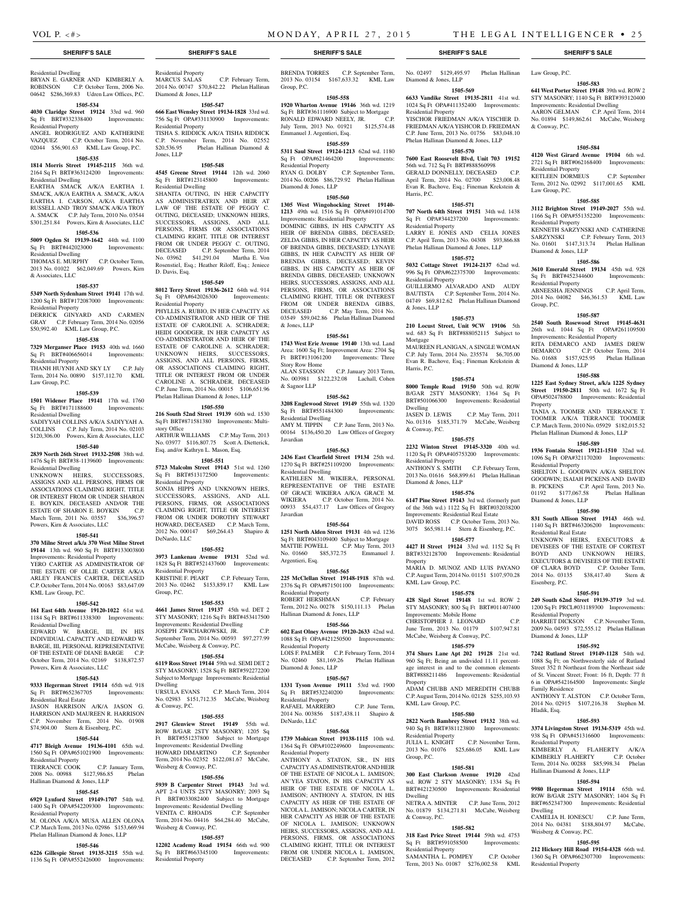## SHERIFF'S SALE

Residential Dwelling
BRYAN E. GARNER AND KIMBERLY A. ROBINSON C.P. October Term, 2006 No. 04642 $286,369.83 Udren Law Offices, P.C.

**1505-534**

**4030 Claridge Street 19124** 33rd wd. 960 Sq Ft BRT#332338400 Improvements: Residential Property
ANGEL RODRIGUEZ AND KATHERINE VAZQUEZ C.P. October Term, 2014 No. 02044 $56,901.63 KML Law Group, P.C.

**1505-535**

**1814 Morris Street 19145-2115** 36th wd. 2164 Sq Ft BRT#363124200 Improvements: Residential Dwelling
EARTHA SMACK A/K/A EARTHA I. SMACK, A/K/A EARTHA A. SMACK, A/K/A EARTHA I. CARSON, A/K/A EARTHA RUSSELL AND TROY SMACK A/K/A TROY A. SMACK C.P. July Term, 2010 No. 03544 $301,251.84 Powers, Kirn & Associates, LLC

**1505-536**

**5009 Ogden St 19139-1642** 44th wd. 1100 Sq Ft BRT#442023000 Improvements: Residential Dwelling
THOMAS E. MURPHY C.P. October Term, 2013 No. 01022 $62,049.69 Powers, Kirn & Associates, LLC

**1505-537**

**5349 North Sydenham Street 19141** 17th wd. 1200 Sq Ft BRT#172087000 Improvements: Residential Property
DERRICK GINYARD AND CARMEN GRAY C.P. February Term, 2014 No. 02056 $50,992.40 KML Law Group, P.C.

**1505-538**

**7329 Merganser Place 19153** 40th wd. 1660 Sq Ft BRT#406656014 Improvements: Residential Property
THANH HUYNH AND SKY LY C.P. July Term, 2014 No. 00890 $157,112.70 KML Law Group, P.C.

**1505-539**

**1501 Widener Place 19141** 17th wd. 1760 Sq Ft BRT#171188600 Improvements: Residential Dwelling
SADIYYAH COLLINS A/K/A SADIYYAH A. COLLINS C.P. July Term, 2014 No. 02103 $120,306.00 Powers, Kirn & Associates, LLC

**1505-540**

**2839 North 26th Street 19132-2508** 38th wd. 1476 Sq Ft BRT#38-1139600 Improvements: Residential Dwelling
UNKNOWN HEIRS, SUCCESSORS, ASSIGNS AND ALL PERSONS, FIRMS OR ASSOCIATIONS CLAIMING RIGHT, TITLE OR INTEREST FROM OR UNDER SHARON E. BOYKIN, DECEASED AND/OR THE ESTATE OF SHARON E. BOYKIN C.P. March Term, 2011 No. 03557 $36,396.57 Powers, Kirn & Associates, LLC

**1505-541**

**370 Milne Street a/k/a 370 West Milne Street 19144** 13th wd. 960 Sq Ft BRT#133003800 Improvements: Residential Property
YERO CARTER AS ADMINISTRATOR OF THE ESTATE OF OLLIE CARTER A/K/A ARLEY FRANCES CARTER, DECEASED C.P. October Term, 2014 No. 00163 $83,647.09 KML Law Group, P.C.

**1505-542**

**161 East 64th Avenue 19120-1022** 61st wd. 1184 Sq Ft BRT#611338300 Improvements: Residential Dwelling
EDWARD W. BARGE, III, IN HIS INDIVIDUAL CAPACITY AND EDWARD W. BARGE, III, PERSONAL REPRESENTATIVE OF THE ESTATE OF DIANE BARGE C.P. October Term, 2014 No. 02169 $138,872.57 Powers, Kirn & Associates, LLC

**1505-543**

**9333 Hegerman Street 19114** 65th wd. 918 Sq Ft BRT#652367705 Improvements: Residential Real Estate
JASON HARRISON A/K/A JASON G. HARRISON AND MAUREEN R. HARRISON C.P. November Term, 2014 No. 01908 $74,904.00 Stern & Eisenberg, P.C.

**1505-544**

**4717 Bleigh Avenue 19136-4101** 65th wd. 1560 Sq Ft OPA#651021900 Improvements: Residential Property
TERRANCE COOK C.P. January Term, 2008 No. 00988 $127,986.85 Phelan Hallinan Diamond & Jones, LLP

**1505-545**

**6929 Lynford Street 19149-1707** 54th wd. 1400 Sq Ft OPA#542209300 Improvements: Residential Property
M. OLONA A/K/A MUSA ALLEN OLONA C.P. March Term, 2013 No. 02986 $153,669.94 Phelan Hallinan Diamond & Jones, LLP

**1505-546**

**6226 Gillespie Street 19135-3215** 55th wd. 1136 Sq Ft OPA#552426000 Improvements: Residential Property
MARCUS SALAS C.P. February Term, 2014 No. 00747 $70,842.22 Phelan Hallinan Diamond & Jones, LLP

**1505-547**

**666 East Wensley Street 19134-1828** 33rd wd. 756 Sq Ft OPA#331130900 Improvements: Residential Property
TISHA S. RIDDICK A/K/A TISHA RIDDICK C.P. November Term, 2014 No. 02552 $20,536.95 Phelan Hallinan Diamond & Jones, LLP

**1505-548**

**4545 Greene Street 19144** 12th wd. 2060 Sq Ft BRT#123145800 Improvements: Residential Dwelling
SHANITA OUTING, IN HER CAPACITY AS ADMINISTRATRIX AND HEIR AT LAW OF THE ESTATE OF PEGGY C. OUTING, DECEASED; UNKNOWN HEIRS, SUCCESSORS, ASSIGNS, AND ALL PERSONS, FIRMS OR ASSOCIATIONS CLAIMING RIGHT, TITLE OR INTEREST FROM OR UNDER PEGGY C. OUTING, DECEASED C.P. September Term, 2014 No. 03962 $41,291.04 Martha E. Von Rosenstiel, Esq.; Heather Riloff, Esq.; Jeniece D. Davis, Esq.

**1505-549**

**8012 Terry Street 19136-2612** 64th wd. 914 Sq Ft OPA#642026300 Improvements: Residential Property
PHYLLIS A. RUBIO, IN HER CAPACITY AS CO-ADMINISTRATOR AND HEIR OF THE ESTATE OF CAROLINE A. SCHRADER; HEIDI GOODGER, IN HER CAPACITY AS CO-ADMINISTRATOR AND HEIR OF THE ESTATE OF CAROLINE A. SCHRADER; UNKNOWN HEIRS, SUCCESSORS, ASSIGNS, AND ALL PERSONS, FIRMS, OR ASSOCIATIONS CLAIMING RIGHT, TITLE OR INTEREST FROM OR UNDER CAROLINE A. SCHRADER, DECEASED C.P. June Term, 2014 No. 00015 $106,651.96 Phelan Hallinan Diamond & Jones, LLP

**1505-550**

**216 South 52nd Street 19139** 60th wd. 1530 Sq Ft BRT#871581380 Improvements: Multi-story Office
ARTHUR WILLIAMS C.P. May Term, 2013 No. 03977 $116,807.75 Scott A. Dietterick, Esq. and/or Kathryn L. Mason, Esq.

**1505-551**

**5723 Malcolm Street 19143** 51st wd. 1260 Sq Ft BRT#513172500 Improvements: Residential Property
SONJA HIPPS AND UNKNOWN HEIRS, SUCCESSORS, ASSIGNS, AND ALL PERSONS, FIRMS, OR ASSOCIATIONS CLAIMING RIGHT, TITLE OR INTEREST FROM OR UNDER DOROTHY STEWART HOWARD, DECEASED C.P. March Term, 2012 No. 000147 $69,264.43 Shapiro & DeNardo, LLC

**1505-552**

**3973 Lankenau Avenue 19131** 52nd wd. 1828 Sq Ft BRT#521437600 Improvements: Residential Property
KRISTINE F. PEART C.P. February Term, 2013 No. 02462 $153,859.17 KML Law Group, P.C.

**1505-553**

**4661 James Street 19137** 45th wd. DET 2 STY MASONRY; 1216 Sq Ft BRT#453417500 Improvements: Residential Dwelling
JOSEPH ZWICHAROWSKI, JR. C.P. September Term, 2014 No. 00593 $97,277.99 McCabe, Weisberg & Conway, P.C.

**1505-554**

**6119 Ross Street 19144** 59th wd. SEMI DET 2 STY MASONRY; 1528 Sq Ft BRT#592272200 Subject to Mortgage Improvements: Residential Dwelling
URSULA EVANS C.P. March Term, 2014 No. 02983 $151,712.35 McCabe, Weisberg & Conway, P.C.

**1505-555**

**2917 Glenview Street 19149** 55th wd. ROW B/GAR 2STY MASONRY; 1205 Sq Ft BRT#551237800 Subject to Mortgage Improvements: Residential Dwelling
HOWARD DIMARTINO C.P. September Term, 2014 No. 02352 $122,081.67 McCabe, Weisberg & Conway, P.C.

**1505-556**

**5939 B Carpenter Street 19143** 3rd wd. APT 2-4 UNTS 2STY MASONRY; 2093 Sq Ft BRT#033082400 Subject to Mortgage Improvements: Residential Dwelling
VENITA C. RHOADS C.P. September Term, 2014 No. 04416 $64,284.40 McCabe, Weisberg & Conway, P.C.

**1505-557**

**12202 Academy Road 19154** 66th wd. 900 Sq Ft BRT#663345100 Improvements: Residential Property
BRENDA TORRES C.P. September Term, 2013 No. 03154 $167,633.32 KML Law Group, P.C.

**1505-558**

**1920 Wharton Avenue 19146** 36th wd. 1219 Sq Ft BRT#361116900 Subject to Mortgage
RONALD EDWARD NEELY, JR. C.P. July Term, 2013 No. 01921 $125,574.48 Emmanuel J. Argentieri, Esq.

**1505-559**

**5311 Saul Street 19124-1213** 62nd wd. 1180 Sq Ft OPA#621464200 Improvements: Residential Property
RYAN G. DOLBY C.P. September Term, 2014 No. 00206 $86,729.92 Phelan Hallinan Diamond & Jones, LLP

**1505-560**

**1305 West Wingohocking Street 19140-1213** 49th wd. 1516 Sq Ft OPA#491014700 Improvements: Residential Property
DOMINIC GIBBS, IN HIS CAPACITY AS HEIR OF BRENDA GIBBS, DECEASED; ZELDA GIBBS, IN HER CAPACITY AS HEIR OF BRENDA GIBBS, DECEASED; LYNAYE GIBBS, IN HER CAPACITY AS HEIR OF BRENDA GIBBS, DECEASED; KEVIN GIBBS, IN HIS CAPACITY AS HEIR OF BRENDA GIBBS, DECEASED; UNKNOWN HEIRS, SUCCESSORS, ASSIGNS, AND ALL PERSONS, FIRMS, OR ASSOCIATIONS CLAIMING RIGHT, TITLE OR INTEREST FROM OR UNDER BRENDA GIBBS, DECEASED C.P. May Term, 2014 No. 03549 $59,042.86 Phelan Hallinan Diamond & Jones, LLP

**1505-561**

**1743 West Erie Avenue 19140** 13th wd. Land Area: 1600 Sq Ft; Improvement Area: 2704 Sq Ft BRT#131061200 Improvements: Three Story Row Home
ALAN STASSON C.P. January 2013 Term, No. 003981 $122,232.08 Lachall, Cohen & Sagnor LLP

**1505-562**

**3208 Englewood Street 19149** 55th wd. 1320 Sq Ft BRT#551484300 Improvements: Residential Dwelling
AMY M. TIPPIN C.P. June Term, 2013 No. 00164 $136,450.20 Law Offices of Gregory Javardian

**1505-563**

**2436 East Clearfield Street 19134** 25th wd. 1270 Sq Ft BRT#251109200 Improvements: Residential Dwelling
KATHLEEN M. WIKIERA, PERSONAL REPRESENTATIVE OF THE ESTATE OF GRACE WIKIERA A/K/A GRACE M. WIKIERA C.P. October Term, 2014 No. 00933 $54,437.17 Law Offices of Gregory Javardian

**1505-564**

**1251 North Alden Street 19131** 4th wd. 1236 Sq Ft BRT#043109400 Subject to Mortgage
MATTIE POWELL C.P. May Term, 2013 No. 01660 $85,372.75 Emmanuel J. Argentieri, Esq.

**1505-565**

**225 McClellan Street 19148-1918** 87th wd. 2376 Sq Ft OPA#871501100 Improvements: Residential Property
ROBERT HERSHMAN C.P. February Term, 2012 No. 00278 $150,111.13 Phelan Hallinan Diamond & Jones, LLP

**1505-566**

**602 East Olney Avenue 19120-2633** 42nd wd. 1088 Sq Ft OPA#421250500 Improvements: Residential Property
LOIS F. PALMER C.P. February Term, 2014 No. 02460 $81,169.26 Phelan Hallinan Diamond & Jones, LLP

**1505-567**

**1331 Tyson Avenue 19111** 53rd wd. 1900 Sq Ft BRT#532240200 Improvements: Residential Property
RAFAEL MARRERO C.P. June Term, 2014 No. 003856 $187,438.11 Shapiro & DeNardo, LLC

**1505-568**

**1739 Mohican Street 19138-1115** 10th wd. 1364 Sq Ft OPA#102249600 Improvements: Residential Property
ANTHONY A. STATON, SR., IN HIS CAPACITY AS ADMINISTRATOR AND HEIR OF THE ESTATE OF NICOLA L. JAMISON; AN'YEA STATON, IN HIS CAPACITY AS HEIR OF THE ESTATE OF NICOLA L. JAMISON; ANTHONY A. STATON, IN HIS CAPACITY AS HEIR OF THE ESTATE OF NICOLA L. JAMISON; NICOLA CARTER, IN HER CAPACITY AS HEIR OF THE ESTATE OF NICOLA L. JAMISON; UNKNOWN HEIRS, SUCCESSORS, ASSIGNS, AND ALL PERSONS, FIRMS, OR ASSOCIATIONS CLAIMING RIGHT, TITLE OR INTEREST FROM OR UNDER NICOLA L. JAMISON, DECEASED C.P. September Term, 2012 No. 02497 $129,495.97 Phelan Hallinan Diamond & Jones, LLP

**1505-569**

**6633 Vandike Street 19135-2811** 41st wd. 1024 Sq Ft OPA#411352400 Improvements: Residential Property
YISCHOR FRIEDMAN A/K/A YISCHER D. FRIEDMAN A/K/A YISHCOR D. FRIEDMAN C.P. June Term, 2013 No. 01756 $83,048.10 Phelan Hallinan Diamond & Jones, LLP

**1505-570**

**7600 East Roosevelt Blvd, Unit 703 19152** 56th wd. 712 Sq Ft BRT#888560998
GERALD DONNELLY, DECEASED C.P. April Term, 2014 No. 02700 $23,008.48 Evan R. Bachove, Esq.; Fineman Krekstein & Harris, P.C.

**1505-571**

**707 North 64th Street 19151** 34th wd. 1438 Sq Ft OPA#344237200 Improvements: Residential Property
LARRY E. JONES AND CELIA JONES C.P. April Term, 2013 No. 04308 $93,866.88 Phelan Hallinan Diamond & Jones, LLP

**1505-572**

**5032 Cottage Street 19124-2137** 62nd wd. 996 Sq Ft OPA#622375700 Improvements: Residential Property
GUILLERMO ALVARADO AND AUDY BAUTISTA C.P. September Term, 2014 No. 04749 $69,812.62 Phelan Hallinan Diamond & Jones, LLP

**1505-573**

**210 Locust Street, Unit 9CW 19106** 5th wd. 683 Sq Ft BRT#888052115 Subject to Mortgage
MAUREEN FLANIGAN, A SINGLE WOMAN C.P. July Term, 2014 No. 235574 $6,705.00 Evan R. Bachove, Esq.; Fineman Krekstein & Harris, P.C.

**1505-574**

**8000 Temple Road 19150** 50th wd. ROW B/GAR 2STY MASONRY; 1364 Sq Ft BRT#501066300 Improvements: Residential Dwelling
JASEN D. LEWIS C.P. May Term, 2011 No. 01316 $185,371.79 McCabe, Weisberg & Conway, P.C.

**1505-575**

**2232 Winton Street 19145-3320** 40th wd. 1120 Sq Ft OPA#405753200 Improvements: Residential Property
ANTHONY S. SMITH C.P. February Term, 2013 No. 01616 $68,899.61 Phelan Hallinan Diamond & Jones, LLP

**1505-576**

**6147 Pine Street 19143** 3rd wd. (formerly part of the 36th wd.) 1122 Sq Ft BRT#032038200 Improvements: Residential Real Estate
DAVID ROSS C.P. October Term, 2013 No. 3075 $65,981.14 Stern & Eisenberg, P.C.

**1505-577**

**4427 H Street 19124** 33rd wd. 1152 Sq Ft BRT#332128700 Improvements: Residential Property
MARIA D. MUNOZ AND LUIS PAYANO C.P. August Term, 2014 No. 01151 $107,970.28 KML Law Group, P.C.

**1505-578**

**428 Sigel Street 19148** 1st wd. ROW 2 STY MASONRY; 800 Sq Ft BRT#011407400 Improvements: Mobile Home
CHRISTOPHER J. LEONARD C.P. June Term, 2013 No. 01179 $107,947.81 McCabe, Weisberg & Conway, P.C.

**1505-579**

**374 Shurs Lane Apt 202 19128** 21st wd. 960 Sq Ft; Being an undivided 11.11 percentage interest in and to the common elements BRT#888211486 Improvements: Residential Property
ADAM CHUBB AND MEREDITH CHUBB C.P. August Term, 2014 No. 02128 $255,103.93 KML Law Group, P.C.

**1505-580**

**2822 North Bambrey Street 19132** 38th wd. 940 Sq Ft BRT#381123800 Improvements: Residential Property
JULIA L. KNIGHT C.P. November Term, 2013 No. 01076 $25,686.05 KML Law Group, P.C.

**1505-581**

**300 East Clarkson Avenue 19120** 42nd wd. ROW 2 STY MASONRY; 1334 Sq Ft BRT#421230500 Improvements: Residential Dwelling
NETRA A. MINTER C.P. June Term, 2012 No. 01879 $134,271.81 McCabe, Weisberg & Conway, P.C.

**1505-582**

**318 East Price Street 19144** 59th wd. 4753 Sq Ft BRT#591058500 Improvements: Residential Property
SAMANTHA L. POMPEY C.P. October Term, 2013 No. 01087 $276,002.58 KML Law Group, P.C.

**1505-583**

**641 West Porter Street 19148** 39th wd. ROW 2 STY MASONRY; 1140 Sq Ft BRT#393120400 Improvements: Residential Dwelling
AARON GELMAN C.P. April Term, 2014 No. 01894 $149,862.61 McCabe, Weisberg & Conway, P.C.

**1505-584**

**4120 West Girard Avenue 19104** 6th wd. 2721 Sq Ft BRT#062168400 Improvements: Residential Property
KETLEEN DORMEUS C.P. September Term, 2012 No. 02992 $117,001.65 KML Law Group, P.C.

**1505-585**

**3112 Brighton Street 19149-2027** 55th wd. 1166 Sq Ft OPA#551352200 Improvements: Residential Property
KENNETH SARZYNSKI AND CATHERINE SARZYNSKI C.P. February Term, 2013 No. 01601 $147,313.74 Phelan Hallinan Diamond & Jones, LLP

**1505-586**

**3610 Emerald Street 19134** 45th wd. 928 Sq Ft BRT#452344600 Improvements: Residential Property
ABNEESHA JENNINGS C.P. April Term, 2014 No. 04082 $46,361.53 KML Law Group, P.C.

**1505-587**

**2540 South Rosewood Street 19145-4631** 26th wd. 1044 Sq Ft OPA#261109500 Improvements: Residential Property
RITA DEMARCO AND JAMES DREW DEMARCO C.P. October Term, 2014 No. 01688 $157,925.95 Phelan Hallinan Diamond & Jones, LLP

**1505-588**

**1225 East Sydney Street, a/k/a 1225 Sydney Street 19150-2811** 50th wd. 1672 Sq Ft OPA#502478800 Improvements: Residential Property
TANIA A. TOOMER AND TERRANCE T. TOOMER A/K/A TERRANCE TOOMER C.P. March Term, 2010 No. 05929 $182,015.52 Phelan Hallinan Diamond & Jones, LLP

**1505-589**

**1936 Fontain Street 19121-1510** 32nd wd. 1096 Sq Ft OPA#321170200 Improvements: Residential Property
SHELTON L. GOODWIN A/K/A SHELTON GOODWIN; ISAIAH PICKENS AND DAVID B. PICKENS C.P. April Term, 2013 No. 01192 $177,067.58 Phelan Hallinan Diamond & Jones, LLP

**1505-590**

**831 South Allison Street 19143** 46th wd. 1140 Sq Ft BRT#463206200 Improvements: Residential Real Estate
UNKNOWN HEIRS, EXECUTORS & DEVISEES OF THE ESTATE OF CORTEST BOYD AND UNKNOWN HEIRS, EXECUTORS & DEVISEES OF THE ESTATE OF CLARA BOYD C.P. October Term, 2014 No. 03135 $38,417.40 Stern & Eisenberg, P.C.

**1505-591**

**249 South 62nd Street 19139-3719** 3rd wd. 1200 Sq Ft PRCL#031189300 Improvements: Residential Property
HARRIET DICKSON C.P. November Term, 2009 No. 04593 $72,555.12 Phelan Hallinan Diamond & Jones, LLP

**1505-592**

**7242 Rutland Street 19149-1128** 54th wd. 1088 Sq Ft; on Northwesterly side of Rutland Street 352 ft Northeast from the Northeast side of St. Vincent Street; Front: 16 ft, Depth: 77 ft 6 in OPA#542164500 Improvements: Single Family Residence
ANTHONY T. ALSTON C.P. October Term, 2014 No. 02915 $107,216.38 Stephen M. Hladik, Esq.

**1505-593**

**3374 Livingston Street 19134-5319** 45th wd. 938 Sq Ft OPA#451316600 Improvements: Residential Property
KIMBERLY A. FLAHERTY A/K/A KIMBERLY FLAHERTY C.P. October Term, 2014 No. 00288 $85,998.34 Phelan Hallinan Diamond & Jones, LLP

**1505-594**

**9980 Hegerman Street 19114** 65th wd. ROW B/GAR 2STY MASONRY; 1404 Sq Ft BRT#652347300 Improvements: Residential Dwelling
CAMELIA H. IONESCU C.P. June Term, 2014 No. 04381 $188,804.97 McCabe, Weisberg & Conway, P.C.

**1505-595**

**212 Hickory Hill Road 19154-4328** 66th wd. 1360 Sq Ft OPA#662307700 Improvements: Residential Property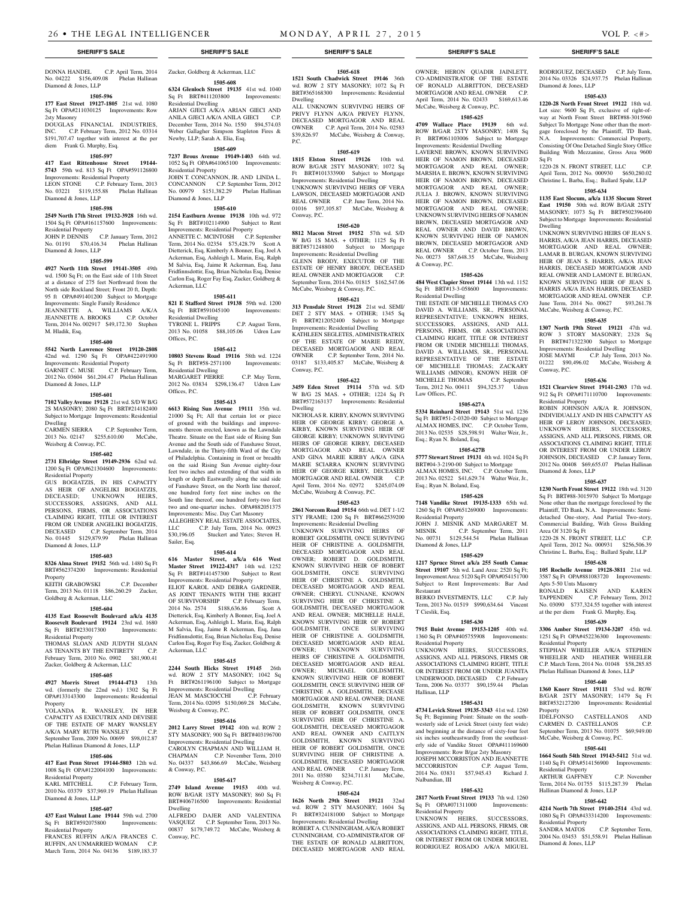## SHERIFF'S SALE

DONNA HANDEL C.P. April Term, 2014 No. 04222 $156,409.08 Phelan Hallinan Diamond & Jones, LLP

**1505-596**

**177 East Street 19127-1805** 21st wd. 1080 Sq Ft OPA#211030125 Improvements: Row 2sty Masonry

DOUGLAS FINANCIAL INDUSTRIES, INC. C.P. February Term, 2012 No. 03314 $191,707.47 together with interest at the per diem Frank G. Murphy, Esq.

**1505-597**

**417 East Rittenhouse Street 19144-5743** 59th wd. 813 Sq Ft OPA#591126800 Improvements: Residential Property

LEON STONE C.P. February Term, 2013 No. 03221 $119,155.88 Phelan Hallinan Diamond & Jones, LLP

**1505-598**

**2549 North 17th Street 19132-3928** 16th wd. 1504 Sq Ft OPA#161157600 Improvements: Residential Property

JOHN P. DENNIS C.P. January Term, 2012 No. 01191 $70,416.34 Phelan Hallinan Diamond & Jones, LLP

**1505-599**

**4927 North 11th Street 19141-3505** 49th wd. 1500 Sq Ft; on the East side of 11th Street at a distance of 275 feet Northward from the North side Rockland Street; Front 20 ft, Depth: 95 ft OPA#491401200 Subject to Mortgage Improvements: Single Family Residence

JEANNETTE A. WILLIAMS A/K/A JEANNETTE A. BROOKS C.P. October Term, 2014 No. 002917 $49,172.30 Stephen M. Hladik, Esq.

**1505-600**

**5542 North Lawrence Street 19120-2808** 42nd wd. 1290 Sq Ft OPA#422491900 Improvements: Residential Property

GARNET C. MUSE C.P. February Term, 2012 No. 03604 $61,204.47 Phelan Hallinan Diamond & Jones, LLP

**1505-601**

**7102 Valley Avenue 19128** 21st wd. S/D W B/G 2S MASONRY; 2080 Sq Ft BRT#214182400 Subject to Mortgage Improvements: Residential Dwelling

CARMEN SIERRA C.P. September Term, 2013 No. 02147 $255,610.00 McCabe, Weisberg & Conway, P.C.

**1505-602**

**2731 Elbridge Street 19149-2936** 62nd wd. 1200 Sq Ft OPA#621304600 Improvements: Residential Property

GUS BOGIATZIS, IN HIS CAPACITY AS HEIR OF ANGELIKI BOGIATZIS, DECEASED; UNKNOWN HEIRS, SUCCESSORS, ASSIGNS, AND ALL PERSONS, FIRMS, OR ASSOCIATIONS CLAIMING RIGHT, TITLE OR INTEREST FROM OR UNDER ANGELIKI BOGIATZIS, DECEASED C.P. September Term, 2014 No. 01445 $129,879.99 Phelan Hallinan Diamond & Jones, LLP

**1505-603**

**8326 Alma Street 19152** 56th wd. 1480 Sq Ft BRT#562374200 Improvements: Residential Property

KEITH GRABOWSKI C.P. December Term, 2013 No. 01118 $86,260.29 Zucker, Goldberg & Ackerman, LLC

**1505-604**

**4135 East Roosevelt Boulevard a/k/a 4135 Roosevelt Boulevard 19124** 23rd wd. 1680 Sq Ft BRT#233017300 Improvements: Residential Property

THOMAS SLOAN AND JUDYTH SLOAN AS TENANTS BY THE ENTIRETY C.P. February Term, 2010 No. 0902 $81,900.41 Zucker, Goldberg & Ackerman, LLC

**1505-605**

**4927 Morris Street 19144-4713** 13th wd. (formerly the 22nd wd.) 1302 Sq Ft OPA#133143300 Improvements: Residential Property

YOLANDA R. WANSLEY, IN HER CAPACITY AS EXECUTRIX AND DEVISEE OF THE ESTATE OF MARY WANSLEY A/K/A MARY RUTH WANSLEY C.P. September Term, 2009 No. 00699 $98,012.87 Phelan Hallinan Diamond & Jones, LLP

**1505-606**

**417 East Penn Street 19144-5803** 12th wd. 1008 Sq Ft OPA#122004100 Improvements: Residential Property

KARL MITCHELL C.P. February Term, 2010 No. 03379 $37,969.19 Phelan Hallinan Diamond & Jones, LLP

**1505-607**

**437 East Walnut Lane 19144** 59th wd. 2700 Sq Ft BRT#592075800 Improvements: Residential Property

FRANCES RUFFIN A/K/A FRANCES C. RUFFIN, AN UNMARRIED WOMAN C.P. March Term, 2014 No. 04136 $189,183.37 Zucker, Goldberg & Ackerman, LLC

**1505-608**

**6324 Glenloch Street 19135** 41st wd. 1040 Sq Ft BRT#411203800 Improvements: Residential Dwelling

ARJAN GJECI A/K/A ARIAN GIECI AND ANILA GJECI A/K/A ANILA GIECI C.P. December Term, 2014 No. 1550 $94,574.03 Weber Gallagher Simpson Stapleton Fires & Newby, LLP; Sarah A. Elia, Esq.

**1505-609**

**7237 Brous Avenue 19149-1403** 64th wd. 1052 Sq Ft OPA#641065100 Improvements: Residential Property

JOHN T. CONCANNON, JR. AND LINDA L. CONCANNON C.P. September Term, 2012 No. 00979 $151,382.29 Phelan Hallinan Diamond & Jones, LLP

**1505-610**

**2154 Eastburn Avenue 19138** 10th wd. 972 Sq Ft BRT#102114900 Subject to Rent Improvements: Residential Property

ANNETTE C. MCINTOSH C.P. September Term, 2014 No. 02354 $75,428.79 Scott A Dietterick, Esq, Kimberly A Bonner, Esq, Joel A Ackerman, Esq, Ashleigh L. Marin, Esq, Ralph M Salvia, Esq, Jaime R Ackerman, Esq, Jana Fridfinnsdottir, Esq, Brian Nicholas Esq, Denise Carlon Esq, Roger Fay Esq, Zucker, Goldberg & Ackerman, LLC

**1505-611**

**821 E Stafford Street 19138** 59th wd. 1200 Sq Ft BRT#591045100 Improvements: Residential Dwelling

TYRONE L. FRIPPS C.P. August Term, 2013 No. 01058 $88,105.06 Udren Law Offices, P.C.

**1505-612**

**10803 Stevens Road 19116** 58th wd. 1224 Sq Ft BRT#58-2571100 Improvements: Residential Dwelling

MARGARET PIERRE C.P. May Term, 2012 No. 03834 $298,136.47 Udren Law Offices, P.C.

**1505-613**

**6613 Rising Sun Avenue 19111** 35th wd. 21000 Sq Ft; All that certain lot or piece of ground with the buildings and improvements thereon erected, known as the Lawndale Theatre. Situate on the East side of Rising Sun Avenue and the South side of Fanshawe Street, Lawndale, in the Thirty-fifth Ward of the City of Philadelphia. Containing in front or breadth on the said Rising Sun Avenue eighty-four feet two inches and extending of that width in length or depth Eastwardly along the said side of Fanshawe Street, on the North line thereof, one hundred forty feet nine inches on the South line thereof, one hundred forty-two feet two and one-quarter inches. OPA#882051375 Improvements: Misc. Day Cart Masonry

ALLEGHENY REAL ESTATE ASSOCIATES, LLC C.P. July Term, 2014 No. 00923 $30,196.05 Stuckert and Yates; Steven H. Sailer, Esq.

**1505-614**

**616 Master Street, a/k/a 616 West Master Street 19122-4317** 14th wd. 1252 Sq Ft BRT#141457300 Subject to Rent Improvements: Residential Property

ELIOT KAROL AND DEBRA GARDNER, AS JOINT TENANTS WITH THE RIGHT OF SURVIVORSHIP C.P. February Term, 2014 No. 2574 $188,636.86 Scott A Dietterick, Esq, Kimberly A Bonner, Esq, Joel A Ackerman, Esq, Ashleigh L. Marin, Esq, Ralph M Salvia, Esq, Jaime R Ackerman, Esq, Jana Fridfinnsdottir, Esq, Brian Nicholas Esq, Denise Carlon Esq, Roger Fay Esq, Zucker, Goldberg & Ackerman, LLC

**1505-615**

**2244 South Hicks Street 19145** 26th wd. ROW 2 STY MASONRY; 1042 Sq Ft BRT#261196100 Subject to Mortgage Improvements: Residential Dwelling

JEAN M. MASCIOCCHI C.P. February Term, 2014 No. 02095 $150,069.28 McCabe, Weisberg & Conway, P.C.

**1505-616**

**2012 Larry Street 19142** 40th wd. ROW 2 STY MASONRY; 900 Sq Ft BRT#403196700 Improvements: Residential Dwelling

CAROLYN CHAPMAN AND WILLIAM H. CHAPMAN C.P. November Term, 2010 No. 04337 $43,866.69 McCabe, Weisberg & Conway, P.C.

**1505-617**

**2749 Island Avenue 19153** 40th wd. ROW B/GAR 1STY MASONRY; 860 Sq Ft BRT#406716500 Improvements: Residential Dwelling

ALFREDO DAJER AND VALENTINA VASQUEZ C.P. September Term, 2013 No. 00837 $179,749.72 McCabe, Weisberg & Conway, P.C.

**1505-618**

**1521 South Chadwick Street 19146** 36th wd. ROW 2 STY MASONRY; 1072 Sq Ft BRT#365168300 Improvements: Residential Dwelling

ALL UNKNOWN SURVIVING HEIRS OF PRIVY FLYNN A/K/A PRIVEY FLYNN, DECEASED MORTGAGOR AND REAL OWNER C.P. April Term, 2014 No. 02583 $39,826.97 McCabe, Weisberg & Conway, P.C.

**1505-619**

**1815 Elston Street 19126** 10th wd. ROW B/GAR 2STY MASONRY; 1072 Sq Ft BRT#101333900 Subject to Mortgage Improvements: Residential Dwelling

UNKNOWN SURVIVING HEIRS OF VERA LAWSON, DECEASED MORTGAGOR AND REAL OWNER C.P. June Term, 2014 No. 01016 $97,105.87 McCabe, Weisberg & Conway, P.C.

**1505-620**

**8812 Macon Street 19152** 57th wd. S/D W B/G 1S MAS. + OTHER; 1125 Sq Ft BRT#571248800 Subject to Mortgage Improvements: Residential Dwelling

GLENN BRODY, EXECUTOR OF THE ESTATE OF HENRY BRODY, DECEASED REAL OWNER AND MORTGAGOR C.P. September Term, 2014 No. 01815 $162,547.06 McCabe, Weisberg & Conway, P.C.

**1505-621**

**313 Pensdale Street 19128** 21st wd. SEMI/DET 2 STY MAS. + OTHER; 1345 Sq Ft BRT#212052400 Subject to Mortgage Improvements: Residential Dwelling

KATHLEEN SEGLETES, ADMINISTRATRIX OF THE ESTATE OF MARIE REIDY, DECEASED MORTGAGOR AND REAL OWNER C.P. September Term, 2014 No. 03187 $133,405.87 McCabe, Weisberg & Conway, P.C.

**1505-622**

**3459 Eden Street 19114** 57th wd. S/D W B/G 2S MAS. + OTHER; 1224 Sq Ft BRT#572163137 Improvements: Residential Dwelling

NICHOLAS R. KIRBY, KNOWN SURVIVING HEIR OF GEORGE KIRBY; GEORGE A. KIRBY, KNOWN SURVIVING HEIR OF GEORGE KIRBY; UNKNOWN SURVIVING HEIRS OF GEORGE KIRBY, DECEASED MORTGAGOR AND REAL OWNER AND GINA MARIE KIRBY A/K/A GINA MARIE SCIARRA KNOWN SURVIVING HEIR OF GEORGE KIRBY, DECEASED MORTGAGOR AND REAL OWNER C.P. April Term, 2014 No. 02972 $245,074.09 McCabe, Weisberg & Conway, P.C.

**1505-623**

**2861 Norcom Road 19154** 66th wd. DET 1-1/2 STY FRAME; 1200 Sq Ft BRT#662539200 Improvements: Residential Dwelling

UNKNOWN SURVIVING HEIRS OF ROBERT GOLDSMITH, ONCE SURVIVING HEIR OF CHRISTINE A. GOLDSMITH, DECEASED MORTGAGOR AND REAL OWNER; ROBERT D. GOLDSMITH, KNOWN SURVIVING HEIR OF ROBERT GOLDSMITH, ONCE SURVIVING HEIR OF CHRISTINE A. GOLDSMITH, DECEASED MORTGAGOR AND REAL OWNER; CHERYL CUNNANE, KNOWN SURVIVING HEIR OF CHRISTINE A. GOLDSMITH, DECEASED MORTGAGOR AND REAL OWNER; MICHELLE HALE, KNOWN SURVIVING HEIR OF ROBERT GOLDSMITH, ONCE SURVIVING HEIR OF CHRISTINE A. GOLDSMITH, DECEASED MORTGAGOR AND REAL OWNER; UNKNOWN SURVIVING HEIRS OF CHRISTINE A. GOLDSMITH, DECEASED MORTGAGOR AND REAL OWNER; MICHAEL GOLDSMITH, KNOWN SURVIVING HEIR OF ROBERT GOLDSMITH, ONCE SURVIVING HEIR OF CHRISTINE A. GOLDSMITH, DECEASE MORTGAGOR AND REAL OWNER; DIANE GOLDSMITH, KNOWN SURVIVING HEIR OF ROBERT GOLDSMITH, ONCE SURVIVING HEIR OF CHRISTINE A. GOLDSMITH, DECEASED MORTGAGOR AND REAL OWNER AND CAITLYN GOLDSMITH, KNOWN SURVIVING HEIR OF ROBERT GOLDSMITH, ONCE SURVIVING HEIR OF CHRISTINE A. GOLDSMITH, DECEASED MORTGAGOR AND REAL OWNER C.P. January Term, 2011 No. 03580 $234,711.81 McCabe, Weisberg & Conway, P.C.

**1505-624**

**1626 North 29th Street 19121** 32nd wd. ROW 2 STY MASONRY; 1604 Sq Ft BRT#324181000 Subject to Mortgage Improvements: Residential Dwelling

ROBERT A. CUNNINGHAM, A/K/A ROBERT CUNNINGHAM, CO-ADMINISTRATOR OF THE ESTATE OF RONALD ALBRITTON, DECEASED MORTGAGOR AND REAL OWNER; HERON QUADIR JAINLETT, CO-ADMINISTRATOR OF THE ESTATE OF RONALD ALBRITTON, DECEASED MORTGAGOR AND REAL OWNER C.P. April Term, 2014 No. 02433 $169,613.46 McCabe, Weisberg & Conway, P.C.

**1505-625**

**4709 Wallace Place 19139** 6th wd. ROW B/GAR 2STY MASONRY; 1408 Sq Ft BRT#061103006 Subject to Mortgage Improvements: Residential Dwelling

LAVERNE BROWN, KNOWN SURVIVING HEIR OF NAMON BROWN, DECEASED MORTGAGOR AND REAL OWNER; MARSHA E. BROWN, KNOWN SURVIVING HEIR OF NAMON BROWN, DECEASED MORTGAGOR AND REAL OWNER; JULIA J. BROWN, KNOWN SURVIVING HEIR OF NAMON BROWN, DECEASED MORTGAGOR AND REAL OWNER; UNKNOWN SURVIVING HEIRS OF NAMON BROWN, DECEASED MORTGAGOR AND REAL OWNER AND DAVID BROWN, KNOWN SURVIVING HEIR OF NAMON BROWN, DECEASED MORTGAGOR AND REAL OWNER C.P. October Term, 2013 No. 00273 $87,648.35 McCabe, Weisberg & Conway, P.C.

**1505-626**

**484 West Clapier Street 19144** 13th wd. 1152 Sq Ft BRT#13-3-058600 Improvements: Residential Dwelling

THE ESTATE OF MICHELLE THOMAS C/O DAVID A. WILLIAMS, SR., PERSONAL REPRESENTATIVE; UNKNOWN HEIRS, SUCCESSORS, ASSIGNS, AND ALL PERSONS, FIRMS, OR ASSOCIATIONS CLAIMING RIGHT, TITLE OR INTEREST FROM OR UNDER MICHELLE THOMAS. DAVID A. WILLIAMS, SR., PERSONAL REPRESENTATIVE OF THE ESTATE OF MICHELLE THOMAS; ZACKARY WILLIAMS (MINOR), KNOWN HEIR OF MICHELLE THOMAS C.P. September Term, 2012 No. 00411 $94,325.37 Udren Law Offices, P.C.

**1505-627A**

**5334 Reinhard Street 19143** 51st wd. 1236 Sq Ft BRT#51-2-0320-00 Subject to Mortgage ALMAX HOMES, INC. C.P. October Term, 2013 No. 02535 $28,598.91 Walter Weir, Jr., Esq.; Ryan N. Boland, Esq.

**1505-627B**

**5777 Stewart Street 19131** 4th wd. 1024 Sq Ft BRT#04-3-2190-00 Subject to Mortgage ALMAX HOMES, INC. C.P. October Term, 2013 No. 02522 $41,629.74 Walter Weir, Jr., Esq.; Ryan N. Boland, Esq.

**1505-628**

**7148 Vandike Street 19135-1333** 65th wd. 1260 Sq Ft OPA#651269000 Improvements: Residential Property

JOHN J. MISNIK AND MARGARET M. MISNIK C.P. September Term, 2011 No. 00731 $129,544.54 Phelan Hallinan Diamond & Jones, LLP

**1505-629**

**1217 Spruce Street a/k/a 255 South Camac Street 19107** 5th wd. Land Area: 2520 Sq Ft; Improvement Area: 5120 Sq Ft OPA#054151700 Subject to Rent Improvements: Bar And Restaurant

BERKO INVESTMENTS, LLC C.P. July Term, 2013 No. 01519 $990,634.64 Vincent T Cieslik, Esq.

**1505-630**

**7915 Buist Avenue 19153-1205** 40th wd. 1360 Sq Ft OPA#405755908 Improvements: Residential Property

UNKNOWN HEIRS, SUCCESSORS, ASSIGNS, AND ALL PERSONS, FIRMS OR ASSOCIATIONS CLAIMING RIGHT, TITLE OR INTEREST FROM OR UNDER JUANITA UNDERWOOD, DECEASED C.P. February Term, 2006 No. 03377 $90,159.44 Phelan Hallinan, LLP

**1505-631**

**4734 Levick Street 19135-3343** 41st wd. 1260 Sq Ft; Beginning Point: Situate on the southwesterly side of Levick Street (sixty feet wide) and beginning at the distance of sixty-four feet six inches southeastwardly from the southeasterly side of Vandike Street OPA#411169600 Improvements: Row B/gar 2sty Masonry

JOSEPH MCCORRISTON AND JEANNETTE MCCORRISTON C.P. August Term, 2014 No. 03831 $57,945.43 Richard J. Nalbandian, III

**1505-632**

**2817 North Front Street 19133** 7th wd. 1260 Sq Ft OPA#071311000 Improvements: Residential Property

UNKNOWN HEIRS, SUCCESSORS, ASSIGNS, AND ALL PERSONS, FIRMS, OR ASSOCIATIONS CLAIMING RIGHT, TITLE, OR INTEREST FROM OR UNDER MIGUEL RODRIGUEZ ROSADO A/K/A MIGUEL RODRIGUEZ, DECEASED C.P. July Term, 2014 No. 03326 $24,937.75 Phelan Hallinan Diamond & Jones, LLP

**1505-633**

**1220-28 North Front Street 19122** 18th wd. Lot size: 9600 Sq Ft, exclusive of right-of-way at North Front Street BRT#88-3015960 Subject To Mortgage None other than the mortgage foreclosed by the Plaintiff, TD Bank, N.A. Improvements: Commercial Property, Consisting Of One Detached Single Story Office Building With Mezzanine, Gross Area 9600 Sq Ft

1220-28 N. FRONT STREET, LLC C.P. April Term, 2012 No. 000930 $650,280.02 Christine L. Barba, Esq.; Ballard Spahr, LLP

**1505-634**

**1135 East Slocum, a/k/a 1135 Slocum Street East 19150** 50th wd. ROW B/GAR 2STY MASONRY; 1073 Sq Ft BRT#502396400 Subject to Mortgage Improvements: Residential Dwelling

UNKNOWN SURVIVING HEIRS OF JEAN S. HARRIS, A/K/A JEAN HARRIS, DECEASED MORTGAGOR AND REAL OWNER; LAMAR B. BURGAN, KNOWN SURVIVING HEIR OF JEAN S. HARRIS, A/K/A JEAN HARRIS, DECEASED MORTGAGOR AND REAL OWNER AND LAMONT E. BURGAN, KNOWN SURVIVING HEIR OF JEAN S. HARRIS A/K/A JEAN HARRIS, DECEASED MORTGAGOR AND REAL OWNER C.P. June Term, 2014 No. 00627 $93,261.78 McCabe, Weisberg & Conway, P.C.

**1505-635**

**1307 North 19th Street 19121** 47th wd. ROW 3 STORY MASONRY; 2328 Sq Ft BRT#471322300 Subject to Mortgage Improvements: Residential Dwelling

JOSE MAYMI C.P. July Term, 2013 No. 01222 $90,496.02 McCabe, Weisberg & Conway, P.C.

**1505-636**

**1521 Clearview Street 19141-2303** 17th wd. 912 Sq Ft OPA#171110700 Improvements: Residential Property

ROBIN JOHNSON A/K/A R. JOHNSON, INDIVIDUALLY AND IN HIS CAPACITY AS HEIR OF LEROY JOHNSON, DECEASED; UNKNOWN HEIRS, SUCCESSORS, ASSIGNS, AND ALL PERSONS, FIRMS, OR ASSOCIATIONS CLAIMING RIGHT, TITLE OR INTEREST FROM OR UNDER LEROY JOHNSON, DECEASED C.P. January Term, 2012 No. 00408 $69,655.07 Phelan Hallinan Diamond & Jones, LLP

**1505-637**

**1230 North Front Street 19122** 18th wd. 3120 Sq Ft BRT#88-3015970 Subject To Mortgage None other than the mortgage foreclosed by the Plaintiff, TD Bank, N.A. Improvements: Semi-detached One-story, And Partial Two-story, Commercial Building, With Gross Building Area Of 3120 Sq Ft

1220-28 N. FRONT STREET, LLC C.P. April Term, 2012 No. 000931 $256,506.39 Christine L. Barba, Esq.; Ballard Spahr, LLP

**1505-638**

**105 Rochelle Avenue 19128-3811** 21st wd. 3587 Sq Ft OPA#881083720 Improvements: Apts 5-50 Unts Masonry

RONALD KAISEN AND KAREN TAPPENDEN C.P. February Term, 2012 No. 03090 $737,324.55 together with interest at the per diem Frank G. Murphy, Esq.

**1505-639**

**3306 Amber Street 19134-3207** 45th wd. 1251 Sq Ft OPA#452236300 Improvements: Residential Property

STEPHAN WHEELER A/K/A STEPHEN WHEELER AND HEATHER WHEELER C.P. March Term, 2014 No. 01048 $58,285.85 Phelan Hallinan Diamond & Jones, LLP

**1505-640**

**1360 Knorr Street 19111** 53rd wd. ROW B/GAR 2STY MASONRY; 1479 Sq Ft BRT#532127200 Improvements: Residential Property

IDELFONSO CASTELLANOS AND CARMEN D. CASTELLANOS C.P. September Term, 2013 No. 01075 $69,949.00 McCabe, Weisberg & Conway, P.C.

**1505-641**

**1664 South 54th Street 19143-5412** 51st wd. 1140 Sq Ft OPA#514156900 Improvements: Residential Property

ARTHUR GAFFNEY C.P. November Term, 2014 No. 01755 $115,287.39 Phelan Hallinan Diamond & Jones, LLP

**1505-642**

**4214 North 7th Street 19140-2514** 43rd wd. 1080 Sq Ft OPA#433314200 Improvements: Residential Property

SANDRA MATOS C.P. September Term, 2004 No. 03453 $51,558.91 Phelan Hallinan Diamond & Jones, LLP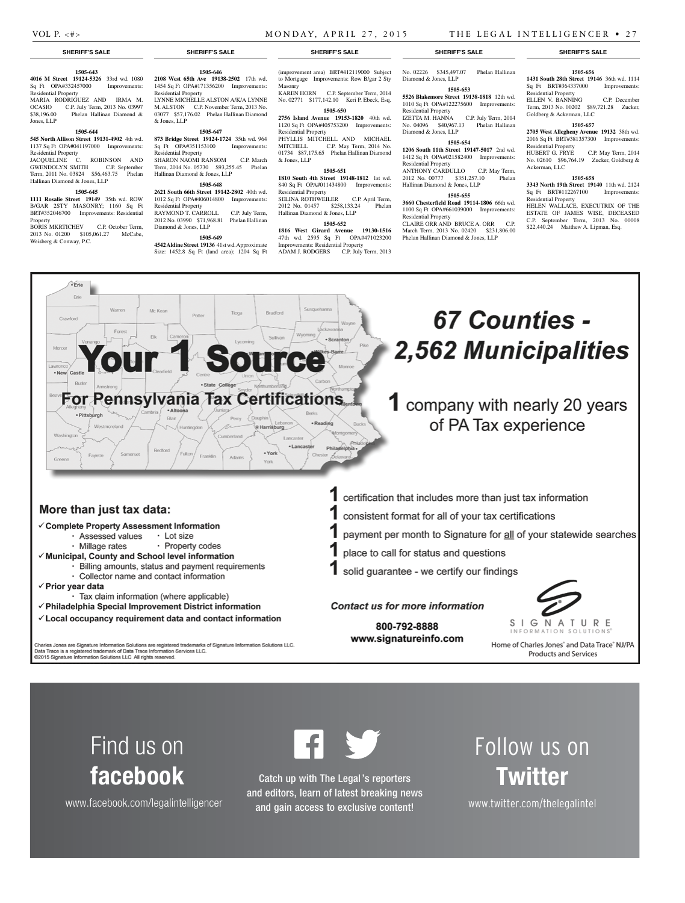## SHERIFF'S SALE

**1505-643**

**4016 M Street 19124-5326** 33rd wd. 1080 Sq Ft OPA#332457000 Improvements: Residential Property
MARIA RODRIGUEZ AND IRMA M. OCASIO C.P. July Term, 2013 No. 03997 $38,196.00 Phelan Hallinan Diamond & Jones, LLP

**1505-644**

**545 North Allison Street 19131-4902** 4th wd. 1137 Sq Ft OPA#041197000 Improvements: Residential Property
JACQUELINE C. ROBINSON AND GWENDOLYN SMITH C.P. September Term, 2011 No. 03824 $56,463.75 Phelan Hallinan Diamond & Jones, LLP

**1505-645**

**1111 Rosalie Street 19149** 35th wd. ROW B/GAR 2STY MASONRY; 1160 Sq Ft BRT#352046700 Improvements: Residential Property
BORIS MKRTICHEV C.P. October Term, 2013 No. 01200 $105,061.27 McCabe, Weisberg & Conway, P.C.

**1505-646**

**2108 West 65th Ave 19138-2502** 17th wd. 1454 Sq Ft OPA#171356200 Improvements: Residential Property
LYNNE MICHELLE ALSTON A/K/A LYNNE M. ALSTON C.P. November Term, 2013 No. 03077 $57,176.02 Phelan Hallinan Diamond & Jones, LLP

**1505-647**

**873 Bridge Street 19124-1724** 35th wd. 964 Sq Ft OPA#351153100 Improvements: Residential Property
SHARON NAOMI RANSOM C.P. March Term, 2014 No. 05730 $93,255.45 Phelan Hallinan Diamond & Jones, LLP

**1505-648**

**2621 South 66th Street 19142-2802** 40th wd. 1012 Sq Ft OPA#406014800 Improvements: Residential Property
RAYMOND T. CARROLL C.P. July Term, 2012 No. 03990 $71,968.81 Phelan Hallinan Diamond & Jones, LLP

**1505-649**

**4542 Aldine Street 19136** 41st wd. Approximate Size: 1452.8 Sq Ft (land area); 1204 Sq Ft (improvement area) BRT#412119000 Subject to Mortgage Improvements: Row B/gar 2 Sty Masonry
KAREN HORN C.P. September Term, 2014 No. 02771 $177,142.10 Keri P. Ebeck, Esq.

**1505-650**

**2756 Island Avenue 19153-1820** 40th wd. 1120 Sq Ft OPA#405753200 Improvements: Residential Property
PHYLLIS MITCHELL AND MICHAEL MITCHELL C.P. May Term, 2014 No. 01734 $87,175.65 Phelan Hallinan Diamond & Jones, LLP

**1505-651**

**1810 South 4th Street 19148-1812** 1st wd. 840 Sq Ft OPA#011434800 Improvements: Residential Property
SELINA ROTHWEILER C.P. April Term, 2012 No. 01457 $258,133.24 Phelan Hallinan Diamond & Jones, LLP

**1505-652**

**1816 West Girard Avenue 19130-1516** 47th wd. 2595 Sq Ft OPA#471023200 Improvements: Residential Property
ADAM J. RODGERS C.P. July Term, 2013 No. 02226 $345,497.07 Phelan Hallinan Diamond & Jones, LLP

**1505-653**

**5526 Blakemore Street 19138-1818** 12th wd. 1010 Sq Ft OPA#122275600 Improvements: Residential Property
IZETTA M. HANNA C.P. July Term, 2014 No. 04096 $40,967.13 Phelan Hallinan Diamond & Jones, LLP

**1505-654**

**1206 South 11th Street 19147-5017** 2nd wd. 1412 Sq Ft OPA#021582400 Improvements: Residential Property
ANTHONY CARDULLO C.P. May Term, 2012 No. 00777 $351,257.10 Phelan Hallinan Diamond & Jones, LLP

**1505-655**

**3660 Chesterfield Road 19114-1806** 66th wd. 1100 Sq Ft OPA#661039000 Improvements: Residential Property
CLAIRE ORR AND BRUCE A. ORR C.P. March Term, 2013 No. 02420 $231,806.00 Phelan Hallinan Diamond & Jones, LLP

**1505-656**

**1431 South 28th Street 19146** 36th wd. 1114 Sq Ft BRT#364337000 Improvements: Residential Property
ELLEN V. BANNING C.P. December Term, 2013 No. 00202 $89,721.28 Zucker, Goldberg & Ackerman, LLC

**1505-657**

**2705 West Allegheny Avenue 19132** 38th wd. 2016 Sq Ft BRT#381357300 Improvements: Residential Property
HUBERT G. FRYE C.P. May Term, 2014 No. 02610 $96,764.19 Zucker, Goldberg & Ackerman, LLC

**1505-658**

**3343 North 19th Street 19140** 11th wd. 2124 Sq Ft BRT#112267100 Improvements: Residential Property
HELEN WALLACE, EXECUTRIX OF THE ESTATE OF JAMES WISE, DECEASED C.P. September Term, 2013 No. 00008 $22,440.24 Matthew A. Lipman, Esq.

---

# Your 1 Source For Pennsylvania Tax Certifications

## 67 Counties - 2,562 Municipalities

**1** company with nearly 20 years of PA Tax experience

### More than just tax data:

- ✓ **Complete Property Assessment Information**
  - Assessed values · Lot size
  - Millage rates · Property codes
- ✓ **Municipal, County and School level information**
  - Billing amounts, status and payment requirements
  - Collector name and contact information
- ✓ **Prior year data**
  - Tax claim information (where applicable)
- ✓ **Philadelphia Special Improvement District information**
- ✓ **Local occupancy requirement data and contact information**

**1** certification that includes more than just tax information
**1** consistent format for all of your tax certifications
**1** payment per month to Signature for all of your statewide searches
**1** place to call for status and questions
**1** solid guarantee - we certify our findings

*Contact us for more information*

**800-792-8888**
**www.signatureinfo.com**

SIGNATURE INFORMATION SOLUTIONS®

Home of Charles Jones® and Data Trace® NJ/PA Products and Services

Charles Jones are Signature Information Solutions are registered trademarks of Signature Information Solutions LLC.
Data Trace is a registered trademark of Data Trace Information Services LLC.
©2015 Signature Information Solutions LLC All rights reserved.

---

Find us on **facebook**
www.facebook.com/legalintelligencer

Catch up with The Legal's reporters and editors, learn of latest breaking news and gain access to exclusive content!

Follow us on **Twitter**
www.twitter.com/thelegalintel